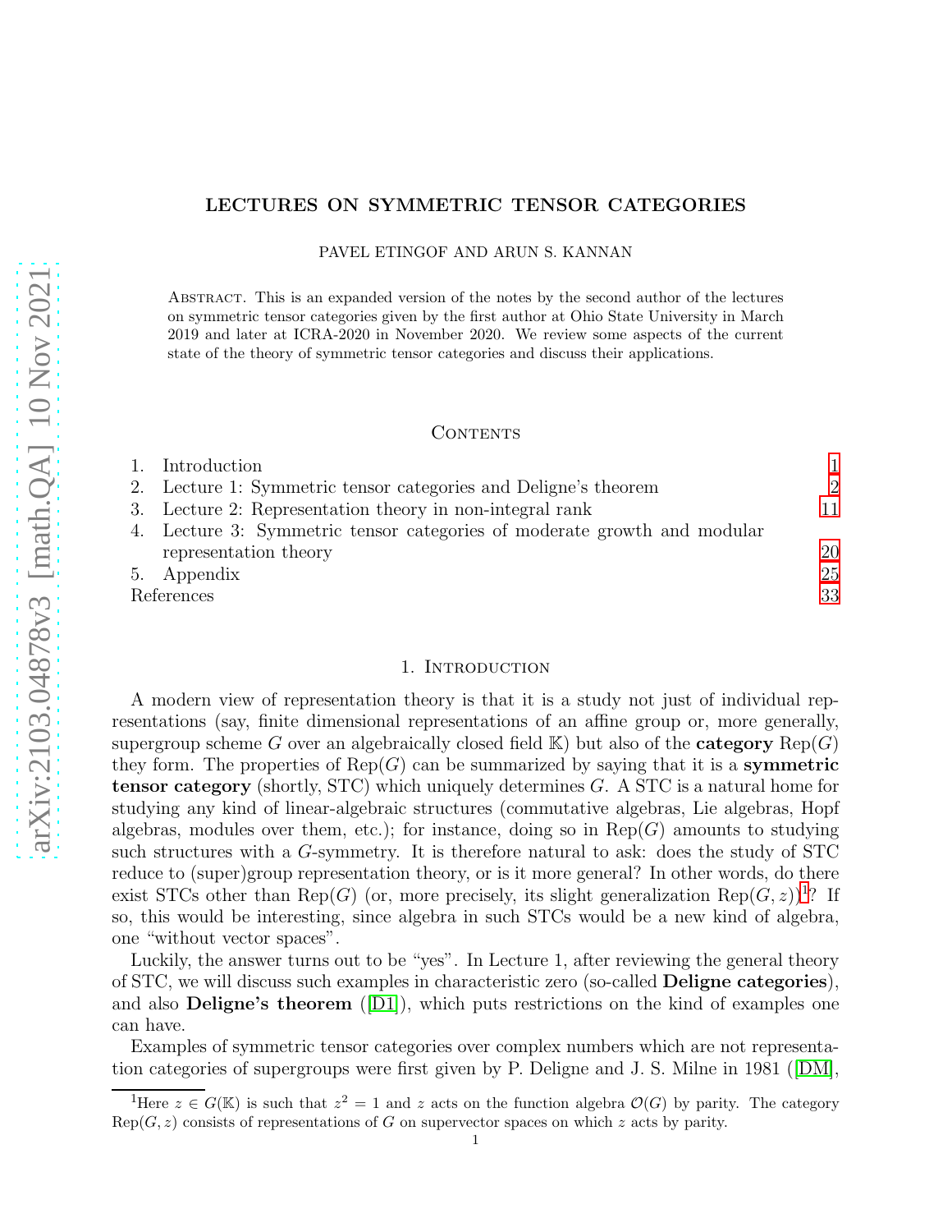# LECTURES ON SYMMETRIC TENSOR CATEGORIES

PAVEL ETINGOF AND ARUN S. KANNAN

Abstract. This is an expanded version of the notes by the second author of the lectures on symmetric tensor categories given by the first author at Ohio State University in March 2019 and later at ICRA-2020 in November 2020. We review some aspects of the current state of the theory of symmetric tensor categories and discuss their applications.

## Contents

1. Introduction — 1
2. Lecture 1: Symmetric tensor categories and Deligne's theorem — 2
3. Lecture 2: Representation theory in non-integral rank — 11
4. Lecture 3: Symmetric tensor categories of moderate growth and modular representation theory — 20
5. Appendix — 25

References — 33

## 1. Introduction

A modern view of representation theory is that it is a study not just of individual representations (say, finite dimensional representations of an affine group or, more generally, supergroup scheme $G$ over an algebraically closed field $\mathbb{K}$) but also of the **category** $\mathrm{Rep}(G)$ they form. The properties of $\mathrm{Rep}(G)$ can be summarized by saying that it is a **symmetric tensor category** (shortly, STC) which uniquely determines $G$. A STC is a natural home for studying any kind of linear-algebraic structures (commutative algebras, Lie algebras, Hopf algebras, modules over them, etc.); for instance, doing so in $\mathrm{Rep}(G)$ amounts to studying such structures with a $G$-symmetry. It is therefore natural to ask: does the study of STC reduce to (super)group representation theory, or is it more general? In other words, do there exist STCs other than $\mathrm{Rep}(G)$ (or, more precisely, its slight generalization $\mathrm{Rep}(G, z)$)[1]? If so, this would be interesting, since algebra in such STCs would be a new kind of algebra, one "without vector spaces".

Luckily, the answer turns out to be "yes". In Lecture 1, after reviewing the general theory of STC, we will discuss such examples in characteristic zero (so-called **Deligne categories**), and also **Deligne's theorem** ([D1]), which puts restrictions on the kind of examples one can have.

Examples of symmetric tensor categories over complex numbers which are not representation categories of supergroups were first given by P. Deligne and J. S. Milne in 1981 ([DM],

[1] Here $z \in G(\mathbb{K})$ is such that $z^2 = 1$ and $z$ acts on the function algebra $\mathcal{O}(G)$ by parity. The category $\mathrm{Rep}(G, z)$ consists of representations of $G$ on supervector spaces on which $z$ acts by parity.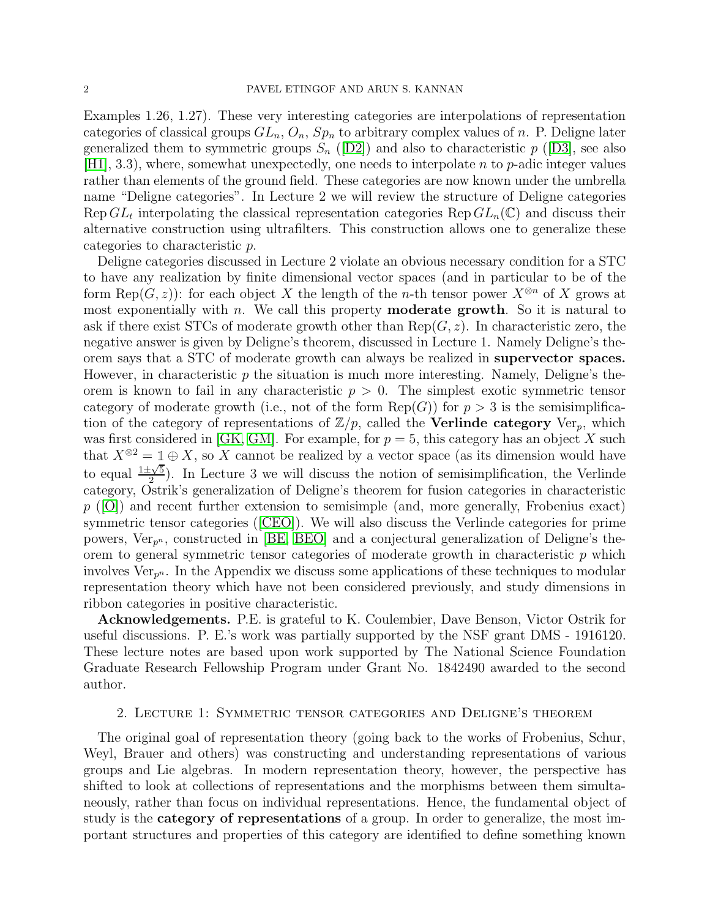Examples 1.26, 1.27). These very interesting categories are interpolations of representation categories of classical groups $GL_n$, $O_n$, $Sp_n$ to arbitrary complex values of $n$. P. Deligne later generalized them to symmetric groups $S_n$ ([D2]) and also to characteristic $p$ ([D3], see also [H1], 3.3), where, somewhat unexpectedly, one needs to interpolate $n$ to $p$-adic integer values rather than elements of the ground field. These categories are now known under the umbrella name "Deligne categories". In Lecture 2 we will review the structure of Deligne categories $\mathrm{Rep}\, GL_t$ interpolating the classical representation categories $\mathrm{Rep}\, GL_n(\mathbb{C})$ and discuss their alternative construction using ultrafilters. This construction allows one to generalize these categories to characteristic $p$.

Deligne categories discussed in Lecture 2 violate an obvious necessary condition for a STC to have any realization by finite dimensional vector spaces (and in particular to be of the form $\mathrm{Rep}(G, z)$): for each object $X$ the length of the $n$-th tensor power $X^{\otimes n}$ of $X$ grows at most exponentially with $n$. We call this property **moderate growth**. So it is natural to ask if there exist STCs of moderate growth other than $\mathrm{Rep}(G, z)$. In characteristic zero, the negative answer is given by Deligne's theorem, discussed in Lecture 1. Namely Deligne's theorem says that a STC of moderate growth can always be realized in **supervector spaces.** However, in characteristic $p$ the situation is much more interesting. Namely, Deligne's theorem is known to fail in any characteristic $p > 0$. The simplest exotic symmetric tensor category of moderate growth (i.e., not of the form $\mathrm{Rep}(G)$) for $p > 3$ is the semisimplification of the category of representations of $\mathbb{Z}/p$, called the **Verlinde category** $\mathrm{Ver}_p$, which was first considered in [GK, GM]. For example, for $p = 5$, this category has an object $X$ such that $X^{\otimes 2} = \mathbb{1} \oplus X$, so $X$ cannot be realized by a vector space (as its dimension would have to equal $\frac{1 \pm \sqrt{5}}{2}$). In Lecture 3 we will discuss the notion of semisimplification, the Verlinde category, Ostrik's generalization of Deligne's theorem for fusion categories in characteristic $p$ ([O]) and recent further extension to semisimple (and, more generally, Frobenius exact) symmetric tensor categories ([CEO]). We will also discuss the Verlinde categories for prime powers, $\mathrm{Ver}_{p^n}$, constructed in [BE, BEO] and a conjectural generalization of Deligne's theorem to general symmetric tensor categories of moderate growth in characteristic $p$ which involves $\mathrm{Ver}_{p^n}$. In the Appendix we discuss some applications of these techniques to modular representation theory which have not been considered previously, and study dimensions in ribbon categories in positive characteristic.

**Acknowledgements.** P.E. is grateful to K. Coulembier, Dave Benson, Victor Ostrik for useful discussions. P. E.'s work was partially supported by the NSF grant DMS - 1916120. These lecture notes are based upon work supported by The National Science Foundation Graduate Research Fellowship Program under Grant No. 1842490 awarded to the second author.

## 2. Lecture 1: Symmetric tensor categories and Deligne's theorem

The original goal of representation theory (going back to the works of Frobenius, Schur, Weyl, Brauer and others) was constructing and understanding representations of various groups and Lie algebras. In modern representation theory, however, the perspective has shifted to look at collections of representations and the morphisms between them simultaneously, rather than focus on individual representations. Hence, the fundamental object of study is the **category of representations** of a group. In order to generalize, the most important structures and properties of this category are identified to define something known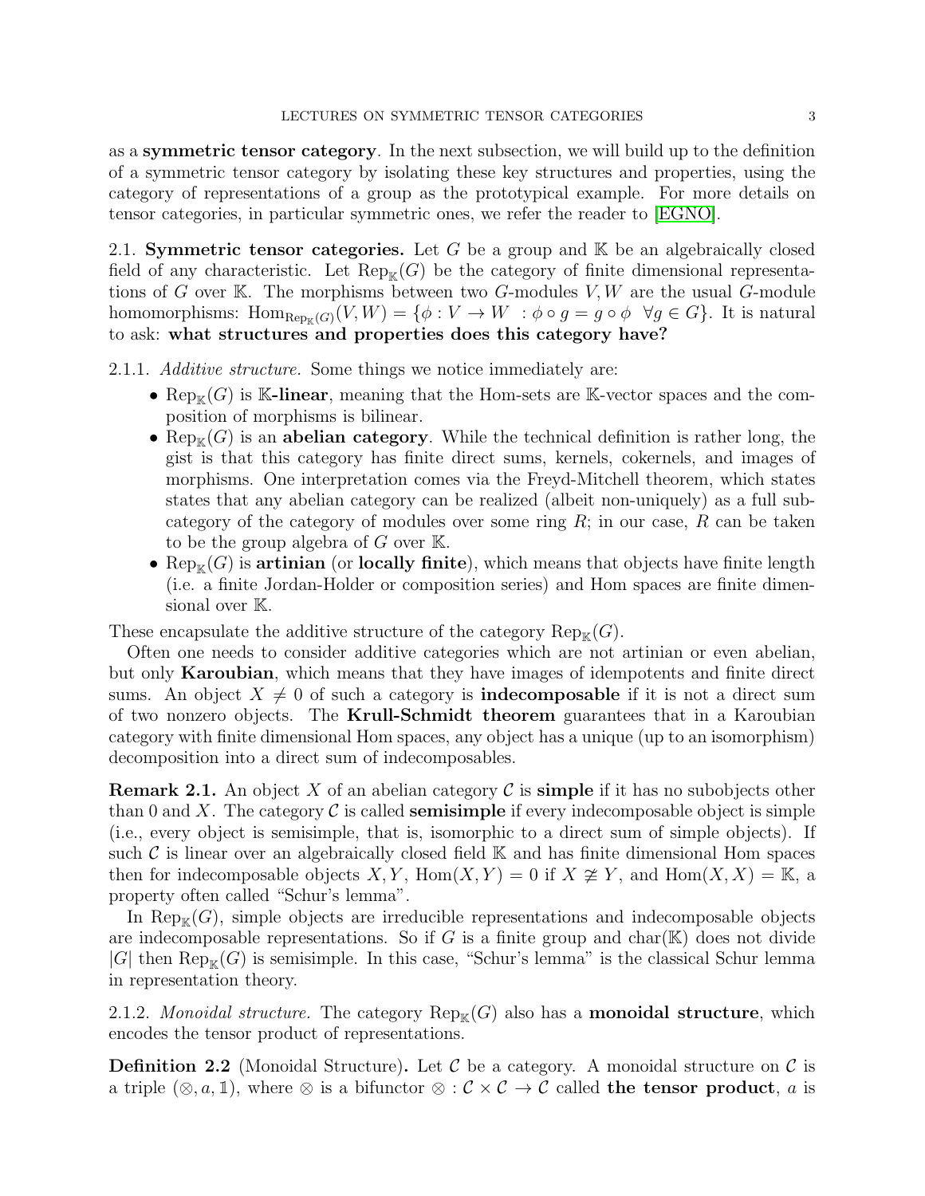as a **symmetric tensor category**. In the next subsection, we will build up to the definition of a symmetric tensor category by isolating these key structures and properties, using the category of representations of a group as the prototypical example. For more details on tensor categories, in particular symmetric ones, we refer the reader to [EGNO].

### 2.1. Symmetric tensor categories.

Let $G$ be a group and $\mathbb{K}$ be an algebraically closed field of any characteristic. Let $\mathrm{Rep}_{\mathbb{K}}(G)$ be the category of finite dimensional representations of $G$ over $\mathbb{K}$. The morphisms between two $G$-modules $V, W$ are the usual $G$-module homomorphisms: $\mathrm{Hom}_{\mathrm{Rep}_{\mathbb{K}}(G)}(V, W) = \{\phi : V \to W \ : \phi \circ g = g \circ \phi \ \ \forall g \in G\}$. It is natural to ask: **what structures and properties does this category have?**

2.1.1. *Additive structure.* Some things we notice immediately are:

- $\mathrm{Rep}_{\mathbb{K}}(G)$ is **$\mathbb{K}$-linear**, meaning that the Hom-sets are $\mathbb{K}$-vector spaces and the composition of morphisms is bilinear.
- $\mathrm{Rep}_{\mathbb{K}}(G)$ is an **abelian category**. While the technical definition is rather long, the gist is that this category has finite direct sums, kernels, cokernels, and images of morphisms. One interpretation comes via the Freyd-Mitchell theorem, which states states that any abelian category can be realized (albeit non-uniquely) as a full subcategory of the category of modules over some ring $R$; in our case, $R$ can be taken to be the group algebra of $G$ over $\mathbb{K}$.
- $\mathrm{Rep}_{\mathbb{K}}(G)$ is **artinian** (or **locally finite**), which means that objects have finite length (i.e. a finite Jordan-Holder or composition series) and Hom spaces are finite dimensional over $\mathbb{K}$.

These encapsulate the additive structure of the category $\mathrm{Rep}_{\mathbb{K}}(G)$.

Often one needs to consider additive categories which are not artinian or even abelian, but only **Karoubian**, which means that they have images of idempotents and finite direct sums. An object $X \neq 0$ of such a category is **indecomposable** if it is not a direct sum of two nonzero objects. The **Krull-Schmidt theorem** guarantees that in a Karoubian category with finite dimensional Hom spaces, any object has a unique (up to an isomorphism) decomposition into a direct sum of indecomposables.

**Remark 2.1.** An object $X$ of an abelian category $\mathcal{C}$ is **simple** if it has no subobjects other than 0 and $X$. The category $\mathcal{C}$ is called **semisimple** if every indecomposable object is simple (i.e., every object is semisimple, that is, isomorphic to a direct sum of simple objects). If such $\mathcal{C}$ is linear over an algebraically closed field $\mathbb{K}$ and has finite dimensional Hom spaces then for indecomposable objects $X, Y$, $\mathrm{Hom}(X, Y) = 0$ if $X \not\cong Y$, and $\mathrm{Hom}(X, X) = \mathbb{K}$, a property often called "Schur's lemma".

In $\mathrm{Rep}_{\mathbb{K}}(G)$, simple objects are irreducible representations and indecomposable objects are indecomposable representations. So if $G$ is a finite group and $\mathrm{char}(\mathbb{K})$ does not divide $|G|$ then $\mathrm{Rep}_{\mathbb{K}}(G)$ is semisimple. In this case, "Schur's lemma" is the classical Schur lemma in representation theory.

2.1.2. *Monoidal structure.* The category $\mathrm{Rep}_{\mathbb{K}}(G)$ also has a **monoidal structure**, which encodes the tensor product of representations.

**Definition 2.2** (Monoidal Structure)**.** Let $\mathcal{C}$ be a category. A monoidal structure on $\mathcal{C}$ is a triple $(\otimes, a, \mathbb{1})$, where $\otimes$ is a bifunctor $\otimes : \mathcal{C} \times \mathcal{C} \to \mathcal{C}$ called **the tensor product**, $a$ is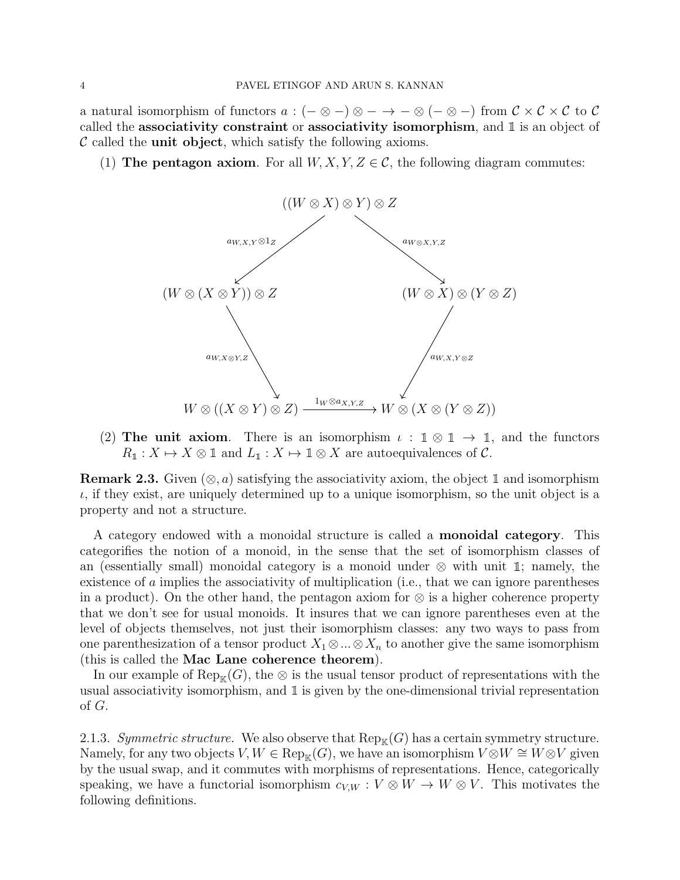a natural isomorphism of functors $a : (- \otimes -) \otimes - \to - \otimes (- \otimes -)$ from $\mathcal{C} \times \mathcal{C} \times \mathcal{C}$ to $\mathcal{C}$ called the **associativity constraint** or **associativity isomorphism**, and $\mathbb{1}$ is an object of $\mathcal{C}$ called the **unit object**, which satisfy the following axioms.

(1) **The pentagon axiom**. For all $W, X, Y, Z \in \mathcal{C}$, the following diagram commutes:

$$
\begin{array}{ccc}
 & ((W \otimes X) \otimes Y) \otimes Z & \\
\swarrow^{a_{W,X,Y} \otimes 1_Z} & & \searrow^{a_{W \otimes X, Y, Z}} \\
(W \otimes (X \otimes Y)) \otimes Z & & (W \otimes X) \otimes (Y \otimes Z) \\
\downarrow^{a_{W, X \otimes Y, Z}} & & \downarrow^{a_{W, X, Y \otimes Z}} \\
W \otimes ((X \otimes Y) \otimes Z) & \xrightarrow{1_W \otimes a_{X,Y,Z}} & W \otimes (X \otimes (Y \otimes Z))
\end{array}
$$

(2) **The unit axiom**. There is an isomorphism $\iota : \mathbb{1} \otimes \mathbb{1} \to \mathbb{1}$, and the functors $R_{\mathbb{1}} : X \mapsto X \otimes \mathbb{1}$ and $L_{\mathbb{1}} : X \mapsto \mathbb{1} \otimes X$ are autoequivalences of $\mathcal{C}$.

**Remark 2.3.** Given $(\otimes, a)$ satisfying the associativity axiom, the object $\mathbb{1}$ and isomorphism $\iota$, if they exist, are uniquely determined up to a unique isomorphism, so the unit object is a property and not a structure.

A category endowed with a monoidal structure is called a **monoidal category**. This categorifies the notion of a monoid, in the sense that the set of isomorphism classes of an (essentially small) monoidal category is a monoid under $\otimes$ with unit $\mathbb{1}$; namely, the existence of $a$ implies the associativity of multiplication (i.e., that we can ignore parentheses in a product). On the other hand, the pentagon axiom for $\otimes$ is a higher coherence property that we don't see for usual monoids. It insures that we can ignore parentheses even at the level of objects themselves, not just their isomorphism classes: any two ways to pass from one parenthesization of a tensor product $X_1 \otimes ... \otimes X_n$ to another give the same isomorphism (this is called the **Mac Lane coherence theorem**).

In our example of $\mathrm{Rep}_{\mathbb{K}}(G)$, the $\otimes$ is the usual tensor product of representations with the usual associativity isomorphism, and $\mathbb{1}$ is given by the one-dimensional trivial representation of $G$.

2.1.3. *Symmetric structure.* We also observe that $\mathrm{Rep}_{\mathbb{K}}(G)$ has a certain symmetry structure. Namely, for any two objects $V, W \in \mathrm{Rep}_{\mathbb{K}}(G)$, we have an isomorphism $V \otimes W \cong W \otimes V$ given by the usual swap, and it commutes with morphisms of representations. Hence, categorically speaking, we have a functorial isomorphism $c_{V,W} : V \otimes W \to W \otimes V$. This motivates the following definitions.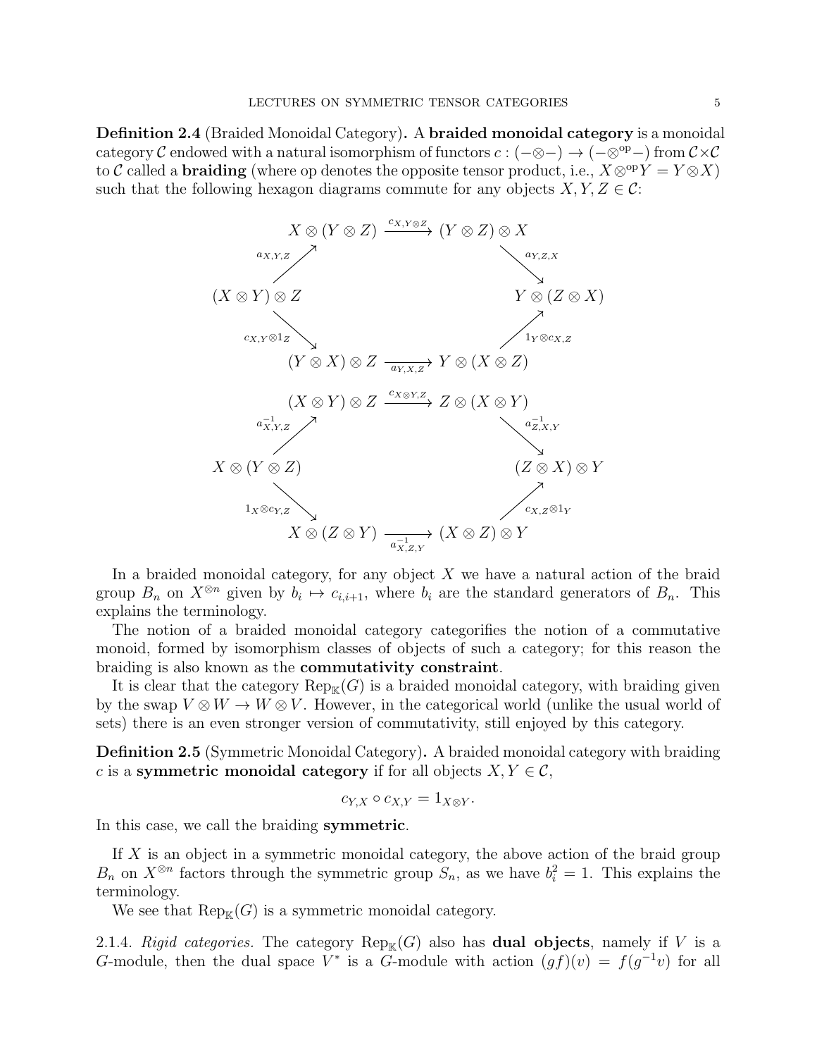**Definition 2.4** (Braided Monoidal Category)**.** A **braided monoidal category** is a monoidal category $\mathcal{C}$ endowed with a natural isomorphism of functors $c : (-\otimes-) \to (-\otimes^{\mathrm{op}}-)$ from $\mathcal{C}\times\mathcal{C}$ to $\mathcal{C}$ called a **braiding** (where op denotes the opposite tensor product, i.e., $X\otimes^{\mathrm{op}}Y = Y\otimes X$) such that the following hexagon diagrams commute for any objects $X, Y, Z \in \mathcal{C}$:

$$
\begin{array}{ccc}
 & X\otimes(Y\otimes Z) \xrightarrow{c_{X,Y\otimes Z}} (Y\otimes Z)\otimes X & \\
{}^{a_{X,Y,Z}}\nearrow & & \searrow^{a_{Y,Z,X}} \\
(X\otimes Y)\otimes Z & & Y\otimes(Z\otimes X) \\
{}_{c_{X,Y}\otimes 1_Z}\searrow & & \nearrow_{1_Y\otimes c_{X,Z}} \\
 & (Y\otimes X)\otimes Z \xrightarrow[a_{Y,X,Z}]{} Y\otimes(X\otimes Z) &
\end{array}
$$

$$
\begin{array}{ccc}
 & (X\otimes Y)\otimes Z \xrightarrow{c_{X\otimes Y,Z}} Z\otimes(X\otimes Y) & \\
{}^{a^{-1}_{X,Y,Z}}\nearrow & & \searrow^{a^{-1}_{Z,X,Y}} \\
X\otimes(Y\otimes Z) & & (Z\otimes X)\otimes Y \\
{}_{1_X\otimes c_{Y,Z}}\searrow & & \nearrow_{c_{X,Z}\otimes 1_Y} \\
 & X\otimes(Z\otimes Y) \xrightarrow[a^{-1}_{X,Z,Y}]{} (X\otimes Z)\otimes Y &
\end{array}
$$

In a braided monoidal category, for any object $X$ we have a natural action of the braid group $B_n$ on $X^{\otimes n}$ given by $b_i \mapsto c_{i,i+1}$, where $b_i$ are the standard generators of $B_n$. This explains the terminology.

The notion of a braided monoidal category categorifies the notion of a commutative monoid, formed by isomorphism classes of objects of such a category; for this reason the braiding is also known as the **commutativity constraint**.

It is clear that the category $\mathrm{Rep}_{\mathbb{K}}(G)$ is a braided monoidal category, with braiding given by the swap $V\otimes W \to W\otimes V$. However, in the categorical world (unlike the usual world of sets) there is an even stronger version of commutativity, still enjoyed by this category.

**Definition 2.5** (Symmetric Monoidal Category)**.** A braided monoidal category with braiding $c$ is a **symmetric monoidal category** if for all objects $X, Y \in \mathcal{C}$,

$$c_{Y,X} \circ c_{X,Y} = 1_{X\otimes Y}.$$

In this case, we call the braiding **symmetric**.

If $X$ is an object in a symmetric monoidal category, the above action of the braid group $B_n$ on $X^{\otimes n}$ factors through the symmetric group $S_n$, as we have $b_i^2 = 1$. This explains the terminology.

We see that $\mathrm{Rep}_{\mathbb{K}}(G)$ is a symmetric monoidal category.

2.1.4. *Rigid categories.* The category $\mathrm{Rep}_{\mathbb{K}}(G)$ also has **dual objects**, namely if $V$ is a $G$-module, then the dual space $V^*$ is a $G$-module with action $(gf)(v) = f(g^{-1}v)$ for all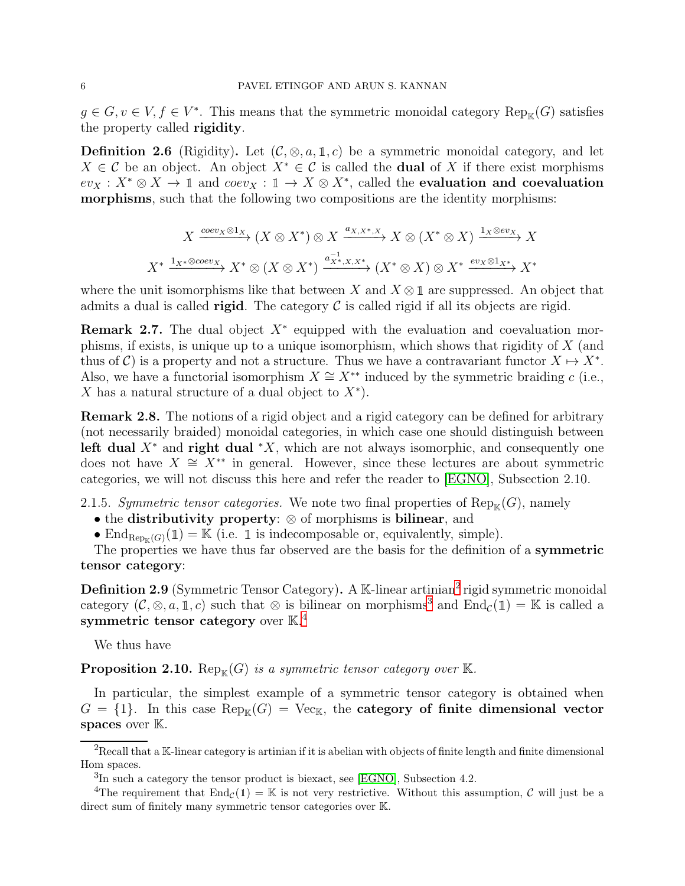$g \in G, v \in V, f \in V^*$. This means that the symmetric monoidal category $\mathrm{Rep}_{\mathbb{K}}(G)$ satisfies the property called **rigidity**.

**Definition 2.6** (Rigidity)**.** Let $(\mathcal{C}, \otimes, a, \mathbb{1}, c)$ be a symmetric monoidal category, and let $X \in \mathcal{C}$ be an object. An object $X^* \in \mathcal{C}$ is called the **dual** of $X$ if there exist morphisms $ev_X : X^* \otimes X \to \mathbb{1}$ and $coev_X : \mathbb{1} \to X \otimes X^*$, called the **evaluation and coevaluation morphisms**, such that the following two compositions are the identity morphisms:

$$X \xrightarrow{coev_X \otimes 1_X} (X \otimes X^*) \otimes X \xrightarrow{a_{X,X^*,X}} X \otimes (X^* \otimes X) \xrightarrow{1_X \otimes ev_X} X$$

$$X^* \xrightarrow{1_{X^*} \otimes coev_X} X^* \otimes (X \otimes X^*) \xrightarrow{a^{-1}_{X^*,X,X^*}} (X^* \otimes X) \otimes X^* \xrightarrow{ev_X \otimes 1_{X^*}} X^*$$

where the unit isomorphisms like that between $X$ and $X \otimes \mathbb{1}$ are suppressed. An object that admits a dual is called **rigid**. The category $\mathcal{C}$ is called rigid if all its objects are rigid.

**Remark 2.7.** The dual object $X^*$ equipped with the evaluation and coevaluation morphisms, if exists, is unique up to a unique isomorphism, which shows that rigidity of $X$ (and thus of $\mathcal{C}$) is a property and not a structure. Thus we have a contravariant functor $X \mapsto X^*$. Also, we have a functorial isomorphism $X \cong X^{**}$ induced by the symmetric braiding $c$ (i.e., $X$ has a natural structure of a dual object to $X^*$).

**Remark 2.8.** The notions of a rigid object and a rigid category can be defined for arbitrary (not necessarily braided) monoidal categories, in which case one should distinguish between **left dual** $X^*$ and **right dual** ${}^*X$, which are not always isomorphic, and consequently one does not have $X \cong X^{**}$ in general. However, since these lectures are about symmetric categories, we will not discuss this here and refer the reader to [EGNO], Subsection 2.10.

2.1.5. *Symmetric tensor categories.* We note two final properties of $\mathrm{Rep}_{\mathbb{K}}(G)$, namely

- the **distributivity property**: $\otimes$ of morphisms is **bilinear**, and
- $\mathrm{End}_{\mathrm{Rep}_{\mathbb{K}}(G)}(\mathbb{1}) = \mathbb{K}$ (i.e. $\mathbb{1}$ is indecomposable or, equivalently, simple).

The properties we have thus far observed are the basis for the definition of a **symmetric tensor category**:

**Definition 2.9** (Symmetric Tensor Category)**.** A $\mathbb{K}$-linear artinian[2] rigid symmetric monoidal category $(\mathcal{C}, \otimes, a, \mathbb{1}, c)$ such that $\otimes$ is bilinear on morphisms[3] and $\mathrm{End}_{\mathcal{C}}(\mathbb{1}) = \mathbb{K}$ is called a **symmetric tensor category** over $\mathbb{K}$.[4]

We thus have

**Proposition 2.10.** *$\mathrm{Rep}_{\mathbb{K}}(G)$ is a symmetric tensor category over $\mathbb{K}$.*

In particular, the simplest example of a symmetric tensor category is obtained when $G = \{1\}$. In this case $\mathrm{Rep}_{\mathbb{K}}(G) = \mathrm{Vec}_{\mathbb{K}}$, the **category of finite dimensional vector spaces** over $\mathbb{K}$.

---

[2] Recall that a $\mathbb{K}$-linear category is artinian if it is abelian with objects of finite length and finite dimensional Hom spaces.

[3] In such a category the tensor product is biexact, see [EGNO], Subsection 4.2.

[4] The requirement that $\mathrm{End}_{\mathcal{C}}(\mathbb{1}) = \mathbb{K}$ is not very restrictive. Without this assumption, $\mathcal{C}$ will just be a direct sum of finitely many symmetric tensor categories over $\mathbb{K}$.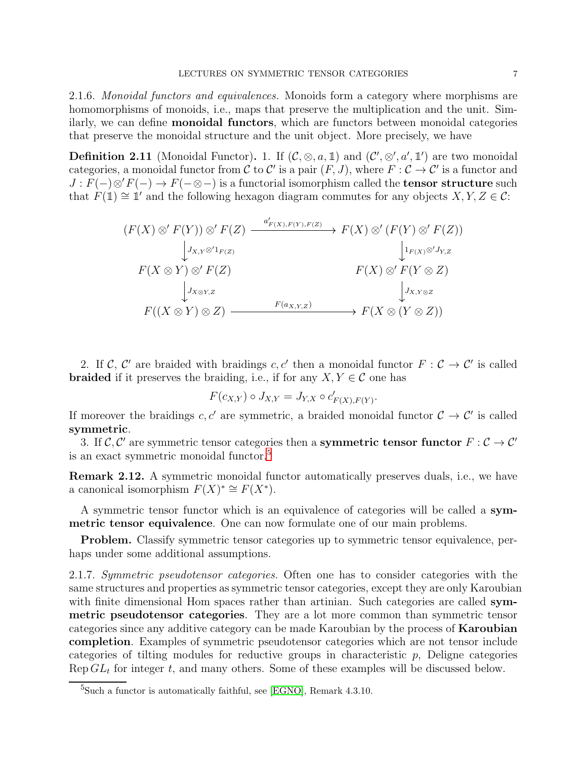2.1.6. *Monoidal functors and equivalences.* Monoids form a category where morphisms are homomorphisms of monoids, i.e., maps that preserve the multiplication and the unit. Similarly, we can define **monoidal functors**, which are functors between monoidal categories that preserve the monoidal structure and the unit object. More precisely, we have

**Definition 2.11** (Monoidal Functor)**.** 1. If $(\mathcal{C}, \otimes, a, \mathbb{1})$ and $(\mathcal{C}', \otimes', a', \mathbb{1}')$ are two monoidal categories, a monoidal functor from $\mathcal{C}$ to $\mathcal{C}'$ is a pair $(F, J)$, where $F : \mathcal{C} \to \mathcal{C}'$ is a functor and $J : F(-)\otimes' F(-) \to F(-\otimes-)$ is a functorial isomorphism called the **tensor structure** such that $F(\mathbb{1}) \cong \mathbb{1}'$ and the following hexagon diagram commutes for any objects $X, Y, Z \in \mathcal{C}$:

$$\begin{array}{ccc}
(F(X) \otimes' F(Y)) \otimes' F(Z) & \xrightarrow{a'_{F(X),F(Y),F(Z)}} & F(X) \otimes' (F(Y) \otimes' F(Z)) \\
\big\downarrow {\scriptstyle J_{X,Y}\otimes' 1_{F(Z)}} & & \big\downarrow {\scriptstyle 1_{F(X)}\otimes' J_{Y,Z}} \\
F(X \otimes Y) \otimes' F(Z) & & F(X) \otimes' F(Y \otimes Z) \\
\big\downarrow {\scriptstyle J_{X\otimes Y,Z}} & & \big\downarrow {\scriptstyle J_{X,Y\otimes Z}} \\
F((X \otimes Y) \otimes Z) & \xrightarrow{F(a_{X,Y,Z})} & F(X \otimes (Y \otimes Z))
\end{array}$$

2. If $\mathcal{C}$, $\mathcal{C}'$ are braided with braidings $c, c'$ then a monoidal functor $F : \mathcal{C} \to \mathcal{C}'$ is called **braided** if it preserves the braiding, i.e., if for any $X, Y \in \mathcal{C}$ one has

$$F(c_{X,Y}) \circ J_{X,Y} = J_{Y,X} \circ c'_{F(X),F(Y)}.$$

If moreover the braidings $c, c'$ are symmetric, a braided monoidal functor $\mathcal{C} \to \mathcal{C}'$ is called **symmetric**.

3. If $\mathcal{C}, \mathcal{C}'$ are symmetric tensor categories then a **symmetric tensor functor** $F : \mathcal{C} \to \mathcal{C}'$ is an exact symmetric monoidal functor.[5]

**Remark 2.12.** A symmetric monoidal functor automatically preserves duals, i.e., we have a canonical isomorphism $F(X)^* \cong F(X^*)$.

A symmetric tensor functor which is an equivalence of categories will be called a **symmetric tensor equivalence**. One can now formulate one of our main problems.

**Problem.** Classify symmetric tensor categories up to symmetric tensor equivalence, perhaps under some additional assumptions.

2.1.7. *Symmetric pseudotensor categories.* Often one has to consider categories with the same structures and properties as symmetric tensor categories, except they are only Karoubian with finite dimensional Hom spaces rather than artinian. Such categories are called **symmetric pseudotensor categories**. They are a lot more common than symmetric tensor categories since any additive category can be made Karoubian by the process of **Karoubian completion**. Examples of symmetric pseudotensor categories which are not tensor include categories of tilting modules for reductive groups in characteristic $p$, Deligne categories $\operatorname{Rep} GL_t$ for integer $t$, and many others. Some of these examples will be discussed below.

[5] Such a functor is automatically faithful, see [EGNO], Remark 4.3.10.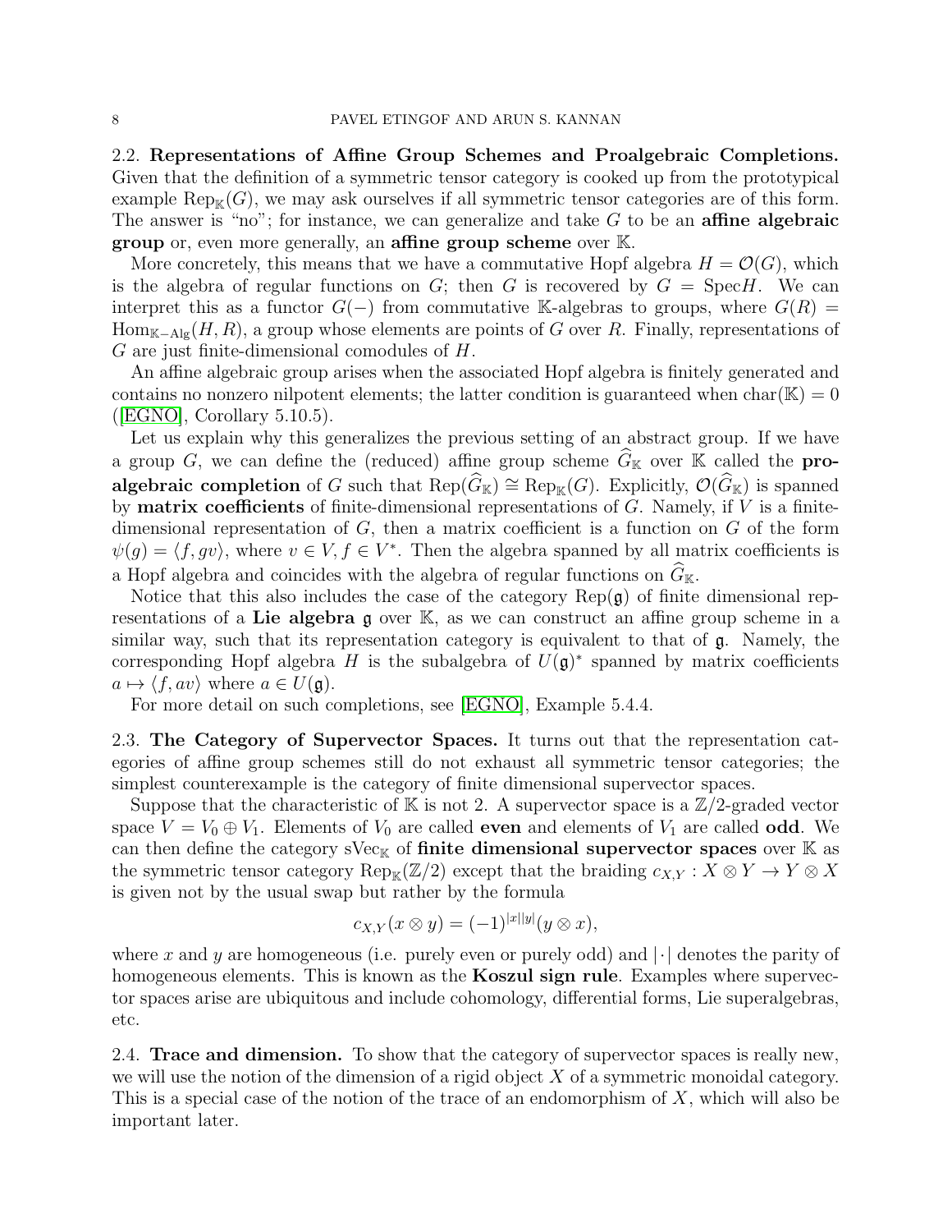### 2.2. Representations of Affine Group Schemes and Proalgebraic Completions.

Given that the definition of a symmetric tensor category is cooked up from the prototypical example $\mathrm{Rep}_{\mathbb{K}}(G)$, we may ask ourselves if all symmetric tensor categories are of this form. The answer is "no"; for instance, we can generalize and take $G$ to be an **affine algebraic group** or, even more generally, an **affine group scheme** over $\mathbb{K}$.

More concretely, this means that we have a commutative Hopf algebra $H = \mathcal{O}(G)$, which is the algebra of regular functions on $G$; then $G$ is recovered by $G = \mathrm{Spec} H$. We can interpret this as a functor $G(-)$ from commutative $\mathbb{K}$-algebras to groups, where $G(R) = \mathrm{Hom}_{\mathbb{K}-\mathrm{Alg}}(H, R)$, a group whose elements are points of $G$ over $R$. Finally, representations of $G$ are just finite-dimensional comodules of $H$.

An affine algebraic group arises when the associated Hopf algebra is finitely generated and contains no nonzero nilpotent elements; the latter condition is guaranteed when $\mathrm{char}(\mathbb{K}) = 0$ ([EGNO], Corollary 5.10.5).

Let us explain why this generalizes the previous setting of an abstract group. If we have a group $G$, we can define the (reduced) affine group scheme $\widehat{G}_{\mathbb{K}}$ over $\mathbb{K}$ called the **proalgebraic completion** of $G$ such that $\mathrm{Rep}(\widehat{G}_{\mathbb{K}}) \cong \mathrm{Rep}_{\mathbb{K}}(G)$. Explicitly, $\mathcal{O}(\widehat{G}_{\mathbb{K}})$ is spanned by **matrix coefficients** of finite-dimensional representations of $G$. Namely, if $V$ is a finite-dimensional representation of $G$, then a matrix coefficient is a function on $G$ of the form $\psi(g) = \langle f, gv \rangle$, where $v \in V, f \in V^*$. Then the algebra spanned by all matrix coefficients is a Hopf algebra and coincides with the algebra of regular functions on $\widehat{G}_{\mathbb{K}}$.

Notice that this also includes the case of the category $\mathrm{Rep}(\mathfrak{g})$ of finite dimensional representations of a **Lie algebra** $\mathfrak{g}$ over $\mathbb{K}$, as we can construct an affine group scheme in a similar way, such that its representation category is equivalent to that of $\mathfrak{g}$. Namely, the corresponding Hopf algebra $H$ is the subalgebra of $U(\mathfrak{g})^*$ spanned by matrix coefficients $a \mapsto \langle f, av \rangle$ where $a \in U(\mathfrak{g})$.

For more detail on such completions, see [EGNO], Example 5.4.4.

### 2.3. The Category of Supervector Spaces.

It turns out that the representation categories of affine group schemes still do not exhaust all symmetric tensor categories; the simplest counterexample is the category of finite dimensional supervector spaces.

Suppose that the characteristic of $\mathbb{K}$ is not 2. A supervector space is a $\mathbb{Z}/2$-graded vector space $V = V_0 \oplus V_1$. Elements of $V_0$ are called **even** and elements of $V_1$ are called **odd**. We can then define the category $\mathrm{sVec}_{\mathbb{K}}$ of **finite dimensional supervector spaces** over $\mathbb{K}$ as the symmetric tensor category $\mathrm{Rep}_{\mathbb{K}}(\mathbb{Z}/2)$ except that the braiding $c_{X,Y} : X \otimes Y \to Y \otimes X$ is given not by the usual swap but rather by the formula

$$c_{X,Y}(x \otimes y) = (-1)^{|x||y|}(y \otimes x),$$

where $x$ and $y$ are homogeneous (i.e. purely even or purely odd) and $|\cdot|$ denotes the parity of homogeneous elements. This is known as the **Koszul sign rule**. Examples where supervector spaces arise are ubiquitous and include cohomology, differential forms, Lie superalgebras, etc.

### 2.4. Trace and dimension.

To show that the category of supervector spaces is really new, we will use the notion of the dimension of a rigid object $X$ of a symmetric monoidal category. This is a special case of the notion of the trace of an endomorphism of $X$, which will also be important later.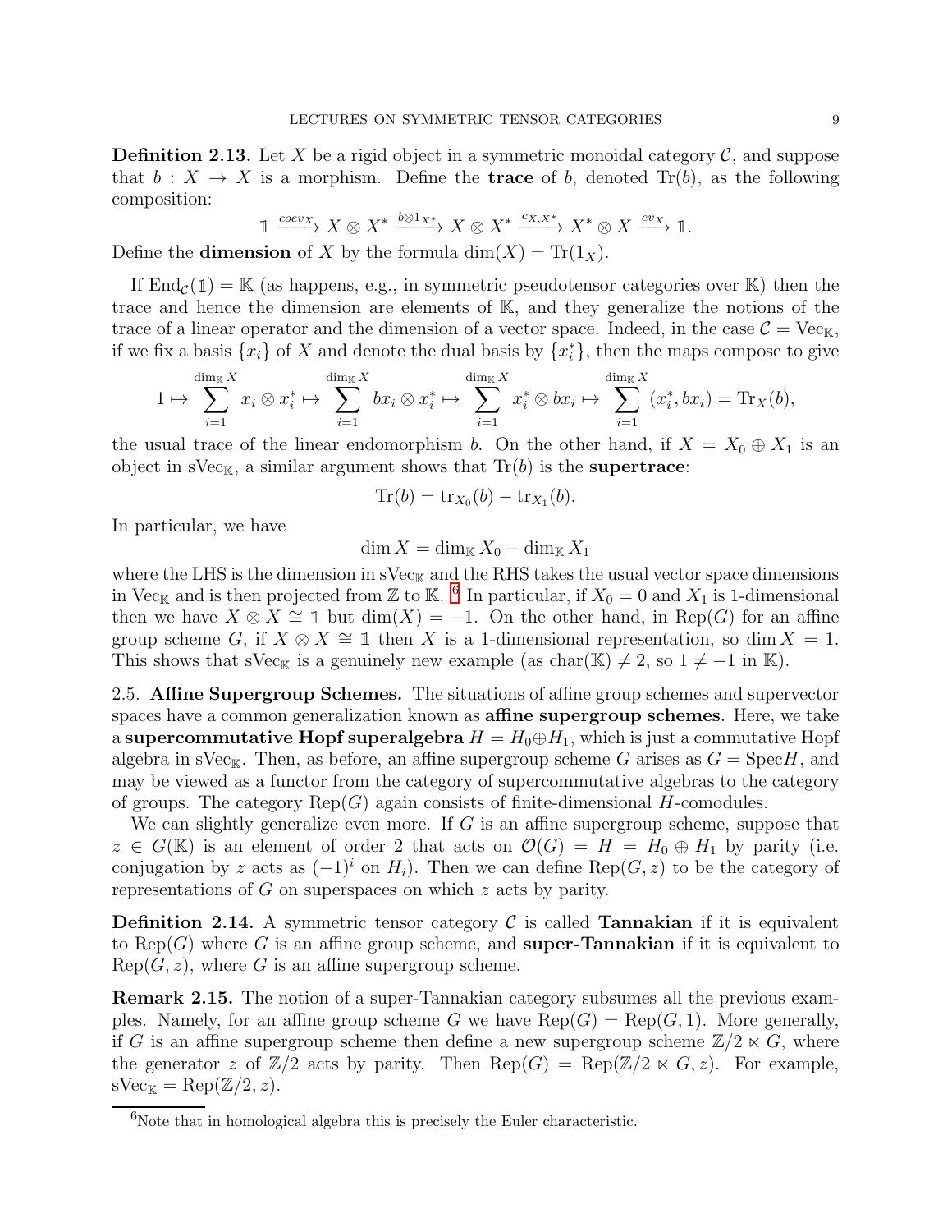**Definition 2.13.** Let $X$ be a rigid object in a symmetric monoidal category $\mathcal{C}$, and suppose that $b : X \to X$ is a morphism. Define the **trace** of $b$, denoted $\mathrm{Tr}(b)$, as the following composition:

$$\mathbb{1} \xrightarrow{coev_X} X \otimes X^* \xrightarrow{b \otimes 1_{X^*}} X \otimes X^* \xrightarrow{c_{X,X^*}} X^* \otimes X \xrightarrow{ev_X} \mathbb{1}.$$

Define the **dimension** of $X$ by the formula $\dim(X) = \mathrm{Tr}(1_X)$.

If $\mathrm{End}_{\mathcal{C}}(\mathbb{1}) = \mathbb{K}$ (as happens, e.g., in symmetric pseudotensor categories over $\mathbb{K}$) then the trace and hence the dimension are elements of $\mathbb{K}$, and they generalize the notions of the trace of a linear operator and the dimension of a vector space. Indeed, in the case $\mathcal{C} = \mathrm{Vec}_{\mathbb{K}}$, if we fix a basis $\{x_i\}$ of $X$ and denote the dual basis by $\{x_i^*\}$, then the maps compose to give

$$1 \mapsto \sum_{i=1}^{\dim_{\mathbb{K}} X} x_i \otimes x_i^* \mapsto \sum_{i=1}^{\dim_{\mathbb{K}} X} bx_i \otimes x_i^* \mapsto \sum_{i=1}^{\dim_{\mathbb{K}} X} x_i^* \otimes bx_i \mapsto \sum_{i=1}^{\dim_{\mathbb{K}} X} (x_i^*, bx_i) = \mathrm{Tr}_X(b),$$

the usual trace of the linear endomorphism $b$. On the other hand, if $X = X_0 \oplus X_1$ is an object in $\mathrm{sVec}_{\mathbb{K}}$, a similar argument shows that $\mathrm{Tr}(b)$ is the **supertrace**:

$$\mathrm{Tr}(b) = \mathrm{tr}_{X_0}(b) - \mathrm{tr}_{X_1}(b).$$

In particular, we have

$$\dim X = \dim_{\mathbb{K}} X_0 - \dim_{\mathbb{K}} X_1$$

where the LHS is the dimension in $\mathrm{sVec}_{\mathbb{K}}$ and the RHS takes the usual vector space dimensions in $\mathrm{Vec}_{\mathbb{K}}$ and is then projected from $\mathbb{Z}$ to $\mathbb{K}$. [6] In particular, if $X_0 = 0$ and $X_1$ is 1-dimensional then we have $X \otimes X \cong \mathbb{1}$ but $\dim(X) = -1$. On the other hand, in $\mathrm{Rep}(G)$ for an affine group scheme $G$, if $X \otimes X \cong \mathbb{1}$ then $X$ is a 1-dimensional representation, so $\dim X = 1$. This shows that $\mathrm{sVec}_{\mathbb{K}}$ is a genuinely new example (as $\mathrm{char}(\mathbb{K}) \neq 2$, so $1 \neq -1$ in $\mathbb{K}$).

## 2.5. Affine Supergroup Schemes.

The situations of affine group schemes and supervector spaces have a common generalization known as **affine supergroup schemes**. Here, we take a **supercommutative Hopf superalgebra** $H = H_0 \oplus H_1$, which is just a commutative Hopf algebra in $\mathrm{sVec}_{\mathbb{K}}$. Then, as before, an affine supergroup scheme $G$ arises as $G = \mathrm{Spec} H$, and may be viewed as a functor from the category of supercommutative algebras to the category of groups. The category $\mathrm{Rep}(G)$ again consists of finite-dimensional $H$-comodules.

We can slightly generalize even more. If $G$ is an affine supergroup scheme, suppose that $z \in G(\mathbb{K})$ is an element of order 2 that acts on $\mathcal{O}(G) = H = H_0 \oplus H_1$ by parity (i.e. conjugation by $z$ acts as $(-1)^i$ on $H_i$). Then we can define $\mathrm{Rep}(G, z)$ to be the category of representations of $G$ on superspaces on which $z$ acts by parity.

**Definition 2.14.** A symmetric tensor category $\mathcal{C}$ is called **Tannakian** if it is equivalent to $\mathrm{Rep}(G)$ where $G$ is an affine group scheme, and **super-Tannakian** if it is equivalent to $\mathrm{Rep}(G, z)$, where $G$ is an affine supergroup scheme.

**Remark 2.15.** The notion of a super-Tannakian category subsumes all the previous examples. Namely, for an affine group scheme $G$ we have $\mathrm{Rep}(G) = \mathrm{Rep}(G, 1)$. More generally, if $G$ is an affine supergroup scheme then define a new supergroup scheme $\mathbb{Z}/2 \ltimes G$, where the generator $z$ of $\mathbb{Z}/2$ acts by parity. Then $\mathrm{Rep}(G) = \mathrm{Rep}(\mathbb{Z}/2 \ltimes G, z)$. For example, $\mathrm{sVec}_{\mathbb{K}} = \mathrm{Rep}(\mathbb{Z}/2, z)$.

[6] Note that in homological algebra this is precisely the Euler characteristic.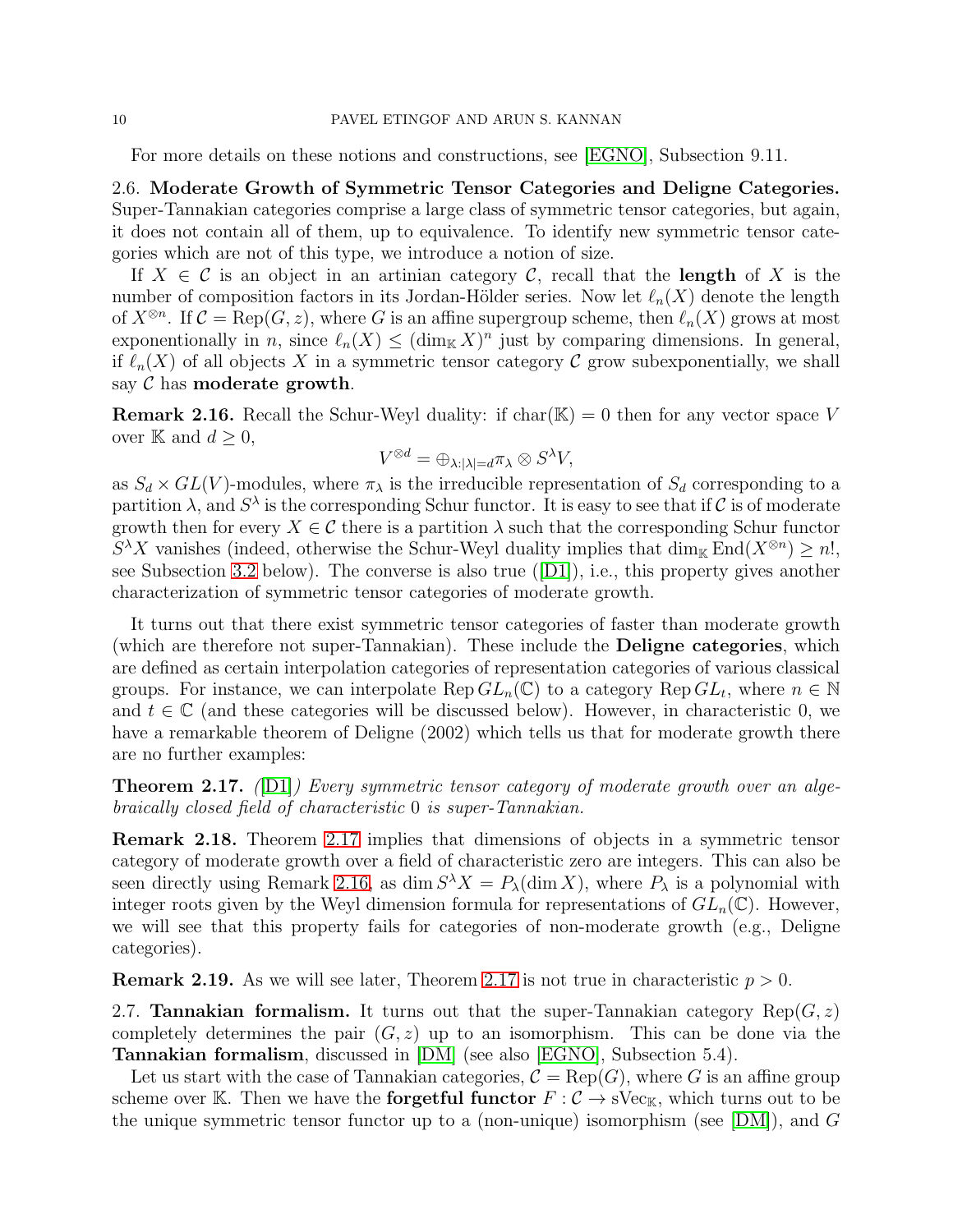For more details on these notions and constructions, see [EGNO], Subsection 9.11.

## 2.6. Moderate Growth of Symmetric Tensor Categories and Deligne Categories.

Super-Tannakian categories comprise a large class of symmetric tensor categories, but again, it does not contain all of them, up to equivalence. To identify new symmetric tensor categories which are not of this type, we introduce a notion of size.

If $X \in \mathcal{C}$ is an object in an artinian category $\mathcal{C}$, recall that the **length** of $X$ is the number of composition factors in its Jordan-Hölder series. Now let $\ell_n(X)$ denote the length of $X^{\otimes n}$. If $\mathcal{C} = \mathrm{Rep}(G, z)$, where $G$ is an affine supergroup scheme, then $\ell_n(X)$ grows at most exponentially in $n$, since $\ell_n(X) \leq (\dim_{\mathbb{K}} X)^n$ just by comparing dimensions. In general, if $\ell_n(X)$ of all objects $X$ in a symmetric tensor category $\mathcal{C}$ grow subexponentially, we shall say $\mathcal{C}$ has **moderate growth**.

**Remark 2.16.** Recall the Schur-Weyl duality: if $\mathrm{char}(\mathbb{K}) = 0$ then for any vector space $V$ over $\mathbb{K}$ and $d \geq 0$,

$$V^{\otimes d} = \oplus_{\lambda : |\lambda| = d} \pi_\lambda \otimes S^\lambda V,$$

as $S_d \times GL(V)$-modules, where $\pi_\lambda$ is the irreducible representation of $S_d$ corresponding to a partition $\lambda$, and $S^\lambda$ is the corresponding Schur functor. It is easy to see that if $\mathcal{C}$ is of moderate growth then for every $X \in \mathcal{C}$ there is a partition $\lambda$ such that the corresponding Schur functor $S^\lambda X$ vanishes (indeed, otherwise the Schur-Weyl duality implies that $\dim_{\mathbb{K}} \mathrm{End}(X^{\otimes n}) \geq n!$, see Subsection 3.2 below). The converse is also true ([D1]), i.e., this property gives another characterization of symmetric tensor categories of moderate growth.

It turns out that there exist symmetric tensor categories of faster than moderate growth (which are therefore not super-Tannakian). These include the **Deligne categories**, which are defined as certain interpolation categories of representation categories of various classical groups. For instance, we can interpolate $\mathrm{Rep}\, GL_n(\mathbb{C})$ to a category $\mathrm{Rep}\, GL_t$, where $n \in \mathbb{N}$ and $t \in \mathbb{C}$ (and these categories will be discussed below). However, in characteristic 0, we have a remarkable theorem of Deligne (2002) which tells us that for moderate growth there are no further examples:

**Theorem 2.17.** *([D1]) Every symmetric tensor category of moderate growth over an algebraically closed field of characteristic 0 is super-Tannakian.*

**Remark 2.18.** Theorem 2.17 implies that dimensions of objects in a symmetric tensor category of moderate growth over a field of characteristic zero are integers. This can also be seen directly using Remark 2.16, as $\dim S^\lambda X = P_\lambda(\dim X)$, where $P_\lambda$ is a polynomial with integer roots given by the Weyl dimension formula for representations of $GL_n(\mathbb{C})$. However, we will see that this property fails for categories of non-moderate growth (e.g., Deligne categories).

**Remark 2.19.** As we will see later, Theorem 2.17 is not true in characteristic $p > 0$.

## 2.7. Tannakian formalism.

It turns out that the super-Tannakian category $\mathrm{Rep}(G, z)$ completely determines the pair $(G, z)$ up to an isomorphism. This can be done via the **Tannakian formalism**, discussed in [DM] (see also [EGNO], Subsection 5.4).

Let us start with the case of Tannakian categories, $\mathcal{C} = \mathrm{Rep}(G)$, where $G$ is an affine group scheme over $\mathbb{K}$. Then we have the **forgetful functor** $F : \mathcal{C} \to \mathrm{sVec}_{\mathbb{K}}$, which turns out to be the unique symmetric tensor functor up to a (non-unique) isomorphism (see [DM]), and $G$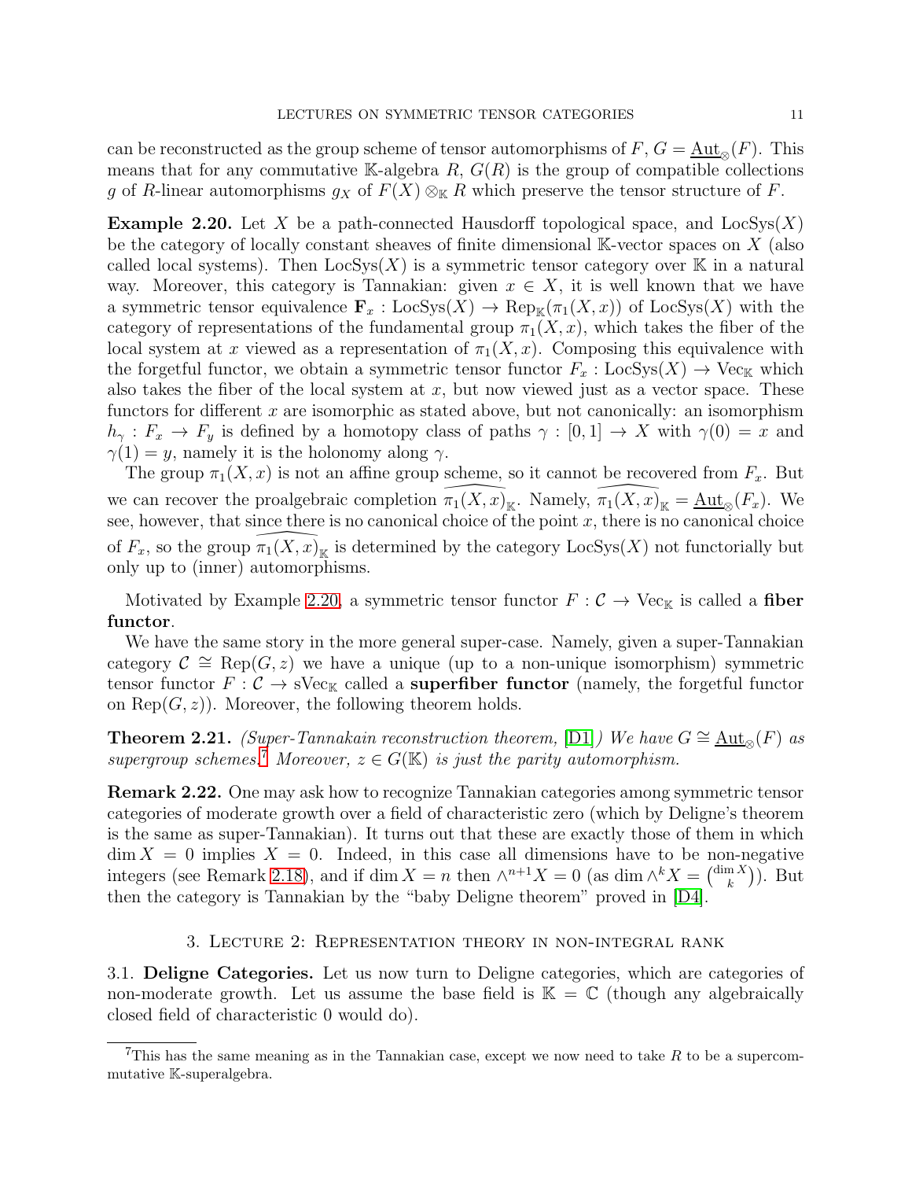can be reconstructed as the group scheme of tensor automorphisms of $F$, $G = \underline{\mathrm{Aut}}_{\otimes}(F)$. This means that for any commutative $\mathbb{K}$-algebra $R$, $G(R)$ is the group of compatible collections $g$ of $R$-linear automorphisms $g_X$ of $F(X) \otimes_{\mathbb{K}} R$ which preserve the tensor structure of $F$.

**Example 2.20.** Let $X$ be a path-connected Hausdorff topological space, and $\mathrm{LocSys}(X)$ be the category of locally constant sheaves of finite dimensional $\mathbb{K}$-vector spaces on $X$ (also called local systems). Then $\mathrm{LocSys}(X)$ is a symmetric tensor category over $\mathbb{K}$ in a natural way. Moreover, this category is Tannakian: given $x \in X$, it is well known that we have a symmetric tensor equivalence $\mathbf{F}_x : \mathrm{LocSys}(X) \to \mathrm{Rep}_{\mathbb{K}}(\pi_1(X, x))$ of $\mathrm{LocSys}(X)$ with the category of representations of the fundamental group $\pi_1(X, x)$, which takes the fiber of the local system at $x$ viewed as a representation of $\pi_1(X, x)$. Composing this equivalence with the forgetful functor, we obtain a symmetric tensor functor $F_x : \mathrm{LocSys}(X) \to \mathrm{Vec}_{\mathbb{K}}$ which also takes the fiber of the local system at $x$, but now viewed just as a vector space. These functors for different $x$ are isomorphic as stated above, but not canonically: an isomorphism $h_\gamma : F_x \to F_y$ is defined by a homotopy class of paths $\gamma : [0, 1] \to X$ with $\gamma(0) = x$ and $\gamma(1) = y$, namely it is the holonomy along $\gamma$.

The group $\pi_1(X, x)$ is not an affine group scheme, so it cannot be recovered from $F_x$. But we can recover the proalgebraic completion $\widehat{\pi_1(X, x)}_{\mathbb{K}}$. Namely, $\widehat{\pi_1(X, x)}_{\mathbb{K}} = \underline{\mathrm{Aut}}_{\otimes}(F_x)$. We see, however, that since there is no canonical choice of the point $x$, there is no canonical choice of $F_x$, so the group $\widehat{\pi_1(X, x)}_{\mathbb{K}}$ is determined by the category $\mathrm{LocSys}(X)$ not functorially but only up to (inner) automorphisms.

Motivated by Example 2.20, a symmetric tensor functor $F : \mathcal{C} \to \mathrm{Vec}_{\mathbb{K}}$ is called a **fiber functor**.

We have the same story in the more general super-case. Namely, given a super-Tannakian category $\mathcal{C} \cong \mathrm{Rep}(G, z)$ we have a unique (up to a non-unique isomorphism) symmetric tensor functor $F : \mathcal{C} \to \mathrm{sVec}_{\mathbb{K}}$ called a **superfiber functor** (namely, the forgetful functor on $\mathrm{Rep}(G, z)$). Moreover, the following theorem holds.

**Theorem 2.21.** *(Super-Tannakain reconstruction theorem, [D1]) We have $G \cong \underline{\mathrm{Aut}}_{\otimes}(F)$ as supergroup schemes.*[7] *Moreover, $z \in G(\mathbb{K})$ is just the parity automorphism.*

**Remark 2.22.** One may ask how to recognize Tannakian categories among symmetric tensor categories of moderate growth over a field of characteristic zero (which by Deligne's theorem is the same as super-Tannakian). It turns out that these are exactly those of them in which $\dim X = 0$ implies $X = 0$. Indeed, in this case all dimensions have to be non-negative integers (see Remark 2.18), and if $\dim X = n$ then $\wedge^{n+1} X = 0$ (as $\dim \wedge^k X = \binom{\dim X}{k}$). But then the category is Tannakian by the "baby Deligne theorem" proved in [D4].

## 3. Lecture 2: Representation theory in non-integral rank

### 3.1. Deligne Categories.

Let us now turn to Deligne categories, which are categories of non-moderate growth. Let us assume the base field is $\mathbb{K} = \mathbb{C}$ (though any algebraically closed field of characteristic 0 would do).

[7] This has the same meaning as in the Tannakian case, except we now need to take $R$ to be a supercommutative $\mathbb{K}$-superalgebra.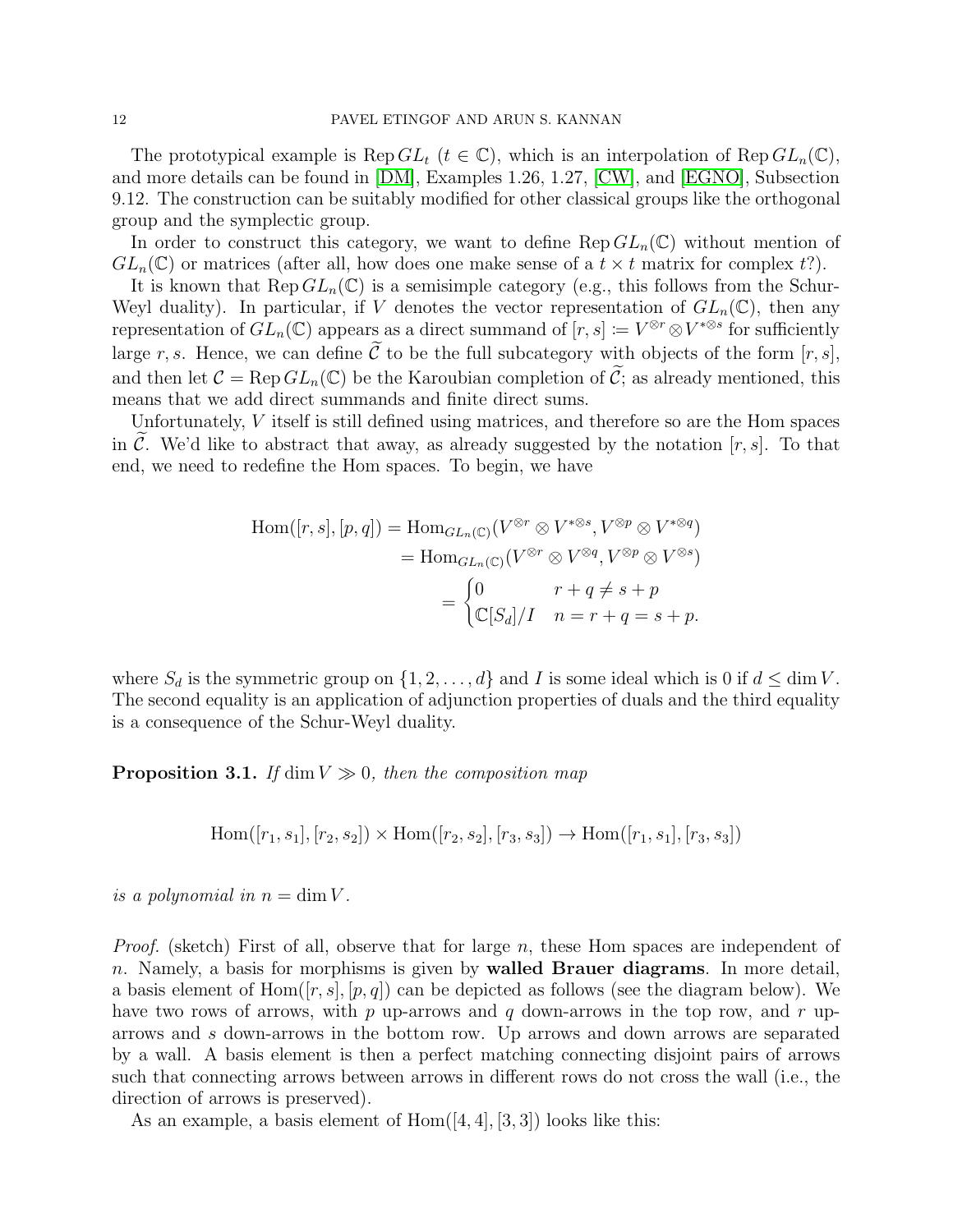The prototypical example is $\operatorname{Rep} GL_t$ ($t \in \mathbb{C}$), which is an interpolation of $\operatorname{Rep} GL_n(\mathbb{C})$, and more details can be found in [DM], Examples 1.26, 1.27, [CW], and [EGNO], Subsection 9.12. The construction can be suitably modified for other classical groups like the orthogonal group and the symplectic group.

In order to construct this category, we want to define $\operatorname{Rep} GL_n(\mathbb{C})$ without mention of $GL_n(\mathbb{C})$ or matrices (after all, how does one make sense of a $t \times t$ matrix for complex $t$?).

It is known that $\operatorname{Rep} GL_n(\mathbb{C})$ is a semisimple category (e.g., this follows from the Schur-Weyl duality). In particular, if $V$ denotes the vector representation of $GL_n(\mathbb{C})$, then any representation of $GL_n(\mathbb{C})$ appears as a direct summand of $[r, s] := V^{\otimes r} \otimes V^{*\otimes s}$ for sufficiently large $r, s$. Hence, we can define $\widetilde{\mathcal{C}}$ to be the full subcategory with objects of the form $[r, s]$, and then let $\mathcal{C} = \operatorname{Rep} GL_n(\mathbb{C})$ be the Karoubian completion of $\widetilde{\mathcal{C}}$; as already mentioned, this means that we add direct summands and finite direct sums.

Unfortunately, $V$ itself is still defined using matrices, and therefore so are the Hom spaces in $\widetilde{\mathcal{C}}$. We'd like to abstract that away, as already suggested by the notation $[r, s]$. To that end, we need to redefine the Hom spaces. To begin, we have

$$
\begin{aligned}
\operatorname{Hom}([r, s], [p, q]) &= \operatorname{Hom}_{GL_n(\mathbb{C})}(V^{\otimes r} \otimes V^{*\otimes s}, V^{\otimes p} \otimes V^{*\otimes q}) \\
&= \operatorname{Hom}_{GL_n(\mathbb{C})}(V^{\otimes r} \otimes V^{\otimes q}, V^{\otimes p} \otimes V^{\otimes s}) \\
&= \begin{cases} 0 & r + q \neq s + p \\ \mathbb{C}[S_d]/I & n = r + q = s + p. \end{cases}
\end{aligned}
$$

where $S_d$ is the symmetric group on $\{1, 2, \ldots, d\}$ and $I$ is some ideal which is 0 if $d \leq \dim V$. The second equality is an application of adjunction properties of duals and the third equality is a consequence of the Schur-Weyl duality.

**Proposition 3.1.** *If $\dim V \gg 0$, then the composition map*

$$\operatorname{Hom}([r_1, s_1], [r_2, s_2]) \times \operatorname{Hom}([r_2, s_2], [r_3, s_3]) \to \operatorname{Hom}([r_1, s_1], [r_3, s_3])$$

*is a polynomial in $n = \dim V$.*

*Proof.* (sketch) First of all, observe that for large $n$, these Hom spaces are independent of $n$. Namely, a basis for morphisms is given by **walled Brauer diagrams**. In more detail, a basis element of $\operatorname{Hom}([r, s], [p, q])$ can be depicted as follows (see the diagram below). We have two rows of arrows, with $p$ up-arrows and $q$ down-arrows in the top row, and $r$ up-arrows and $s$ down-arrows in the bottom row. Up arrows and down arrows are separated by a wall. A basis element is then a perfect matching connecting disjoint pairs of arrows such that connecting arrows between arrows in different rows do not cross the wall (i.e., the direction of arrows is preserved).

As an example, a basis element of $\operatorname{Hom}([4, 4], [3, 3])$ looks like this: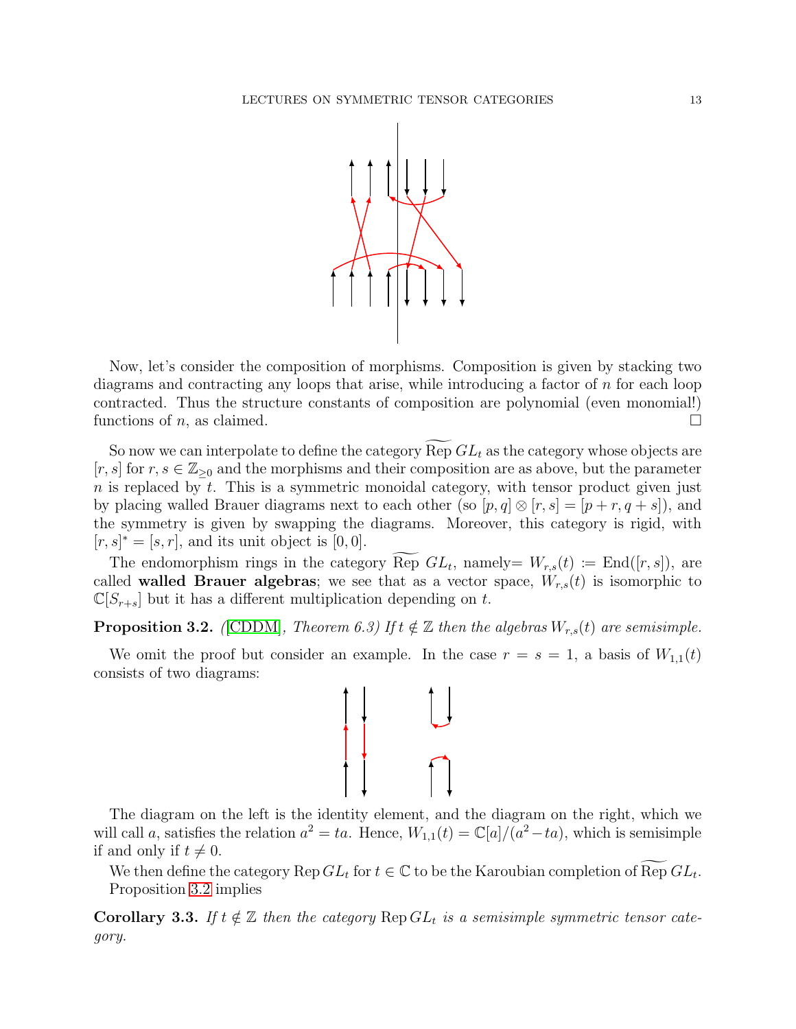Now, let's consider the composition of morphisms. Composition is given by stacking two diagrams and contracting any loops that arise, while introducing a factor of $n$ for each loop contracted. Thus the structure constants of composition are polynomial (even monomial!) functions of $n$, as claimed. $\square$

So now we can interpolate to define the category $\widetilde{\operatorname{Rep}}\, GL_t$ as the category whose objects are $[r,s]$ for $r,s \in \mathbb{Z}_{\geq 0}$ and the morphisms and their composition are as above, but the parameter $n$ is replaced by $t$. This is a symmetric monoidal category, with tensor product given just by placing walled Brauer diagrams next to each other (so $[p,q] \otimes [r,s] = [p+r, q+s]$), and the symmetry is given by swapping the diagrams. Moreover, this category is rigid, with $[r,s]^* = [s,r]$, and its unit object is $[0,0]$.

The endomorphism rings in the category $\widetilde{\operatorname{Rep}}\, GL_t$, namely= $W_{r,s}(t) := \operatorname{End}([r,s])$, are called **walled Brauer algebras**; we see that as a vector space, $W_{r,s}(t)$ is isomorphic to $\mathbb{C}[S_{r+s}]$ but it has a different multiplication depending on $t$.

**Proposition 3.2.** *([CDDM], Theorem 6.3) If $t \notin \mathbb{Z}$ then the algebras $W_{r,s}(t)$ are semisimple.*

We omit the proof but consider an example. In the case $r = s = 1$, a basis of $W_{1,1}(t)$ consists of two diagrams:

The diagram on the left is the identity element, and the diagram on the right, which we will call $a$, satisfies the relation $a^2 = ta$. Hence, $W_{1,1}(t) = \mathbb{C}[a]/(a^2 - ta)$, which is semisimple if and only if $t \neq 0$.

We then define the category $\operatorname{Rep} GL_t$ for $t \in \mathbb{C}$ to be the Karoubian completion of $\widetilde{\operatorname{Rep}}\, GL_t$. Proposition 3.2 implies

**Corollary 3.3.** *If $t \notin \mathbb{Z}$ then the category $\operatorname{Rep} GL_t$ is a semisimple symmetric tensor category.*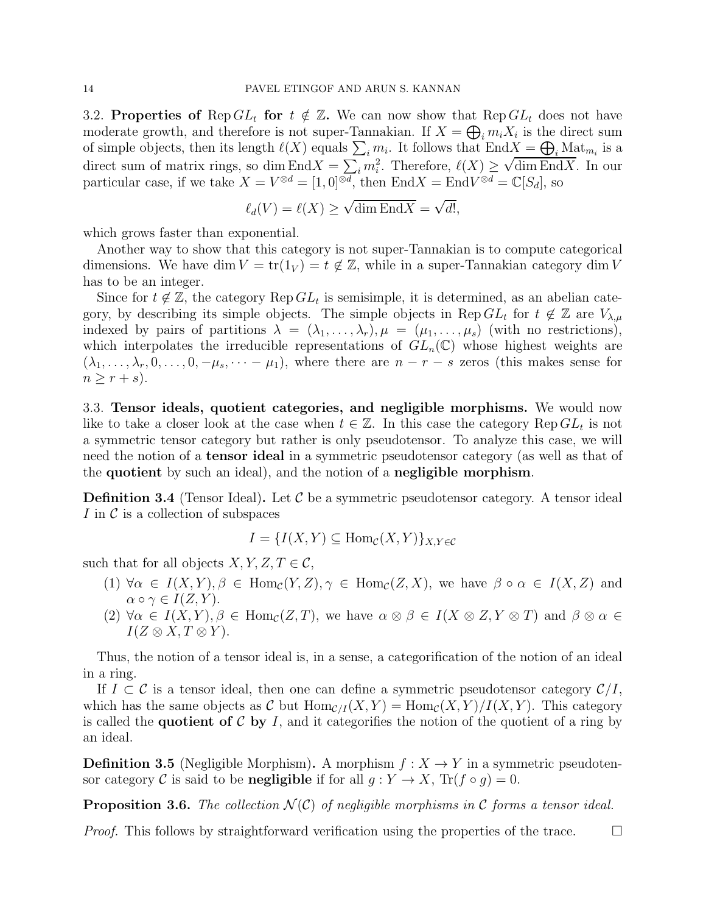### 3.2. Properties of $\operatorname{Rep} GL_t$ for $t \notin \mathbb{Z}$.

We can now show that $\operatorname{Rep} GL_t$ does not have moderate growth, and therefore is not super-Tannakian. If $X = \bigoplus_i m_i X_i$ is the direct sum of simple objects, then its length $\ell(X)$ equals $\sum_i m_i$. It follows that $\operatorname{End} X = \bigoplus_i \operatorname{Mat}_{m_i}$ is a direct sum of matrix rings, so $\dim \operatorname{End} X = \sum_i m_i^2$. Therefore, $\ell(X) \geq \sqrt{\dim \operatorname{End} X}$. In our particular case, if we take $X = V^{\otimes d} = [1,0]^{\otimes d}$, then $\operatorname{End} X = \operatorname{End} V^{\otimes d} = \mathbb{C}[S_d]$, so

$$\ell_d(V) = \ell(X) \geq \sqrt{\dim \operatorname{End} X} = \sqrt{d!},$$

which grows faster than exponential.

Another way to show that this category is not super-Tannakian is to compute categorical dimensions. We have $\dim V = \operatorname{tr}(1_V) = t \notin \mathbb{Z}$, while in a super-Tannakian category $\dim V$ has to be an integer.

Since for $t \notin \mathbb{Z}$, the category $\operatorname{Rep} GL_t$ is semisimple, it is determined, as an abelian category, by describing its simple objects. The simple objects in $\operatorname{Rep} GL_t$ for $t \notin \mathbb{Z}$ are $V_{\lambda,\mu}$ indexed by pairs of partitions $\lambda = (\lambda_1, \ldots, \lambda_r), \mu = (\mu_1, \ldots, \mu_s)$ (with no restrictions), which interpolates the irreducible representations of $GL_n(\mathbb{C})$ whose highest weights are $(\lambda_1, \ldots, \lambda_r, 0, \ldots, 0, -\mu_s, \cdots - \mu_1)$, where there are $n - r - s$ zeros (this makes sense for $n \geq r + s$).

### 3.3. Tensor ideals, quotient categories, and negligible morphisms.

We would now like to take a closer look at the case when $t \in \mathbb{Z}$. In this case the category $\operatorname{Rep} GL_t$ is not a symmetric tensor category but rather is only pseudotensor. To analyze this case, we will need the notion of a **tensor ideal** in a symmetric pseudotensor category (as well as that of the **quotient** by such an ideal), and the notion of a **negligible morphism**.

**Definition 3.4** (Tensor Ideal)**.** Let $\mathcal{C}$ be a symmetric pseudotensor category. A tensor ideal $I$ in $\mathcal{C}$ is a collection of subspaces

$$I = \{I(X,Y) \subseteq \operatorname{Hom}_{\mathcal{C}}(X,Y)\}_{X,Y \in \mathcal{C}}$$

such that for all objects $X, Y, Z, T \in \mathcal{C}$,

1. $\forall \alpha \in I(X,Y), \beta \in \operatorname{Hom}_{\mathcal{C}}(Y,Z), \gamma \in \operatorname{Hom}_{\mathcal{C}}(Z,X)$, we have $\beta \circ \alpha \in I(X,Z)$ and $\alpha \circ \gamma \in I(Z,Y)$.
2. $\forall \alpha \in I(X,Y), \beta \in \operatorname{Hom}_{\mathcal{C}}(Z,T)$, we have $\alpha \otimes \beta \in I(X \otimes Z, Y \otimes T)$ and $\beta \otimes \alpha \in I(Z \otimes X, T \otimes Y)$.

Thus, the notion of a tensor ideal is, in a sense, a categorification of the notion of an ideal in a ring.

If $I \subset \mathcal{C}$ is a tensor ideal, then one can define a symmetric pseudotensor category $\mathcal{C}/I$, which has the same objects as $\mathcal{C}$ but $\operatorname{Hom}_{\mathcal{C}/I}(X,Y) = \operatorname{Hom}_{\mathcal{C}}(X,Y)/I(X,Y)$. This category is called the **quotient of $\mathcal{C}$ by** $I$, and it categorifies the notion of the quotient of a ring by an ideal.

**Definition 3.5** (Negligible Morphism)**.** A morphism $f : X \to Y$ in a symmetric pseudotensor category $\mathcal{C}$ is said to be **negligible** if for all $g : Y \to X$, $\operatorname{Tr}(f \circ g) = 0$.

**Proposition 3.6.** *The collection $\mathcal{N}(\mathcal{C})$ of negligible morphisms in $\mathcal{C}$ forms a tensor ideal.*

*Proof.* This follows by straightforward verification using the properties of the trace. $\square$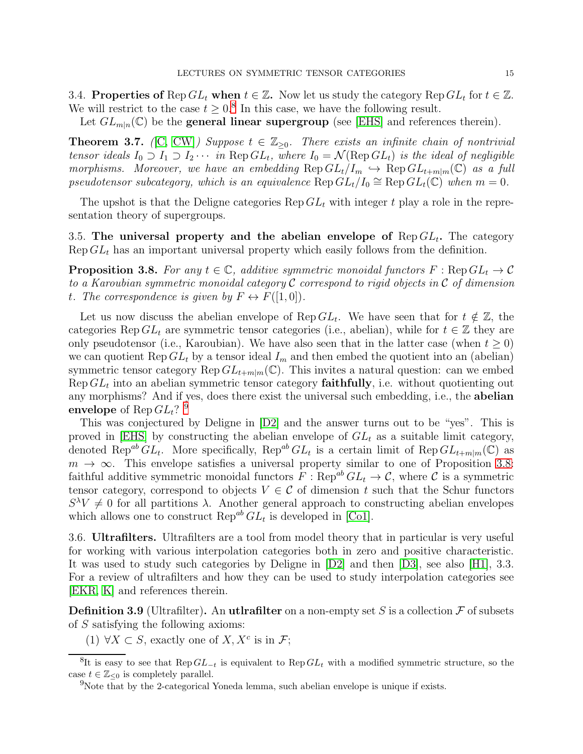### 3.4. Properties of $\operatorname{Rep} GL_t$ when $t \in \mathbb{Z}$.

Now let us study the category $\operatorname{Rep} GL_t$ for $t \in \mathbb{Z}$. We will restrict to the case $t \geq 0$.[8] In this case, we have the following result.

Let $GL_{m|n}(\mathbb{C})$ be the **general linear supergroup** (see [EHS] and references therein).

**Theorem 3.7.** *([C, CW]) Suppose $t \in \mathbb{Z}_{\geq 0}$. There exists an infinite chain of nontrivial tensor ideals $I_0 \supset I_1 \supset I_2 \cdots$ in $\operatorname{Rep} GL_t$, where $I_0 = \mathcal{N}(\operatorname{Rep} GL_t)$ is the ideal of negligible morphisms. Moreover, we have an embedding $\operatorname{Rep} GL_t/I_m \hookrightarrow \operatorname{Rep} GL_{t+m|m}(\mathbb{C})$ as a full pseudotensor subcategory, which is an equivalence $\operatorname{Rep} GL_t/I_0 \cong \operatorname{Rep} GL_t(\mathbb{C})$ when $m = 0$.*

The upshot is that the Deligne categories $\operatorname{Rep} GL_t$ with integer $t$ play a role in the representation theory of supergroups.

### 3.5. The universal property and the abelian envelope of $\operatorname{Rep} GL_t$.

The category $\operatorname{Rep} GL_t$ has an important universal property which easily follows from the definition.

**Proposition 3.8.** *For any $t \in \mathbb{C}$, additive symmetric monoidal functors $F : \operatorname{Rep} GL_t \to \mathcal{C}$ to a Karoubian symmetric monoidal category $\mathcal{C}$ correspond to rigid objects in $\mathcal{C}$ of dimension $t$. The correspondence is given by $F \leftrightarrow F([1, 0])$.*

Let us now discuss the abelian envelope of $\operatorname{Rep} GL_t$. We have seen that for $t \notin \mathbb{Z}$, the categories $\operatorname{Rep} GL_t$ are symmetric tensor categories (i.e., abelian), while for $t \in \mathbb{Z}$ they are only pseudotensor (i.e., Karoubian). We have also seen that in the latter case (when $t \geq 0$) we can quotient $\operatorname{Rep} GL_t$ by a tensor ideal $I_m$ and then embed the quotient into an (abelian) symmetric tensor category $\operatorname{Rep} GL_{t+m|m}(\mathbb{C})$. This invites a natural question: can we embed $\operatorname{Rep} GL_t$ into an abelian symmetric tensor category **faithfully**, i.e. without quotienting out any morphisms? And if yes, does there exist the universal such embedding, i.e., the **abelian envelope** of $\operatorname{Rep} GL_t$?[9]

This was conjectured by Deligne in [D2] and the answer turns out to be "yes". This is proved in [EHS] by constructing the abelian envelope of $GL_t$ as a suitable limit category, denoted $\operatorname{Rep}^{ab} GL_t$. More specifically, $\operatorname{Rep}^{ab} GL_t$ is a certain limit of $\operatorname{Rep} GL_{t+m|m}(\mathbb{C})$ as $m \to \infty$. This envelope satisfies a universal property similar to one of Proposition 3.8: faithful additive symmetric monoidal functors $F : \operatorname{Rep}^{ab} GL_t \to \mathcal{C}$, where $\mathcal{C}$ is a symmetric tensor category, correspond to objects $V \in \mathcal{C}$ of dimension $t$ such that the Schur functors $S^\lambda V \neq 0$ for all partitions $\lambda$. Another general approach to constructing abelian envelopes which allows one to construct $\operatorname{Rep}^{ab} GL_t$ is developed in [Co1].

### 3.6. Ultrafilters.

Ultrafilters are a tool from model theory that in particular is very useful for working with various interpolation categories both in zero and positive characteristic. It was used to study such categories by Deligne in [D2] and then [D3], see also [H1], 3.3. For a review of ultrafilters and how they can be used to study interpolation categories see [EKR, K] and references therein.

**Definition 3.9** (Ultrafilter)**.** An **utlrafilter** on a non-empty set $S$ is a collection $\mathcal{F}$ of subsets of $S$ satisfying the following axioms:

(1) $\forall X \subset S$, exactly one of $X, X^c$ is in $\mathcal{F}$;

---

[8] It is easy to see that $\operatorname{Rep} GL_{-t}$ is equivalent to $\operatorname{Rep} GL_t$ with a modified symmetric structure, so the case $t \in \mathbb{Z}_{\leq 0}$ is completely parallel.

[9] Note that by the 2-categorical Yoneda lemma, such abelian envelope is unique if exists.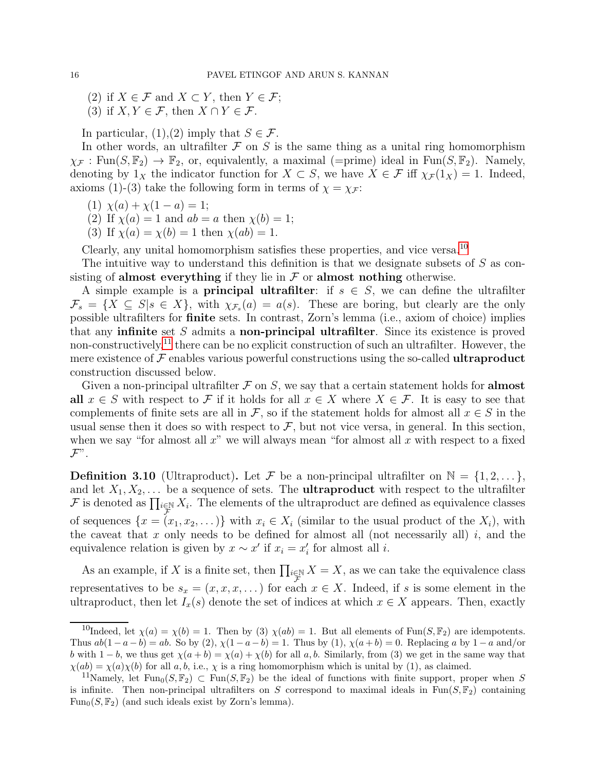(2) if $X \in \mathcal{F}$ and $X \subset Y$, then $Y \in \mathcal{F}$;
(3) if $X, Y \in \mathcal{F}$, then $X \cap Y \in \mathcal{F}$.

In particular, (1),(2) imply that $S \in \mathcal{F}$.

In other words, an ultrafilter $\mathcal{F}$ on $S$ is the same thing as a unital ring homomorphism $\chi_{\mathcal{F}} : \mathrm{Fun}(S, \mathbb{F}_2) \to \mathbb{F}_2$, or, equivalently, a maximal (=prime) ideal in $\mathrm{Fun}(S, \mathbb{F}_2)$. Namely, denoting by $1_X$ the indicator function for $X \subset S$, we have $X \in \mathcal{F}$ iff $\chi_{\mathcal{F}}(1_X) = 1$. Indeed, axioms (1)-(3) take the following form in terms of $\chi = \chi_{\mathcal{F}}$:

(1) $\chi(a) + \chi(1-a) = 1$;
(2) If $\chi(a) = 1$ and $ab = a$ then $\chi(b) = 1$;
(3) If $\chi(a) = \chi(b) = 1$ then $\chi(ab) = 1$.

Clearly, any unital homomorphism satisfies these properties, and vice versa.[10]

The intuitive way to understand this definition is that we designate subsets of $S$ as consisting of **almost everything** if they lie in $\mathcal{F}$ or **almost nothing** otherwise.

A simple example is a **principal ultrafilter**: if $s \in S$, we can define the ultrafilter $\mathcal{F}_s = \{X \subseteq S | s \in X\}$, with $\chi_{\mathcal{F}_s}(a) = a(s)$. These are boring, but clearly are the only possible ultrafilters for **finite** sets. In contrast, Zorn's lemma (i.e., axiom of choice) implies that any **infinite** set $S$ admits a **non-principal ultrafilter**. Since its existence is proved non-constructively,[11] there can be no explicit construction of such an ultrafilter. However, the mere existence of $\mathcal{F}$ enables various powerful constructions using the so-called **ultraproduct** construction discussed below.

Given a non-principal ultrafilter $\mathcal{F}$ on $S$, we say that a certain statement holds for **almost all** $x \in S$ with respect to $\mathcal{F}$ if it holds for all $x \in X$ where $X \in \mathcal{F}$. It is easy to see that complements of finite sets are all in $\mathcal{F}$, so if the statement holds for almost all $x \in S$ in the usual sense then it does so with respect to $\mathcal{F}$, but not vice versa, in general. In this section, when we say "for almost all $x$" we will always mean "for almost all $x$ with respect to a fixed $\mathcal{F}$".

**Definition 3.10** (Ultraproduct)**.** Let $\mathcal{F}$ be a non-principal ultrafilter on $\mathbb{N} = \{1, 2, \ldots\}$, and let $X_1, X_2, \ldots$ be a sequence of sets. The **ultraproduct** with respect to the ultrafilter $\mathcal{F}$ is denoted as $\prod_{i \in \mathbb{N}}^{\mathcal{F}} X_i$. The elements of the ultraproduct are defined as equivalence classes of sequences $\{x = (x_1, x_2, \ldots)\}$ with $x_i \in X_i$ (similar to the usual product of the $X_i$), with the caveat that $x$ only needs to be defined for almost all (not necessarily all) $i$, and the equivalence relation is given by $x \sim x'$ if $x_i = x'_i$ for almost all $i$.

As an example, if $X$ is a finite set, then $\prod_{i \in \mathbb{N}}^{\mathcal{F}} X = X$, as we can take the equivalence class representatives to be $s_x = (x, x, x, \ldots)$ for each $x \in X$. Indeed, if $s$ is some element in the ultraproduct, then let $I_x(s)$ denote the set of indices at which $x \in X$ appears. Then, exactly

---

[10] Indeed, let $\chi(a) = \chi(b) = 1$. Then by (3) $\chi(ab) = 1$. But all elements of $\mathrm{Fun}(S, \mathbb{F}_2)$ are idempotents. Thus $ab(1-a-b) = ab$. So by (2), $\chi(1-a-b) = 1$. Thus by (1), $\chi(a+b) = 0$. Replacing $a$ by $1-a$ and/or $b$ with $1-b$, we thus get $\chi(a+b) = \chi(a) + \chi(b)$ for all $a, b$. Similarly, from (3) we get in the same way that $\chi(ab) = \chi(a)\chi(b)$ for all $a, b$, i.e., $\chi$ is a ring homomorphism which is unital by (1), as claimed.

[11] Namely, let $\mathrm{Fun}_0(S, \mathbb{F}_2) \subset \mathrm{Fun}(S, \mathbb{F}_2)$ be the ideal of functions with finite support, proper when $S$ is infinite. Then non-principal ultrafilters on $S$ correspond to maximal ideals in $\mathrm{Fun}(S, \mathbb{F}_2)$ containing $\mathrm{Fun}_0(S, \mathbb{F}_2)$ (and such ideals exist by Zorn's lemma).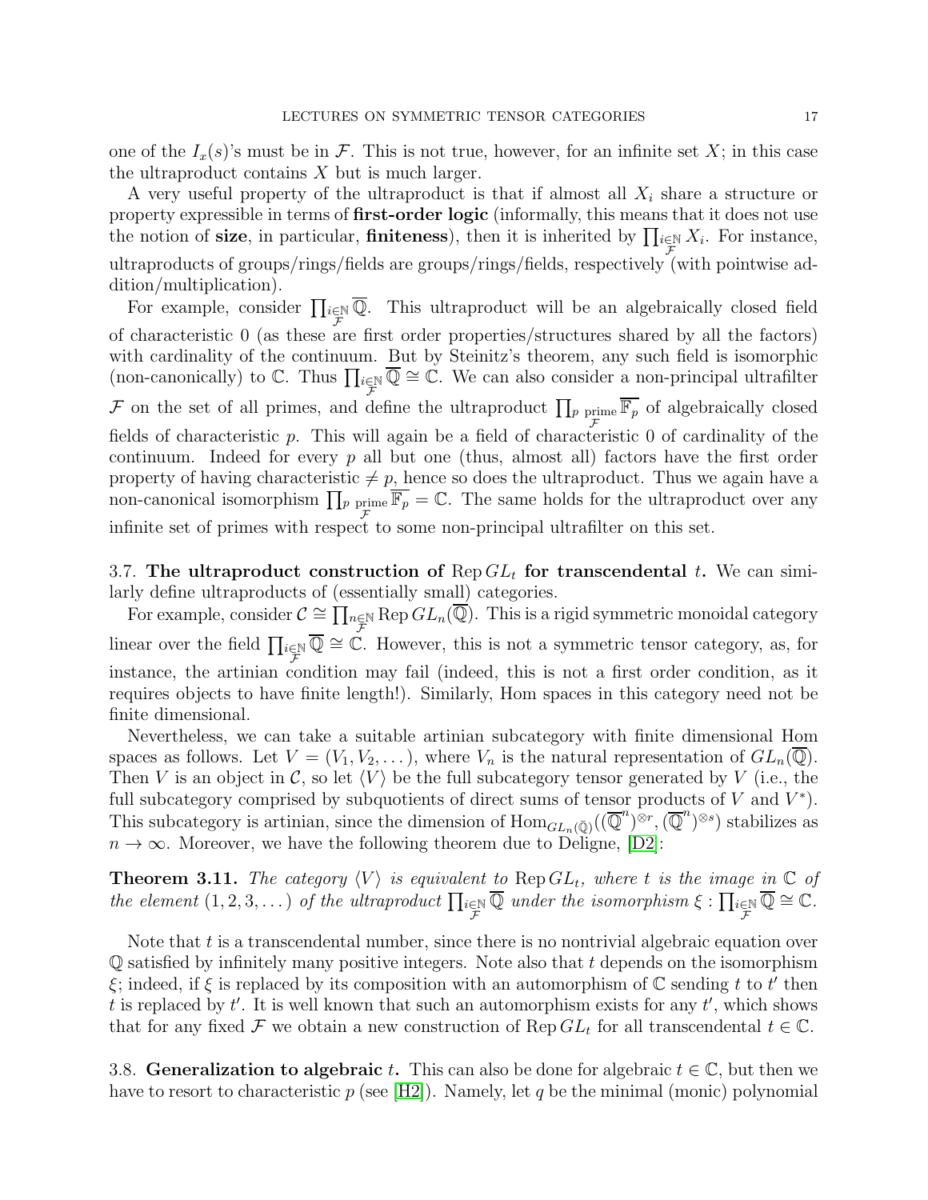one of the $I_x(s)$'s must be in $\mathcal{F}$. This is not true, however, for an infinite set $X$; in this case the ultraproduct contains $X$ but is much larger.

A very useful property of the ultraproduct is that if almost all $X_i$ share a structure or property expressible in terms of **first-order logic** (informally, this means that it does not use the notion of **size**, in particular, **finiteness**), then it is inherited by $\prod_{i \in \mathbb{N} \atop \mathcal{F}} X_i$. For instance, ultraproducts of groups/rings/fields are groups/rings/fields, respectively (with pointwise addition/multiplication).

For example, consider $\prod_{i \in \mathbb{N} \atop \mathcal{F}} \overline{\mathbb{Q}}$. This ultraproduct will be an algebraically closed field of characteristic 0 (as these are first order properties/structures shared by all the factors) with cardinality of the continuum. But by Steinitz's theorem, any such field is isomorphic (non-canonically) to $\mathbb{C}$. Thus $\prod_{i \in \mathbb{N} \atop \mathcal{F}} \overline{\mathbb{Q}} \cong \mathbb{C}$. We can also consider a non-principal ultrafilter $\mathcal{F}$ on the set of all primes, and define the ultraproduct $\prod_{p \text{ prime} \atop \mathcal{F}} \overline{\mathbb{F}_p}$ of algebraically closed fields of characteristic $p$. This will again be a field of characteristic 0 of cardinality of the continuum. Indeed for every $p$ all but one (thus, almost all) factors have the first order property of having characteristic $\neq p$, hence so does the ultraproduct. Thus we again have a non-canonical isomorphism $\prod_{p \text{ prime} \atop \mathcal{F}} \overline{\mathbb{F}_p} = \mathbb{C}$. The same holds for the ultraproduct over any infinite set of primes with respect to some non-principal ultrafilter on this set.

## 3.7. The ultraproduct construction of $\operatorname{Rep} GL_t$ for transcendental $t$.

We can similarly define ultraproducts of (essentially small) categories.

For example, consider $\mathcal{C} \cong \prod_{n \in \mathbb{N} \atop \mathcal{F}} \operatorname{Rep} GL_n(\overline{\mathbb{Q}})$. This is a rigid symmetric monoidal category linear over the field $\prod_{i \in \mathbb{N} \atop \mathcal{F}} \overline{\mathbb{Q}} \cong \mathbb{C}$. However, this is not a symmetric tensor category, as, for instance, the artinian condition may fail (indeed, this is not a first order condition, as it requires objects to have finite length!). Similarly, Hom spaces in this category need not be finite dimensional.

Nevertheless, we can take a suitable artinian subcategory with finite dimensional Hom spaces as follows. Let $V = (V_1, V_2, \dots)$, where $V_n$ is the natural representation of $GL_n(\overline{\mathbb{Q}})$. Then $V$ is an object in $\mathcal{C}$, so let $\langle V \rangle$ be the full subcategory tensor generated by $V$ (i.e., the full subcategory comprised by subquotients of direct sums of tensor products of $V$ and $V^*$). This subcategory is artinian, since the dimension of $\operatorname{Hom}_{GL_n(\bar{\mathbb{Q}})}((\overline{\mathbb{Q}}^n)^{\otimes r}, (\overline{\mathbb{Q}}^n)^{\otimes s})$ stabilizes as $n \to \infty$. Moreover, we have the following theorem due to Deligne, [D2]:

**Theorem 3.11.** *The category $\langle V \rangle$ is equivalent to $\operatorname{Rep} GL_t$, where $t$ is the image in $\mathbb{C}$ of the element $(1, 2, 3, \dots)$ of the ultraproduct $\prod_{i \in \mathbb{N} \atop \mathcal{F}} \overline{\mathbb{Q}}$ under the isomorphism $\xi : \prod_{i \in \mathbb{N} \atop \mathcal{F}} \overline{\mathbb{Q}} \cong \mathbb{C}$.*

Note that $t$ is a transcendental number, since there is no nontrivial algebraic equation over $\mathbb{Q}$ satisfied by infinitely many positive integers. Note also that $t$ depends on the isomorphism $\xi$; indeed, if $\xi$ is replaced by its composition with an automorphism of $\mathbb{C}$ sending $t$ to $t'$ then $t$ is replaced by $t'$. It is well known that such an automorphism exists for any $t'$, which shows that for any fixed $\mathcal{F}$ we obtain a new construction of $\operatorname{Rep} GL_t$ for all transcendental $t \in \mathbb{C}$.

## 3.8. Generalization to algebraic $t$.

This can also be done for algebraic $t \in \mathbb{C}$, but then we have to resort to characteristic $p$ (see [H2]). Namely, let $q$ be the minimal (monic) polynomial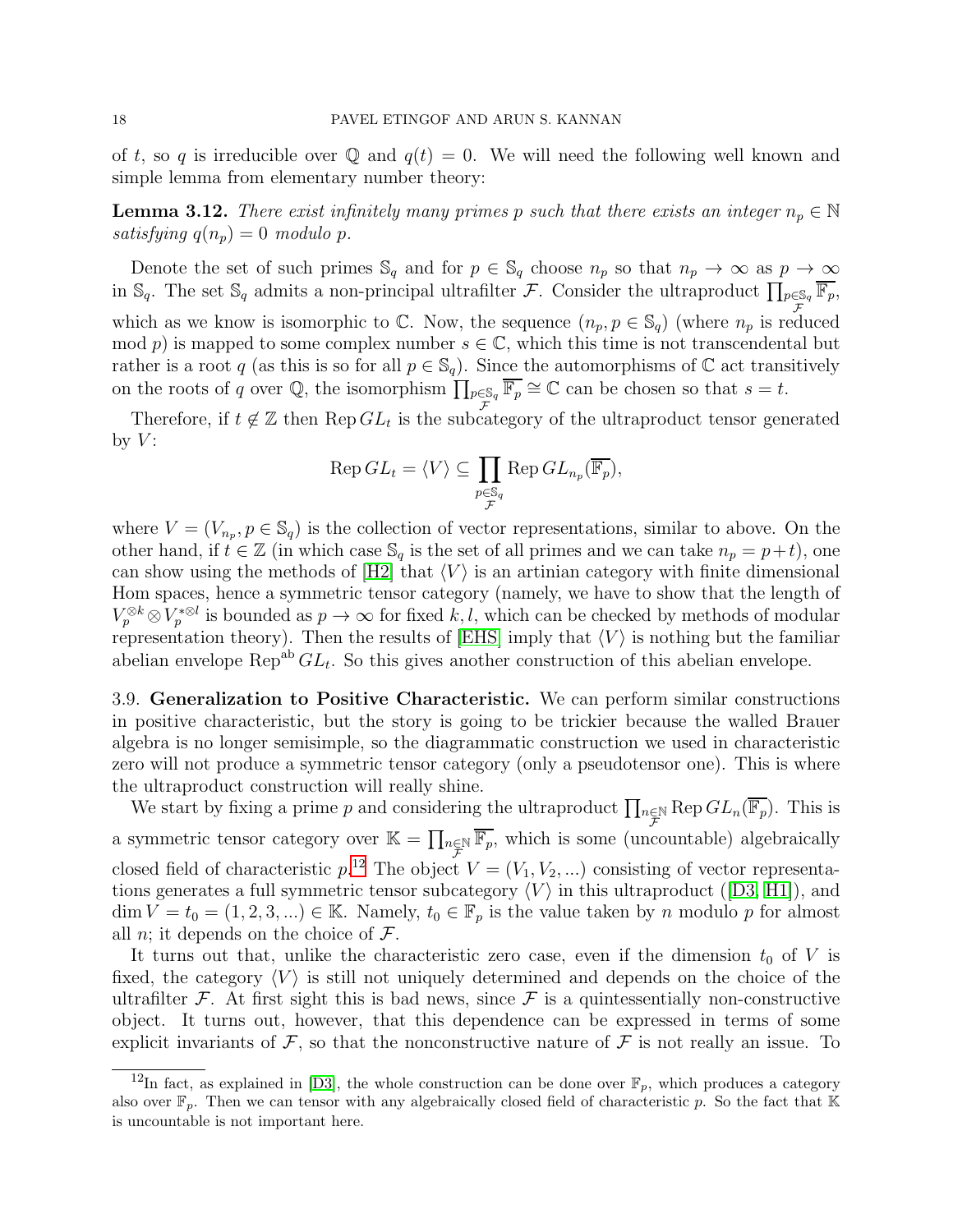of $t$, so $q$ is irreducible over $\mathbb{Q}$ and $q(t) = 0$. We will need the following well known and simple lemma from elementary number theory:

**Lemma 3.12.** *There exist infinitely many primes $p$ such that there exists an integer $n_p \in \mathbb{N}$ satisfying $q(n_p) = 0$ modulo $p$.*

Denote the set of such primes $\mathbb{S}_q$ and for $p \in \mathbb{S}_q$ choose $n_p$ so that $n_p \to \infty$ as $p \to \infty$ in $\mathbb{S}_q$. The set $\mathbb{S}_q$ admits a non-principal ultrafilter $\mathcal{F}$. Consider the ultraproduct $\prod_{p \in \mathbb{S}_q, \mathcal{F}} \overline{\mathbb{F}_p}$, which as we know is isomorphic to $\mathbb{C}$. Now, the sequence $(n_p, p \in \mathbb{S}_q)$ (where $n_p$ is reduced mod $p$) is mapped to some complex number $s \in \mathbb{C}$, which this time is not transcendental but rather is a root $q$ (as this is so for all $p \in \mathbb{S}_q$). Since the automorphisms of $\mathbb{C}$ act transitively on the roots of $q$ over $\mathbb{Q}$, the isomorphism $\prod_{p \in \mathbb{S}_q, \mathcal{F}} \overline{\mathbb{F}_p} \cong \mathbb{C}$ can be chosen so that $s = t$.

Therefore, if $t \notin \mathbb{Z}$ then $\operatorname{Rep} GL_t$ is the subcategory of the ultraproduct tensor generated by $V$:

$$\operatorname{Rep} GL_t = \langle V \rangle \subseteq \prod_{\substack{p \in \mathbb{S}_q \\ \mathcal{F}}} \operatorname{Rep} GL_{n_p}(\overline{\mathbb{F}_p}),$$

where $V = (V_{n_p}, p \in \mathbb{S}_q)$ is the collection of vector representations, similar to above. On the other hand, if $t \in \mathbb{Z}$ (in which case $\mathbb{S}_q$ is the set of all primes and we can take $n_p = p + t$), one can show using the methods of [H2] that $\langle V \rangle$ is an artinian category with finite dimensional Hom spaces, hence a symmetric tensor category (namely, we have to show that the length of $V_p^{\otimes k} \otimes V_p^{*\otimes l}$ is bounded as $p \to \infty$ for fixed $k, l$, which can be checked by methods of modular representation theory). Then the results of [EHS] imply that $\langle V \rangle$ is nothing but the familiar abelian envelope $\operatorname{Rep}^{\mathrm{ab}} GL_t$. So this gives another construction of this abelian envelope.

### 3.9. Generalization to Positive Characteristic.

We can perform similar constructions in positive characteristic, but the story is going to be trickier because the walled Brauer algebra is no longer semisimple, so the diagrammatic construction we used in characteristic zero will not produce a symmetric tensor category (only a pseudotensor one). This is where the ultraproduct construction will really shine.

We start by fixing a prime $p$ and considering the ultraproduct $\prod_{n \in \mathbb{N}, \mathcal{F}} \operatorname{Rep} GL_n(\overline{\mathbb{F}_p})$. This is a symmetric tensor category over $\mathbb{K} = \prod_{n \in \mathbb{N}, \mathcal{F}} \overline{\mathbb{F}_p}$, which is some (uncountable) algebraically closed field of characteristic $p$.[12] The object $V = (V_1, V_2, ...)$ consisting of vector representations generates a full symmetric tensor subcategory $\langle V \rangle$ in this ultraproduct ([D3, H1]), and $\dim V = t_0 = (1, 2, 3, ...) \in \mathbb{K}$. Namely, $t_0 \in \mathbb{F}_p$ is the value taken by $n$ modulo $p$ for almost all $n$; it depends on the choice of $\mathcal{F}$.

It turns out that, unlike the characteristic zero case, even if the dimension $t_0$ of $V$ is fixed, the category $\langle V \rangle$ is still not uniquely determined and depends on the choice of the ultrafilter $\mathcal{F}$. At first sight this is bad news, since $\mathcal{F}$ is a quintessentially non-constructive object. It turns out, however, that this dependence can be expressed in terms of some explicit invariants of $\mathcal{F}$, so that the nonconstructive nature of $\mathcal{F}$ is not really an issue. To

[12] In fact, as explained in [D3], the whole construction can be done over $\mathbb{F}_p$, which produces a category also over $\mathbb{F}_p$. Then we can tensor with any algebraically closed field of characteristic $p$. So the fact that $\mathbb{K}$ is uncountable is not important here.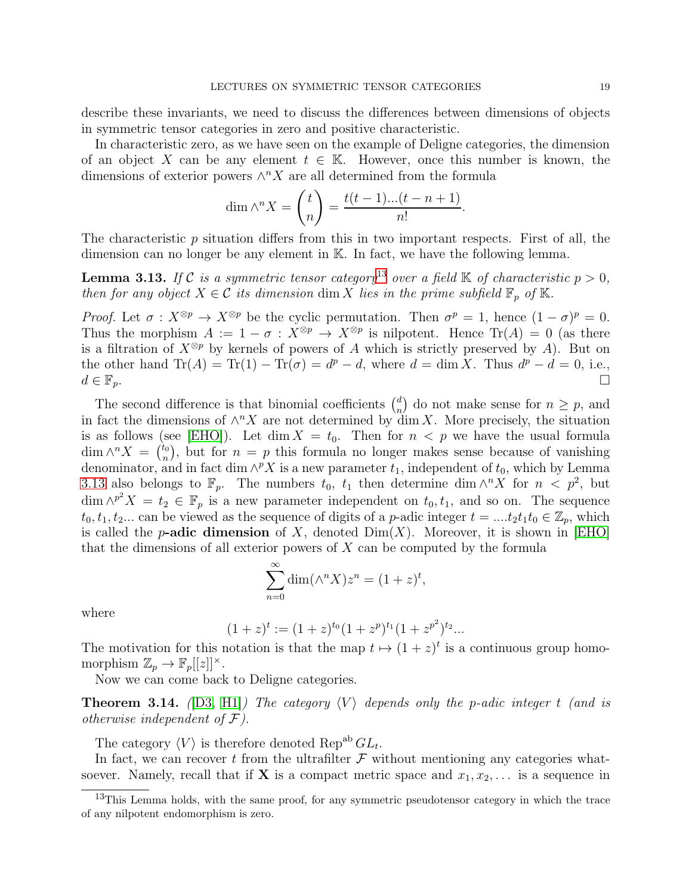describe these invariants, we need to discuss the differences between dimensions of objects in symmetric tensor categories in zero and positive characteristic.

In characteristic zero, as we have seen on the example of Deligne categories, the dimension of an object $X$ can be any element $t \in \mathbb{K}$. However, once this number is known, the dimensions of exterior powers $\wedge^n X$ are all determined from the formula

$$\dim \wedge^n X = \binom{t}{n} = \frac{t(t-1)...(t-n+1)}{n!}.$$

The characteristic $p$ situation differs from this in two important respects. First of all, the dimension can no longer be any element in $\mathbb{K}$. In fact, we have the following lemma.

**Lemma 3.13.** *If $\mathcal{C}$ is a symmetric tensor category*[13] *over a field $\mathbb{K}$ of characteristic $p > 0$, then for any object $X \in \mathcal{C}$ its dimension $\dim X$ lies in the prime subfield $\mathbb{F}_p$ of $\mathbb{K}$.*

*Proof.* Let $\sigma : X^{\otimes p} \to X^{\otimes p}$ be the cyclic permutation. Then $\sigma^p = 1$, hence $(1-\sigma)^p = 0$. Thus the morphism $A := 1 - \sigma : X^{\otimes p} \to X^{\otimes p}$ is nilpotent. Hence $\mathrm{Tr}(A) = 0$ (as there is a filtration of $X^{\otimes p}$ by kernels of powers of $A$ which is strictly preserved by $A$). But on the other hand $\mathrm{Tr}(A) = \mathrm{Tr}(1) - \mathrm{Tr}(\sigma) = d^p - d$, where $d = \dim X$. Thus $d^p - d = 0$, i.e., $d \in \mathbb{F}_p$. $\square$

The second difference is that binomial coefficients $\binom{d}{n}$ do not make sense for $n \geq p$, and in fact the dimensions of $\wedge^n X$ are not determined by $\dim X$. More precisely, the situation is as follows (see [EHO]). Let $\dim X = t_0$. Then for $n < p$ we have the usual formula $\dim \wedge^n X = \binom{t_0}{n}$, but for $n = p$ this formula no longer makes sense because of vanishing denominator, and in fact $\dim \wedge^p X$ is a new parameter $t_1$, independent of $t_0$, which by Lemma 3.13 also belongs to $\mathbb{F}_p$. The numbers $t_0$, $t_1$ then determine $\dim \wedge^n X$ for $n < p^2$, but $\dim \wedge^{p^2} X = t_2 \in \mathbb{F}_p$ is a new parameter independent on $t_0, t_1$, and so on. The sequence $t_0, t_1, t_2...$ can be viewed as the sequence of digits of a $p$-adic integer $t = ....t_2t_1t_0 \in \mathbb{Z}_p$, which is called the **$p$-adic dimension** of $X$, denoted $\mathrm{Dim}(X)$. Moreover, it is shown in [EHO] that the dimensions of all exterior powers of $X$ can be computed by the formula

$$\sum_{n=0}^{\infty} \dim(\wedge^n X) z^n = (1+z)^t,$$

where

$$(1+z)^t := (1+z)^{t_0}(1+z^p)^{t_1}(1+z^{p^2})^{t_2}...$$

The motivation for this notation is that the map $t \mapsto (1+z)^t$ is a continuous group homomorphism $\mathbb{Z}_p \to \mathbb{F}_p[[z]]^\times$.

Now we can come back to Deligne categories.

**Theorem 3.14.** *([D3, H1]) The category $\langle V \rangle$ depends only the p-adic integer $t$ (and is otherwise independent of $\mathcal{F}$).*

The category $\langle V \rangle$ is therefore denoted $\mathrm{Rep}^{\mathrm{ab}}\, GL_t$.

In fact, we can recover $t$ from the ultrafilter $\mathcal{F}$ without mentioning any categories whatsoever. Namely, recall that if $\mathbf{X}$ is a compact metric space and $x_1, x_2, \ldots$ is a sequence in

[13]This Lemma holds, with the same proof, for any symmetric pseudotensor category in which the trace of any nilpotent endomorphism is zero.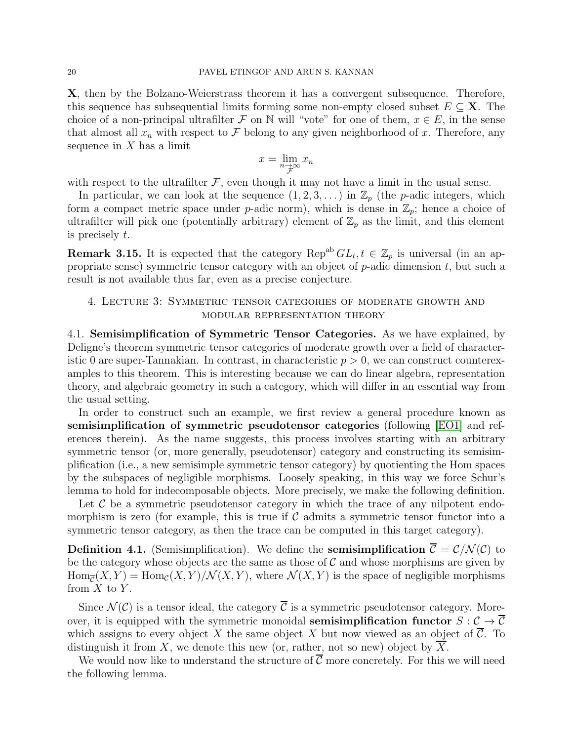$\mathbf{X}$, then by the Bolzano-Weierstrass theorem it has a convergent subsequence. Therefore, this sequence has subsequential limits forming some non-empty closed subset $E \subseteq \mathbf{X}$. The choice of a non-principal ultrafilter $\mathcal{F}$ on $\mathbb{N}$ will "vote" for one of them, $x \in E$, in the sense that almost all $x_n$ with respect to $\mathcal{F}$ belong to any given neighborhood of $x$. Therefore, any sequence in $X$ has a limit

$$x = \lim_{\substack{n \to \infty \\ \mathcal{F}}} x_n$$

with respect to the ultrafilter $\mathcal{F}$, even though it may not have a limit in the usual sense.

In particular, we can look at the sequence $(1, 2, 3, \dots)$ in $\mathbb{Z}_p$ (the $p$-adic integers, which form a compact metric space under $p$-adic norm), which is dense in $\mathbb{Z}_p$; hence a choice of ultrafilter will pick one (potentially arbitrary) element of $\mathbb{Z}_p$ as the limit, and this element is precisely $t$.

**Remark 3.15.** It is expected that the category $\mathrm{Rep}^{\mathrm{ab}}\, GL_t, t \in \mathbb{Z}_p$ is universal (in an appropriate sense) symmetric tensor category with an object of $p$-adic dimension $t$, but such a result is not available thus far, even as a precise conjecture.

## 4. Lecture 3: Symmetric tensor categories of moderate growth and modular representation theory

### 4.1. Semisimplification of Symmetric Tensor Categories.

As we have explained, by Deligne's theorem symmetric tensor categories of moderate growth over a field of characteristic 0 are super-Tannakian. In contrast, in characteristic $p > 0$, we can construct counterexamples to this theorem. This is interesting because we can do linear algebra, representation theory, and algebraic geometry in such a category, which will differ in an essential way from the usual setting.

In order to construct such an example, we first review a general procedure known as **semisimplification of symmetric pseudotensor categories** (following [EO1] and references therein). As the name suggests, this process involves starting with an arbitrary symmetric tensor (or, more generally, pseudotensor) category and constructing its semisimplification (i.e., a new semisimple symmetric tensor category) by quotienting the Hom spaces by the subspaces of negligible morphisms. Loosely speaking, in this way we force Schur's lemma to hold for indecomposable objects. More precisely, we make the following definition.

Let $\mathcal{C}$ be a symmetric pseudotensor category in which the trace of any nilpotent endomorphism is zero (for example, this is true if $\mathcal{C}$ admits a symmetric tensor functor into a symmetric tensor category, as then the trace can be computed in this target category).

**Definition 4.1.** (Semisimplification). We define the **semisimplification** $\overline{\mathcal{C}} = \mathcal{C}/\mathcal{N}(\mathcal{C})$ to be the category whose objects are the same as those of $\mathcal{C}$ and whose morphisms are given by $\mathrm{Hom}_{\overline{\mathcal{C}}}(X, Y) = \mathrm{Hom}_{\mathcal{C}}(X, Y)/\mathcal{N}(X, Y)$, where $\mathcal{N}(X, Y)$ is the space of negligible morphisms from $X$ to $Y$.

Since $\mathcal{N}(\mathcal{C})$ is a tensor ideal, the category $\overline{\mathcal{C}}$ is a symmetric pseudotensor category. Moreover, it is equipped with the symmetric monoidal **semisimplification functor** $S : \mathcal{C} \to \overline{\mathcal{C}}$ which assigns to every object $X$ the same object $X$ but now viewed as an object of $\overline{\mathcal{C}}$. To distinguish it from $X$, we denote this new (or, rather, not so new) object by $\overline{X}$.

We would now like to understand the structure of $\overline{\mathcal{C}}$ more concretely. For this we will need the following lemma.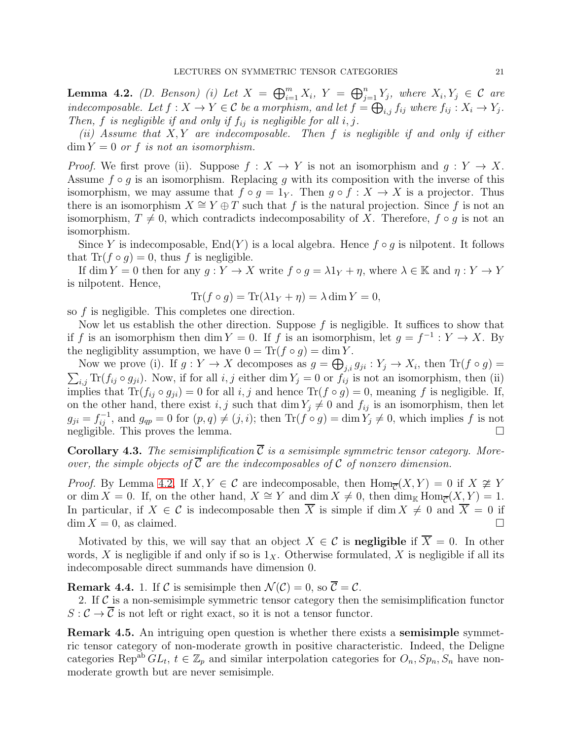**Lemma 4.2.** *(D. Benson) (i) Let $X = \bigoplus_{i=1}^m X_i$, $Y = \bigoplus_{j=1}^n Y_j$, where $X_i, Y_j \in \mathcal{C}$ are indecomposable. Let $f : X \to Y \in \mathcal{C}$ be a morphism, and let $f = \bigoplus_{i,j} f_{ij}$ where $f_{ij} : X_i \to Y_j$. Then, $f$ is negligible if and only if $f_{ij}$ is negligible for all $i, j$.*

*(ii) Assume that $X, Y$ are indecomposable. Then $f$ is negligible if and only if either $\dim Y = 0$ or $f$ is not an isomorphism.*

*Proof.* We first prove (ii). Suppose $f : X \to Y$ is not an isomorphism and $g : Y \to X$. Assume $f \circ g$ is an isomorphism. Replacing $g$ with its composition with the inverse of this isomorphism, we may assume that $f \circ g = 1_Y$. Then $g \circ f : X \to X$ is a projector. Thus there is an isomorphism $X \cong Y \oplus T$ such that $f$ is the natural projection. Since $f$ is not an isomorphism, $T \neq 0$, which contradicts indecomposability of $X$. Therefore, $f \circ g$ is not an isomorphism.

Since $Y$ is indecomposable, $\mathrm{End}(Y)$ is a local algebra. Hence $f \circ g$ is nilpotent. It follows that $\mathrm{Tr}(f \circ g) = 0$, thus $f$ is negligible.

If $\dim Y = 0$ then for any $g : Y \to X$ write $f \circ g = \lambda 1_Y + \eta$, where $\lambda \in \mathbb{K}$ and $\eta : Y \to Y$ is nilpotent. Hence,

$$\mathrm{Tr}(f \circ g) = \mathrm{Tr}(\lambda 1_Y + \eta) = \lambda \dim Y = 0,$$

so $f$ is negligible. This completes one direction.

Now let us establish the other direction. Suppose $f$ is negligible. It suffices to show that if $f$ is an isomorphism then $\dim Y = 0$. If $f$ is an isomorphism, let $g = f^{-1} : Y \to X$. By the negligiblity assumption, we have $0 = \mathrm{Tr}(f \circ g) = \dim Y$.

Now we prove (i). If $g : Y \to X$ decomposes as $g = \bigoplus_{j,i} g_{ji} : Y_j \to X_i$, then $\mathrm{Tr}(f \circ g) = \sum_{i,j} \mathrm{Tr}(f_{ij} \circ g_{ji})$. Now, if for all $i, j$ either $\dim Y_j = 0$ or $f_{ij}$ is not an isomorphism, then (ii) implies that $\mathrm{Tr}(f_{ij} \circ g_{ji}) = 0$ for all $i, j$ and hence $\mathrm{Tr}(f \circ g) = 0$, meaning $f$ is negligible. If, on the other hand, there exist $i, j$ such that $\dim Y_j \neq 0$ and $f_{ij}$ is an isomorphism, then let $g_{ji} = f_{ij}^{-1}$, and $g_{qp} = 0$ for $(p, q) \neq (j, i)$; then $\mathrm{Tr}(f \circ g) = \dim Y_j \neq 0$, which implies $f$ is not negligible. This proves the lemma. $\square$

**Corollary 4.3.** *The semisimplification $\overline{\mathcal{C}}$ is a semisimple symmetric tensor category. Moreover, the simple objects of $\overline{\mathcal{C}}$ are the indecomposables of $\mathcal{C}$ of nonzero dimension.*

*Proof.* By Lemma 4.2, If $X, Y \in \mathcal{C}$ are indecomposable, then $\mathrm{Hom}_{\overline{\mathcal{C}}}(X, Y) = 0$ if $X \not\cong Y$ or $\dim X = 0$. If, on the other hand, $X \cong Y$ and $\dim X \neq 0$, then $\dim_{\mathbb{K}} \mathrm{Hom}_{\overline{\mathcal{C}}}(X, Y) = 1$. In particular, if $X \in \mathcal{C}$ is indecomposable then $\overline{X}$ is simple if $\dim X \neq 0$ and $\overline{X} = 0$ if $\dim X = 0$, as claimed. $\square$

Motivated by this, we will say that an object $X \in \mathcal{C}$ is **negligible** if $\overline{X} = 0$. In other words, $X$ is negligible if and only if so is $1_X$. Otherwise formulated, $X$ is negligible if all its indecomposable direct summands have dimension 0.

**Remark 4.4.** 1. If $\mathcal{C}$ is semisimple then $\mathcal{N}(\mathcal{C}) = 0$, so $\overline{\mathcal{C}} = \mathcal{C}$.

2. If $\mathcal{C}$ is a non-semisimple symmetric tensor category then the semisimplification functor $S : \mathcal{C} \to \overline{\mathcal{C}}$ is not left or right exact, so it is not a tensor functor.

**Remark 4.5.** An intriguing open question is whether there exists a **semisimple** symmetric tensor category of non-moderate growth in positive characteristic. Indeed, the Deligne categories $\mathrm{Rep}^{\mathrm{ab}} GL_t$, $t \in \mathbb{Z}_p$ and similar interpolation categories for $O_n, Sp_n, S_n$ have non-moderate growth but are never semisimple.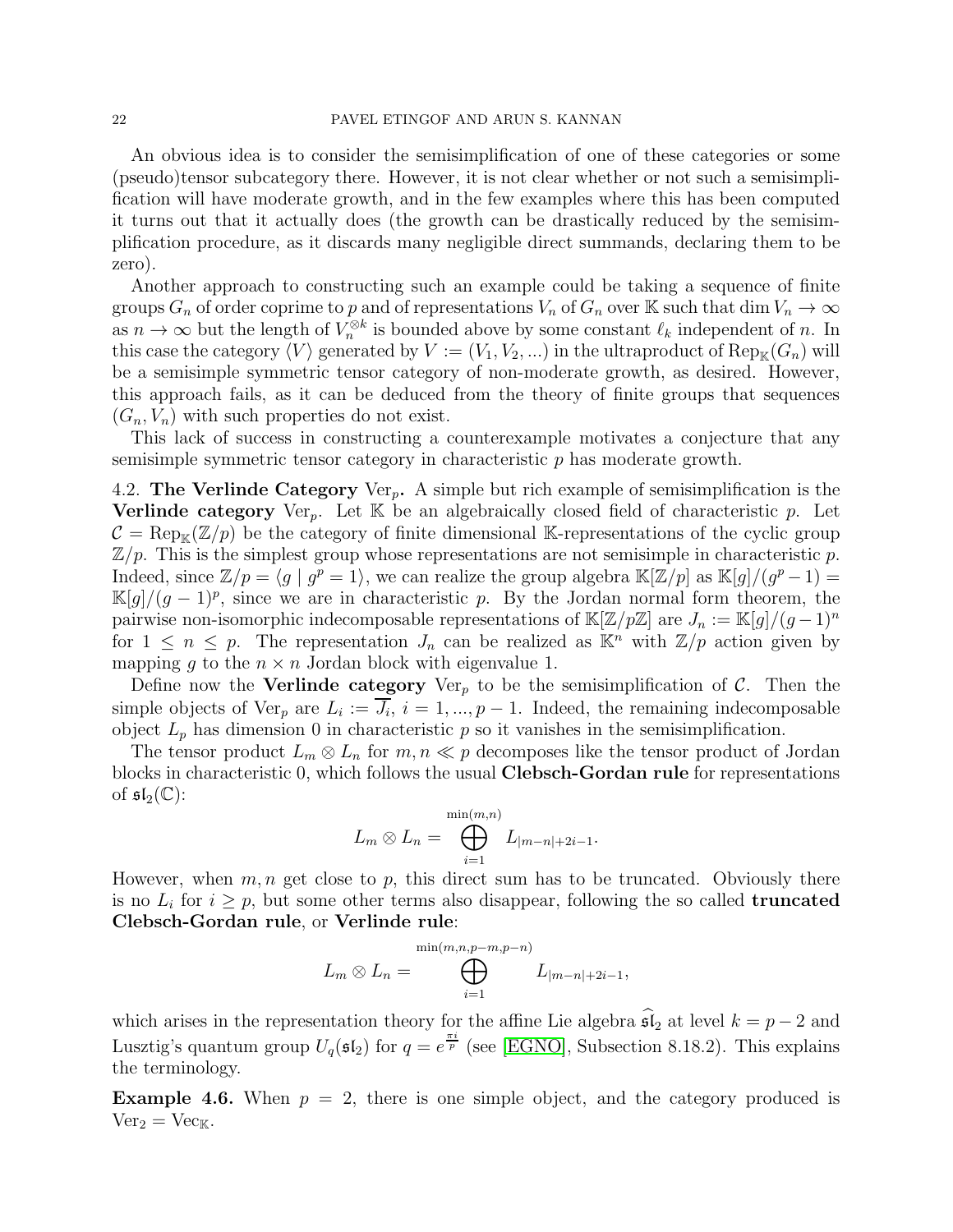An obvious idea is to consider the semisimplification of one of these categories or some (pseudo)tensor subcategory there. However, it is not clear whether or not such a semisimplification will have moderate growth, and in the few examples where this has been computed it turns out that it actually does (the growth can be drastically reduced by the semisimplification procedure, as it discards many negligible direct summands, declaring them to be zero).

Another approach to constructing such an example could be taking a sequence of finite groups $G_n$ of order coprime to $p$ and of representations $V_n$ of $G_n$ over $\mathbb{K}$ such that $\dim V_n \to \infty$ as $n \to \infty$ but the length of $V_n^{\otimes k}$ is bounded above by some constant $\ell_k$ independent of $n$. In this case the category $\langle V \rangle$ generated by $V := (V_1, V_2, ...)$ in the ultraproduct of $\mathrm{Rep}_{\mathbb{K}}(G_n)$ will be a semisimple symmetric tensor category of non-moderate growth, as desired. However, this approach fails, as it can be deduced from the theory of finite groups that sequences $(G_n, V_n)$ with such properties do not exist.

This lack of success in constructing a counterexample motivates a conjecture that any semisimple symmetric tensor category in characteristic $p$ has moderate growth.

4.2. **The Verlinde Category** $\mathrm{Ver}_p$**.** A simple but rich example of semisimplification is the **Verlinde category** $\mathrm{Ver}_p$. Let $\mathbb{K}$ be an algebraically closed field of characteristic $p$. Let $\mathcal{C} = \mathrm{Rep}_{\mathbb{K}}(\mathbb{Z}/p)$ be the category of finite dimensional $\mathbb{K}$-representations of the cyclic group $\mathbb{Z}/p$. This is the simplest group whose representations are not semisimple in characteristic $p$. Indeed, since $\mathbb{Z}/p = \langle g \mid g^p = 1 \rangle$, we can realize the group algebra $\mathbb{K}[\mathbb{Z}/p]$ as $\mathbb{K}[g]/(g^p - 1) = \mathbb{K}[g]/(g-1)^p$, since we are in characteristic $p$. By the Jordan normal form theorem, the pairwise non-isomorphic indecomposable representations of $\mathbb{K}[\mathbb{Z}/p\mathbb{Z}]$ are $J_n := \mathbb{K}[g]/(g-1)^n$ for $1 \leq n \leq p$. The representation $J_n$ can be realized as $\mathbb{K}^n$ with $\mathbb{Z}/p$ action given by mapping $g$ to the $n \times n$ Jordan block with eigenvalue 1.

Define now the **Verlinde category** $\mathrm{Ver}_p$ to be the semisimplification of $\mathcal{C}$. Then the simple objects of $\mathrm{Ver}_p$ are $L_i := \overline{J_i}$, $i = 1, ..., p-1$. Indeed, the remaining indecomposable object $L_p$ has dimension 0 in characteristic $p$ so it vanishes in the semisimplification.

The tensor product $L_m \otimes L_n$ for $m, n \ll p$ decomposes like the tensor product of Jordan blocks in characteristic 0, which follows the usual **Clebsch-Gordan rule** for representations of $\mathfrak{sl}_2(\mathbb{C})$:

$$L_m \otimes L_n = \bigoplus_{i=1}^{\min(m,n)} L_{|m-n|+2i-1}.$$

However, when $m, n$ get close to $p$, this direct sum has to be truncated. Obviously there is no $L_i$ for $i \geq p$, but some other terms also disappear, following the so called **truncated Clebsch-Gordan rule**, or **Verlinde rule**:

$$L_m \otimes L_n = \bigoplus_{i=1}^{\min(m,n,p-m,p-n)} L_{|m-n|+2i-1},$$

which arises in the representation theory for the affine Lie algebra $\widehat{\mathfrak{sl}}_2$ at level $k = p-2$ and Lusztig's quantum group $U_q(\mathfrak{sl}_2)$ for $q = e^{\frac{\pi i}{p}}$ (see [EGNO], Subsection 8.18.2). This explains the terminology.

**Example 4.6.** When $p = 2$, there is one simple object, and the category produced is $\mathrm{Ver}_2 = \mathrm{Vec}_{\mathbb{K}}$.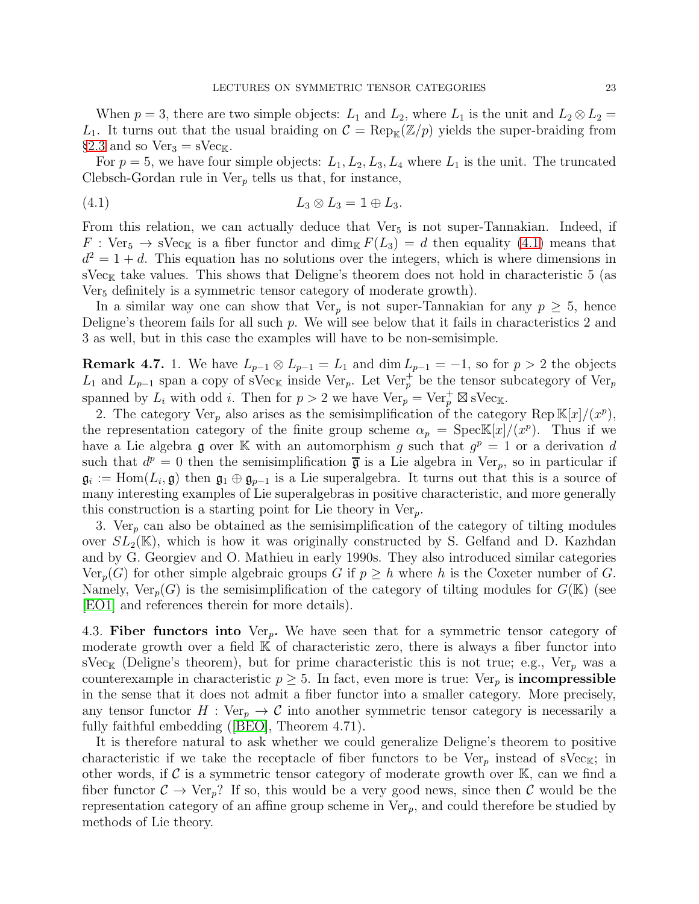When $p = 3$, there are two simple objects: $L_1$ and $L_2$, where $L_1$ is the unit and $L_2 \otimes L_2 = L_1$. It turns out that the usual braiding on $\mathcal{C} = \mathrm{Rep}_{\mathbb{K}}(\mathbb{Z}/p)$ yields the super-braiding from §2.3 and so $\mathrm{Ver}_3 = \mathrm{sVec}_{\mathbb{K}}$.

For $p = 5$, we have four simple objects: $L_1, L_2, L_3, L_4$ where $L_1$ is the unit. The truncated Clebsch-Gordan rule in $\mathrm{Ver}_p$ tells us that, for instance,

$$L_3 \otimes L_3 = \mathbb{1} \oplus L_3. \tag{4.1}$$

From this relation, we can actually deduce that $\mathrm{Ver}_5$ is not super-Tannakian. Indeed, if $F : \mathrm{Ver}_5 \to \mathrm{sVec}_{\mathbb{K}}$ is a fiber functor and $\dim_{\mathbb{K}} F(L_3) = d$ then equality (4.1) means that $d^2 = 1 + d$. This equation has no solutions over the integers, which is where dimensions in $\mathrm{sVec}_{\mathbb{K}}$ take values. This shows that Deligne's theorem does not hold in characteristic 5 (as $\mathrm{Ver}_5$ definitely is a symmetric tensor category of moderate growth).

In a similar way one can show that $\mathrm{Ver}_p$ is not super-Tannakian for any $p \geq 5$, hence Deligne's theorem fails for all such $p$. We will see below that it fails in characteristics 2 and 3 as well, but in this case the examples will have to be non-semisimple.

**Remark 4.7.** 1. We have $L_{p-1} \otimes L_{p-1} = L_1$ and $\dim L_{p-1} = -1$, so for $p > 2$ the objects $L_1$ and $L_{p-1}$ span a copy of $\mathrm{sVec}_{\mathbb{K}}$ inside $\mathrm{Ver}_p$. Let $\mathrm{Ver}_p^+$ be the tensor subcategory of $\mathrm{Ver}_p$ spanned by $L_i$ with odd $i$. Then for $p > 2$ we have $\mathrm{Ver}_p = \mathrm{Ver}_p^+ \boxtimes \mathrm{sVec}_{\mathbb{K}}$.

2. The category $\mathrm{Ver}_p$ also arises as the semisimplification of the category $\mathrm{Rep}\,\mathbb{K}[x]/(x^p)$, the representation category of the finite group scheme $\alpha_p = \mathrm{Spec}\mathbb{K}[x]/(x^p)$. Thus if we have a Lie algebra $\mathfrak{g}$ over $\mathbb{K}$ with an automorphism $g$ such that $g^p = 1$ or a derivation $d$ such that $d^p = 0$ then the semisimplification $\overline{\mathfrak{g}}$ is a Lie algebra in $\mathrm{Ver}_p$, so in particular if $\mathfrak{g}_i := \mathrm{Hom}(L_i, \mathfrak{g})$ then $\mathfrak{g}_1 \oplus \mathfrak{g}_{p-1}$ is a Lie superalgebra. It turns out that this is a source of many interesting examples of Lie superalgebras in positive characteristic, and more generally this construction is a starting point for Lie theory in $\mathrm{Ver}_p$.

3. $\mathrm{Ver}_p$ can also be obtained as the semisimplification of the category of tilting modules over $SL_2(\mathbb{K})$, which is how it was originally constructed by S. Gelfand and D. Kazhdan and by G. Georgiev and O. Mathieu in early 1990s. They also introduced similar categories $\mathrm{Ver}_p(G)$ for other simple algebraic groups $G$ if $p \geq h$ where $h$ is the Coxeter number of $G$. Namely, $\mathrm{Ver}_p(G)$ is the semisimplification of the category of tilting modules for $G(\mathbb{K})$ (see [EO1] and references therein for more details).

4.3. **Fiber functors into $\mathrm{Ver}_p$.** We have seen that for a symmetric tensor category of moderate growth over a field $\mathbb{K}$ of characteristic zero, there is always a fiber functor into $\mathrm{sVec}_{\mathbb{K}}$ (Deligne's theorem), but for prime characteristic this is not true; e.g., $\mathrm{Ver}_p$ was a counterexample in characteristic $p \geq 5$. In fact, even more is true: $\mathrm{Ver}_p$ is **incompressible** in the sense that it does not admit a fiber functor into a smaller category. More precisely, any tensor functor $H : \mathrm{Ver}_p \to \mathcal{C}$ into another symmetric tensor category is necessarily a fully faithful embedding ([BEO], Theorem 4.71).

It is therefore natural to ask whether we could generalize Deligne's theorem to positive characteristic if we take the receptacle of fiber functors to be $\mathrm{Ver}_p$ instead of $\mathrm{sVec}_{\mathbb{K}}$; in other words, if $\mathcal{C}$ is a symmetric tensor category of moderate growth over $\mathbb{K}$, can we find a fiber functor $\mathcal{C} \to \mathrm{Ver}_p$? If so, this would be a very good news, since then $\mathcal{C}$ would be the representation category of an affine group scheme in $\mathrm{Ver}_p$, and could therefore be studied by methods of Lie theory.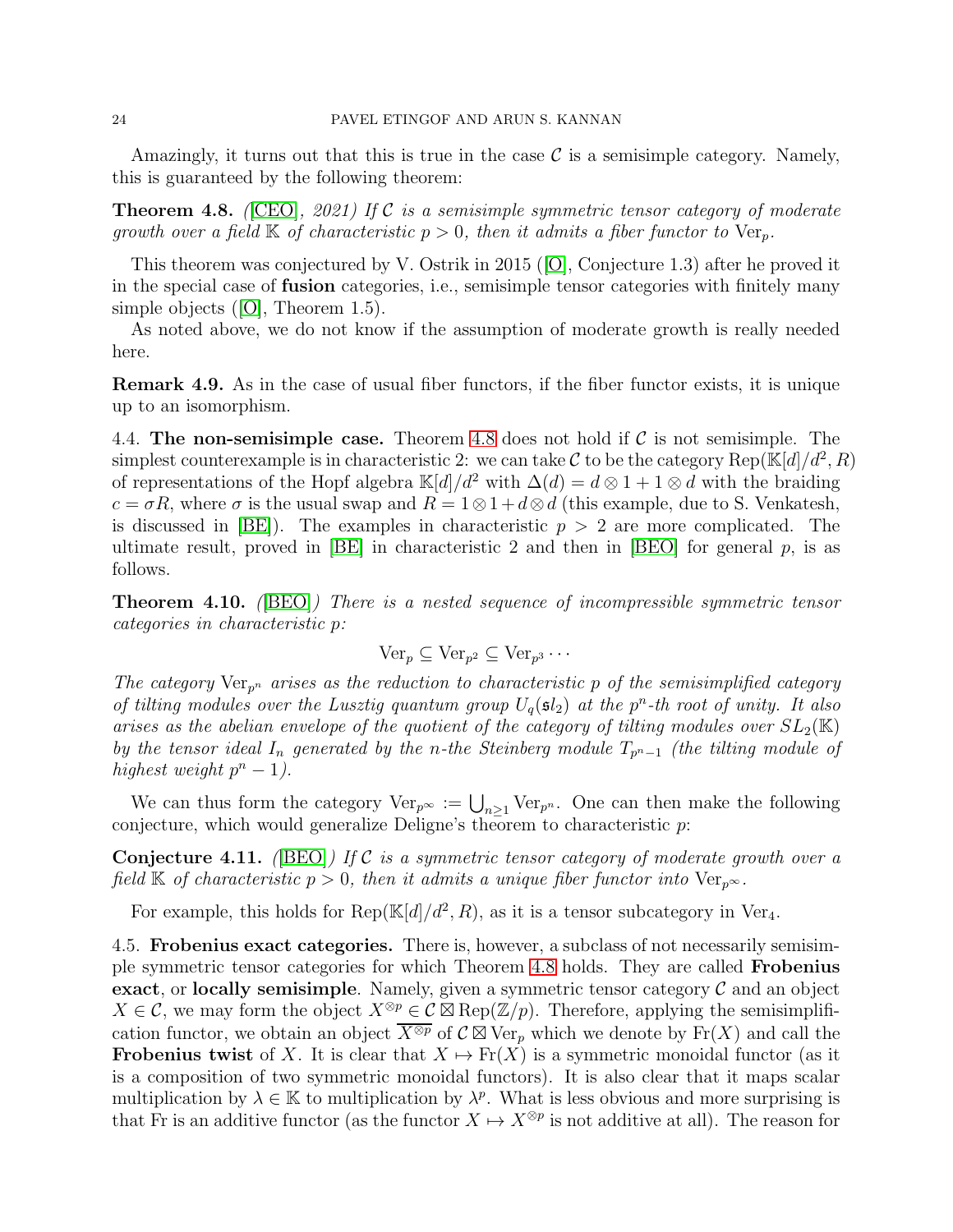Amazingly, it turns out that this is true in the case $\mathcal{C}$ is a semisimple category. Namely, this is guaranteed by the following theorem:

**Theorem 4.8.** *([CEO], 2021) If $\mathcal{C}$ is a semisimple symmetric tensor category of moderate growth over a field $\mathbb{K}$ of characteristic $p > 0$, then it admits a fiber functor to $\mathrm{Ver}_p$.*

This theorem was conjectured by V. Ostrik in 2015 ([O], Conjecture 1.3) after he proved it in the special case of **fusion** categories, i.e., semisimple tensor categories with finitely many simple objects ([O], Theorem 1.5).

As noted above, we do not know if the assumption of moderate growth is really needed here.

**Remark 4.9.** As in the case of usual fiber functors, if the fiber functor exists, it is unique up to an isomorphism.

### 4.4. The non-semisimple case.

Theorem 4.8 does not hold if $\mathcal{C}$ is not semisimple. The simplest counterexample is in characteristic 2: we can take $\mathcal{C}$ to be the category $\mathrm{Rep}(\mathbb{K}[d]/d^2, R)$ of representations of the Hopf algebra $\mathbb{K}[d]/d^2$ with $\Delta(d) = d \otimes 1 + 1 \otimes d$ with the braiding $c = \sigma R$, where $\sigma$ is the usual swap and $R = 1 \otimes 1 + d \otimes d$ (this example, due to S. Venkatesh, is discussed in [BE]). The examples in characteristic $p > 2$ are more complicated. The ultimate result, proved in [BE] in characteristic 2 and then in [BEO] for general $p$, is as follows.

**Theorem 4.10.** *([BEO]) There is a nested sequence of incompressible symmetric tensor categories in characteristic $p$:*

$$\mathrm{Ver}_p \subseteq \mathrm{Ver}_{p^2} \subseteq \mathrm{Ver}_{p^3} \cdots$$

*The category $\mathrm{Ver}_{p^n}$ arises as the reduction to characteristic $p$ of the semisimplified category of tilting modules over the Lusztig quantum group $U_q(\mathfrak{sl}_2)$ at the $p^n$-th root of unity. It also arises as the abelian envelope of the quotient of the category of tilting modules over $SL_2(\mathbb{K})$ by the tensor ideal $I_n$ generated by the $n$-the Steinberg module $T_{p^n-1}$ (the tilting module of highest weight $p^n - 1$).*

We can thus form the category $\mathrm{Ver}_{p^\infty} := \bigcup_{n \geq 1} \mathrm{Ver}_{p^n}$. One can then make the following conjecture, which would generalize Deligne's theorem to characteristic $p$:

**Conjecture 4.11.** *([BEO]) If $\mathcal{C}$ is a symmetric tensor category of moderate growth over a field $\mathbb{K}$ of characteristic $p > 0$, then it admits a unique fiber functor into $\mathrm{Ver}_{p^\infty}$.*

For example, this holds for $\mathrm{Rep}(\mathbb{K}[d]/d^2, R)$, as it is a tensor subcategory in $\mathrm{Ver}_4$.

### 4.5. Frobenius exact categories.

There is, however, a subclass of not necessarily semisimple symmetric tensor categories for which Theorem 4.8 holds. They are called **Frobenius exact**, or **locally semisimple**. Namely, given a symmetric tensor category $\mathcal{C}$ and an object $X \in \mathcal{C}$, we may form the object $X^{\otimes p} \in \mathcal{C} \boxtimes \mathrm{Rep}(\mathbb{Z}/p)$. Therefore, applying the semisimplification functor, we obtain an object $\overline{X^{\otimes p}}$ of $\mathcal{C} \boxtimes \mathrm{Ver}_p$ which we denote by $\mathrm{Fr}(X)$ and call the **Frobenius twist** of $X$. It is clear that $X \mapsto \mathrm{Fr}(X)$ is a symmetric monoidal functor (as it is a composition of two symmetric monoidal functors). It is also clear that it maps scalar multiplication by $\lambda \in \mathbb{K}$ to multiplication by $\lambda^p$. What is less obvious and more surprising is that Fr is an additive functor (as the functor $X \mapsto X^{\otimes p}$ is not additive at all). The reason for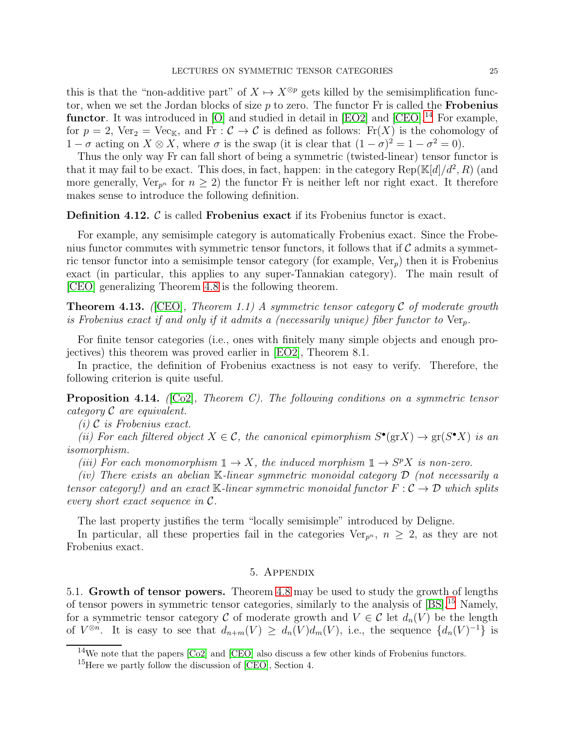this is that the "non-additive part" of $X \mapsto X^{\otimes p}$ gets killed by the semisimplification functor, when we set the Jordan blocks of size $p$ to zero. The functor Fr is called the **Frobenius functor**. It was introduced in [O] and studied in detail in [EO2] and [CEO].[14] For example, for $p = 2$, $\mathrm{Ver}_2 = \mathrm{Vec}_{\mathbb{K}}$, and $\mathrm{Fr} : \mathcal{C} \to \mathcal{C}$ is defined as follows: $\mathrm{Fr}(X)$ is the cohomology of $1 - \sigma$ acting on $X \otimes X$, where $\sigma$ is the swap (it is clear that $(1-\sigma)^2 = 1 - \sigma^2 = 0$).

Thus the only way Fr can fall short of being a symmetric (twisted-linear) tensor functor is that it may fail to be exact. This does, in fact, happen: in the category $\mathrm{Rep}(\mathbb{K}[d]/d^2, R)$ (and more generally, $\mathrm{Ver}_{p^n}$ for $n \geq 2$) the functor Fr is neither left nor right exact. It therefore makes sense to introduce the following definition.

**Definition 4.12.** $\mathcal{C}$ is called **Frobenius exact** if its Frobenius functor is exact.

For example, any semisimple category is automatically Frobenius exact. Since the Frobenius functor commutes with symmetric tensor functors, it follows that if $\mathcal{C}$ admits a symmetric tensor functor into a semisimple tensor category (for example, $\mathrm{Ver}_p$) then it is Frobenius exact (in particular, this applies to any super-Tannakian category). The main result of [CEO] generalizing Theorem 4.8 is the following theorem.

**Theorem 4.13.** *([CEO], Theorem 1.1) A symmetric tensor category $\mathcal{C}$ of moderate growth is Frobenius exact if and only if it admits a (necessarily unique) fiber functor to $\mathrm{Ver}_p$.*

For finite tensor categories (i.e., ones with finitely many simple objects and enough projectives) this theorem was proved earlier in [EO2], Theorem 8.1.

In practice, the definition of Frobenius exactness is not easy to verify. Therefore, the following criterion is quite useful.

**Proposition 4.14.** *([Co2], Theorem C). The following conditions on a symmetric tensor category $\mathcal{C}$ are equivalent.*

*(i) $\mathcal{C}$ is Frobenius exact.*

*(ii) For each filtered object $X \in \mathcal{C}$, the canonical epimorphism $S^\bullet(\mathrm{gr}X) \to \mathrm{gr}(S^\bullet X)$ is an isomorphism.*

*(iii) For each monomorphism $\mathbb{1} \to X$, the induced morphism $\mathbb{1} \to S^p X$ is non-zero.*

*(iv) There exists an abelian $\mathbb{K}$-linear symmetric monoidal category $\mathcal{D}$ (not necessarily a tensor category!) and an exact $\mathbb{K}$-linear symmetric monoidal functor $F : \mathcal{C} \to \mathcal{D}$ which splits every short exact sequence in $\mathcal{C}$.*

The last property justifies the term "locally semisimple" introduced by Deligne.

In particular, all these properties fail in the categories $\mathrm{Ver}_{p^n}$, $n \geq 2$, as they are not Frobenius exact.

## 5. Appendix

5.1. **Growth of tensor powers.** Theorem 4.8 may be used to study the growth of lengths of tensor powers in symmetric tensor categories, similarly to the analysis of [BS].[15] Namely, for a symmetric tensor category $\mathcal{C}$ of moderate growth and $V \in \mathcal{C}$ let $d_n(V)$ be the length of $V^{\otimes n}$. It is easy to see that $d_{n+m}(V) \geq d_n(V) d_m(V)$, i.e., the sequence $\{d_n(V)^{-1}\}$ is

[14] We note that the papers [Co2] and [CEO] also discuss a few other kinds of Frobenius functors.

[15] Here we partly follow the discussion of [CEO], Section 4.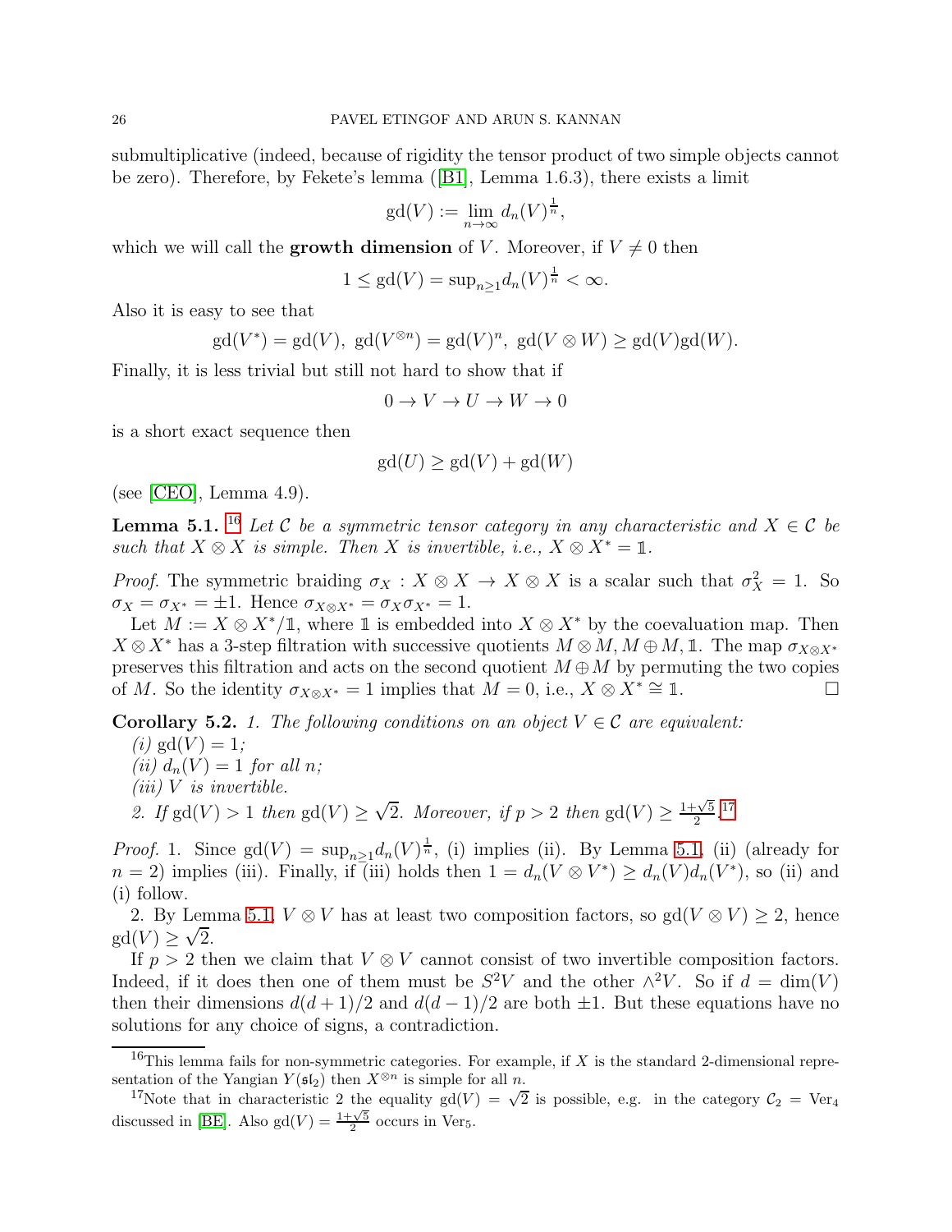submultiplicative (indeed, because of rigidity the tensor product of two simple objects cannot be zero). Therefore, by Fekete's lemma ([B1], Lemma 1.6.3), there exists a limit

$$\mathrm{gd}(V) := \lim_{n\to\infty} d_n(V)^{\frac{1}{n}},$$

which we will call the **growth dimension** of $V$. Moreover, if $V \neq 0$ then

$$1 \leq \mathrm{gd}(V) = \sup_{n\geq 1} d_n(V)^{\frac{1}{n}} < \infty.$$

Also it is easy to see that

$$\mathrm{gd}(V^*) = \mathrm{gd}(V),\ \mathrm{gd}(V^{\otimes n}) = \mathrm{gd}(V)^n,\ \mathrm{gd}(V \otimes W) \geq \mathrm{gd}(V)\mathrm{gd}(W).$$

Finally, it is less trivial but still not hard to show that if

$$0 \to V \to U \to W \to 0$$

is a short exact sequence then

$$\mathrm{gd}(U) \geq \mathrm{gd}(V) + \mathrm{gd}(W)$$

(see [CEO], Lemma 4.9).

**Lemma 5.1.** [16] *Let $\mathcal{C}$ be a symmetric tensor category in any characteristic and $X \in \mathcal{C}$ be such that $X \otimes X$ is simple. Then $X$ is invertible, i.e., $X \otimes X^* = \mathbb{1}$.*

*Proof.* The symmetric braiding $\sigma_X : X \otimes X \to X \otimes X$ is a scalar such that $\sigma_X^2 = 1$. So $\sigma_X = \sigma_{X^*} = \pm 1$. Hence $\sigma_{X\otimes X^*} = \sigma_X \sigma_{X^*} = 1$.

Let $M := X \otimes X^*/\mathbb{1}$, where $\mathbb{1}$ is embedded into $X \otimes X^*$ by the coevaluation map. Then $X \otimes X^*$ has a 3-step filtration with successive quotients $M \otimes M, M \oplus M, \mathbb{1}$. The map $\sigma_{X\otimes X^*}$ preserves this filtration and acts on the second quotient $M \oplus M$ by permuting the two copies of $M$. So the identity $\sigma_{X\otimes X^*} = 1$ implies that $M = 0$, i.e., $X \otimes X^* \cong \mathbb{1}$. $\square$

**Corollary 5.2.** *1. The following conditions on an object $V \in \mathcal{C}$ are equivalent:*

*(i) $\mathrm{gd}(V) = 1$;*

*(ii) $d_n(V) = 1$ for all $n$;*

*(iii) $V$ is invertible.*

*2. If $\mathrm{gd}(V) > 1$ then $\mathrm{gd}(V) \geq \sqrt{2}$. Moreover, if $p > 2$ then $\mathrm{gd}(V) \geq \frac{1+\sqrt{5}}{2}$.*[17]

*Proof.* 1. Since $\mathrm{gd}(V) = \sup_{n\geq 1} d_n(V)^{\frac{1}{n}}$, (i) implies (ii). By Lemma 5.1, (ii) (already for $n = 2$) implies (iii). Finally, if (iii) holds then $1 = d_n(V \otimes V^*) \geq d_n(V)d_n(V^*)$, so (ii) and (i) follow.

2. By Lemma 5.1, $V \otimes V$ has at least two composition factors, so $\mathrm{gd}(V \otimes V) \geq 2$, hence $\mathrm{gd}(V) \geq \sqrt{2}$.

If $p > 2$ then we claim that $V \otimes V$ cannot consist of two invertible composition factors. Indeed, if it does then one of them must be $S^2V$ and the other $\wedge^2 V$. So if $d = \dim(V)$ then their dimensions $d(d+1)/2$ and $d(d-1)/2$ are both $\pm 1$. But these equations have no solutions for any choice of signs, a contradiction.

---

[16] This lemma fails for non-symmetric categories. For example, if $X$ is the standard 2-dimensional representation of the Yangian $Y(\mathfrak{sl}_2)$ then $X^{\otimes n}$ is simple for all $n$.

[17] Note that in characteristic 2 the equality $\mathrm{gd}(V) = \sqrt{2}$ is possible, e.g. in the category $\mathcal{C}_2 = \mathrm{Ver}_4$ discussed in [BE]. Also $\mathrm{gd}(V) = \frac{1+\sqrt{5}}{2}$ occurs in $\mathrm{Ver}_5$.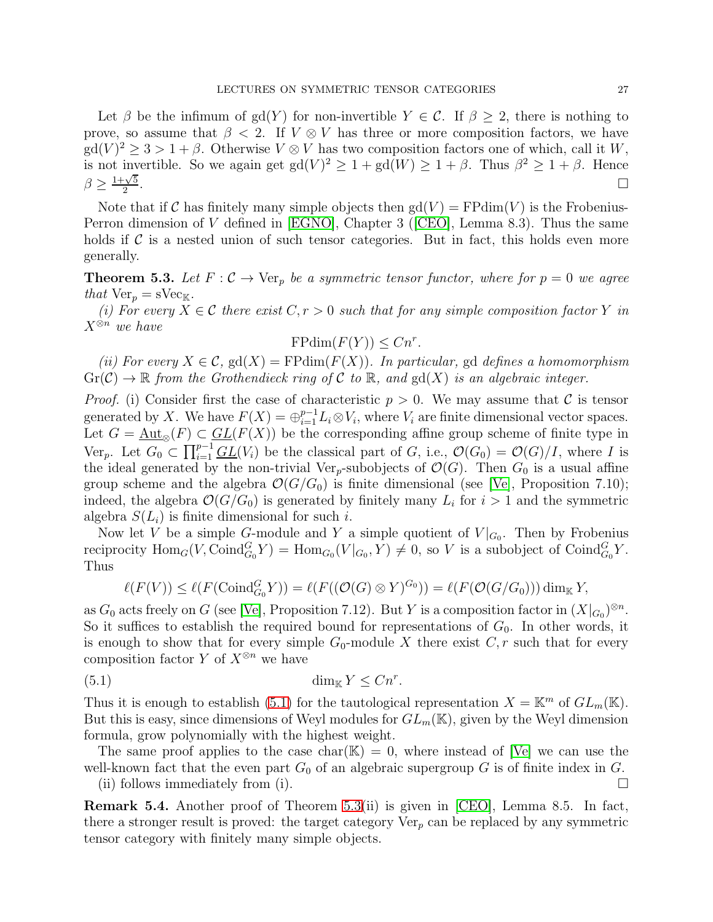Let $\beta$ be the infimum of $\mathrm{gd}(Y)$ for non-invertible $Y \in \mathcal{C}$. If $\beta \geq 2$, there is nothing to prove, so assume that $\beta < 2$. If $V \otimes V$ has three or more composition factors, we have $\mathrm{gd}(V)^2 \geq 3 > 1+\beta$. Otherwise $V \otimes V$ has two composition factors one of which, call it $W$, is not invertible. So we again get $\mathrm{gd}(V)^2 \geq 1 + \mathrm{gd}(W) \geq 1+\beta$. Thus $\beta^2 \geq 1+\beta$. Hence $\beta \geq \frac{1+\sqrt{5}}{2}$. $\square$

Note that if $\mathcal{C}$ has finitely many simple objects then $\mathrm{gd}(V) = \mathrm{FPdim}(V)$ is the Frobenius-Perron dimension of $V$ defined in [EGNO], Chapter 3 ([CEO], Lemma 8.3). Thus the same holds if $\mathcal{C}$ is a nested union of such tensor categories. But in fact, this holds even more generally.

**Theorem 5.3.** *Let $F : \mathcal{C} \to \mathrm{Ver}_p$ be a symmetric tensor functor, where for $p = 0$ we agree that $\mathrm{Ver}_p = \mathrm{sVec}_{\mathbb{K}}$.*

*(i) For every $X \in \mathcal{C}$ there exist $C, r > 0$ such that for any simple composition factor $Y$ in $X^{\otimes n}$ we have*

$$\mathrm{FPdim}(F(Y)) \leq Cn^r.$$

*(ii) For every $X \in \mathcal{C}$, $\mathrm{gd}(X) = \mathrm{FPdim}(F(X))$. In particular,* gd *defines a homomorphism $\mathrm{Gr}(\mathcal{C}) \to \mathbb{R}$ from the Grothendieck ring of $\mathcal{C}$ to $\mathbb{R}$, and $\mathrm{gd}(X)$ is an algebraic integer.*

*Proof.* (i) Consider first the case of characteristic $p > 0$. We may assume that $\mathcal{C}$ is tensor generated by $X$. We have $F(X) = \oplus_{i=1}^{p-1} L_i \otimes V_i$, where $V_i$ are finite dimensional vector spaces. Let $G = \underline{\mathrm{Aut}}_{\otimes}(F) \subset \underline{GL}(F(X))$ be the corresponding affine group scheme of finite type in $\mathrm{Ver}_p$. Let $G_0 \subset \prod_{i=1}^{p-1} \underline{GL}(V_i)$ be the classical part of $G$, i.e., $\mathcal{O}(G_0) = \mathcal{O}(G)/I$, where $I$ is the ideal generated by the non-trivial $\mathrm{Ver}_p$-subobjects of $\mathcal{O}(G)$. Then $G_0$ is a usual affine group scheme and the algebra $\mathcal{O}(G/G_0)$ is finite dimensional (see [Ve], Proposition 7.10); indeed, the algebra $\mathcal{O}(G/G_0)$ is generated by finitely many $L_i$ for $i > 1$ and the symmetric algebra $S(L_i)$ is finite dimensional for such $i$.

Now let $V$ be a simple $G$-module and $Y$ a simple quotient of $V|_{G_0}$. Then by Frobenius reciprocity $\mathrm{Hom}_G(V, \mathrm{Coind}_{G_0}^G Y) = \mathrm{Hom}_{G_0}(V|_{G_0}, Y) \neq 0$, so $V$ is a subobject of $\mathrm{Coind}_{G_0}^G Y$. Thus

$$\ell(F(V)) \leq \ell(F(\mathrm{Coind}_{G_0}^G Y)) = \ell(F((\mathcal{O}(G) \otimes Y)^{G_0})) = \ell(F(\mathcal{O}(G/G_0))) \dim_{\mathbb{K}} Y,$$

as $G_0$ acts freely on $G$ (see [Ve], Proposition 7.12). But $Y$ is a composition factor in $(X|_{G_0})^{\otimes n}$. So it suffices to establish the required bound for representations of $G_0$. In other words, it is enough to show that for every simple $G_0$-module $X$ there exist $C, r$ such that for every composition factor $Y$ of $X^{\otimes n}$ we have

$$\dim_{\mathbb{K}} Y \leq Cn^r. \tag{5.1}$$

Thus it is enough to establish (5.1) for the tautological representation $X = \mathbb{K}^m$ of $GL_m(\mathbb{K})$. But this is easy, since dimensions of Weyl modules for $GL_m(\mathbb{K})$, given by the Weyl dimension formula, grow polynomially with the highest weight.

The same proof applies to the case $\mathrm{char}(\mathbb{K}) = 0$, where instead of [Ve] we can use the well-known fact that the even part $G_0$ of an algebraic supergroup $G$ is of finite index in $G$.

(ii) follows immediately from (i). $\square$

**Remark 5.4.** Another proof of Theorem 5.3(ii) is given in [CEO], Lemma 8.5. In fact, there a stronger result is proved: the target category $\mathrm{Ver}_p$ can be replaced by any symmetric tensor category with finitely many simple objects.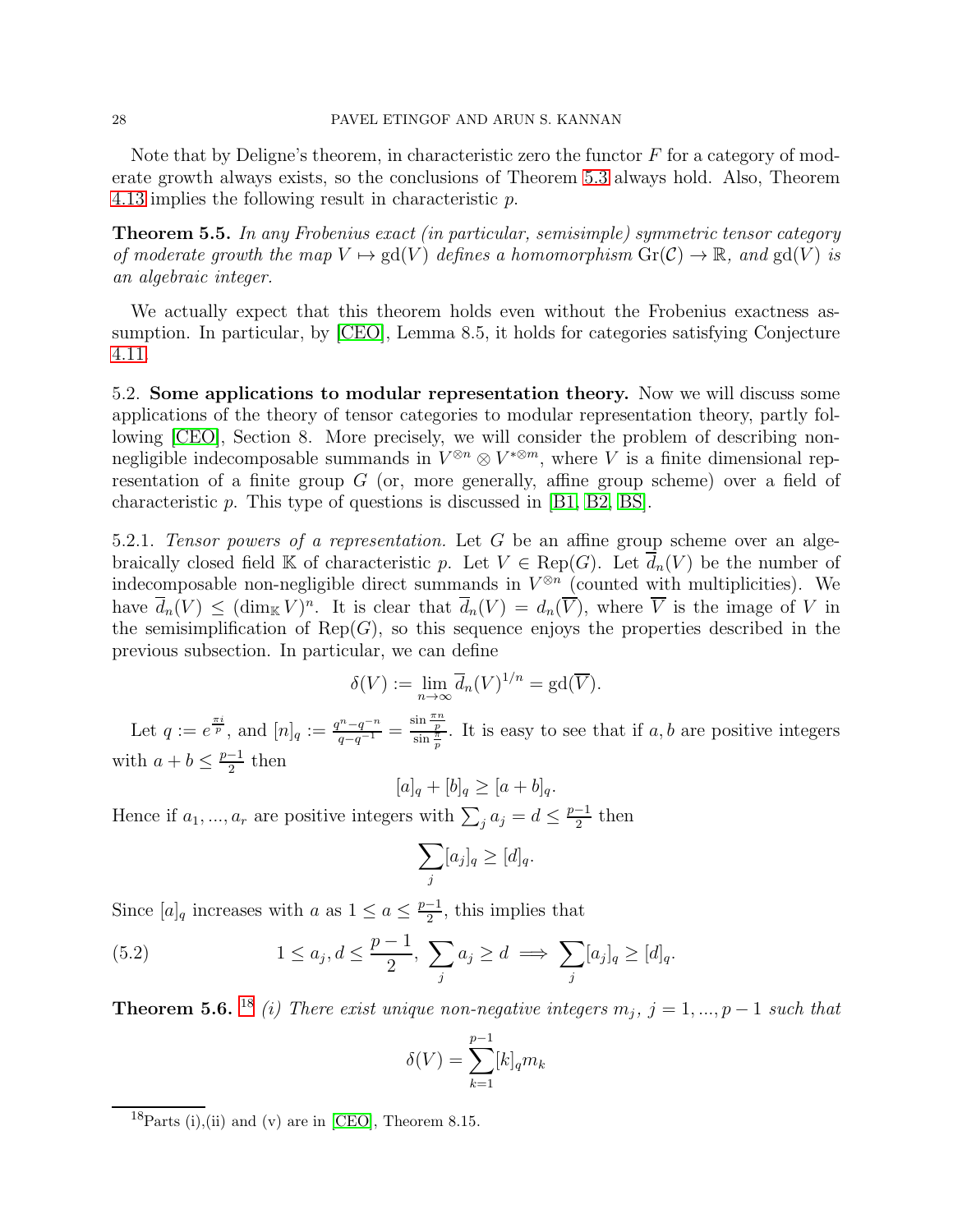Note that by Deligne's theorem, in characteristic zero the functor $F$ for a category of moderate growth always exists, so the conclusions of Theorem 5.3 always hold. Also, Theorem 4.13 implies the following result in characteristic $p$.

**Theorem 5.5.** *In any Frobenius exact (in particular, semisimple) symmetric tensor category of moderate growth the map $V \mapsto \mathrm{gd}(V)$ defines a homomorphism $\mathrm{Gr}(\mathcal{C}) \to \mathbb{R}$, and $\mathrm{gd}(V)$ is an algebraic integer.*

We actually expect that this theorem holds even without the Frobenius exactness assumption. In particular, by [CEO], Lemma 8.5, it holds for categories satisfying Conjecture 4.11.

5.2. **Some applications to modular representation theory.** Now we will discuss some applications of the theory of tensor categories to modular representation theory, partly following [CEO], Section 8. More precisely, we will consider the problem of describing non-negligible indecomposable summands in $V^{\otimes n} \otimes V^{*\otimes m}$, where $V$ is a finite dimensional representation of a finite group $G$ (or, more generally, affine group scheme) over a field of characteristic $p$. This type of questions is discussed in [B1, B2, BS].

5.2.1. *Tensor powers of a representation.* Let $G$ be an affine group scheme over an algebraically closed field $\mathbb{K}$ of characteristic $p$. Let $V \in \mathrm{Rep}(G)$. Let $\overline{d}_n(V)$ be the number of indecomposable non-negligible direct summands in $V^{\otimes n}$ (counted with multiplicities). We have $\overline{d}_n(V) \le (\dim_{\mathbb{K}} V)^n$. It is clear that $\overline{d}_n(V) = d_n(\overline{V})$, where $\overline{V}$ is the image of $V$ in the semisimplification of $\mathrm{Rep}(G)$, so this sequence enjoys the properties described in the previous subsection. In particular, we can define

$$\delta(V) := \lim_{n\to\infty} \overline{d}_n(V)^{1/n} = \mathrm{gd}(\overline{V}).$$

Let $q := e^{\frac{\pi i}{p}}$, and $[n]_q := \frac{q^n - q^{-n}}{q - q^{-1}} = \frac{\sin\frac{\pi n}{p}}{\sin\frac{\pi}{p}}$. It is easy to see that if $a, b$ are positive integers with $a + b \le \frac{p-1}{2}$ then

$$[a]_q + [b]_q \ge [a+b]_q.$$

Hence if $a_1, ..., a_r$ are positive integers with $\sum_j a_j = d \le \frac{p-1}{2}$ then

$$\sum_j [a_j]_q \ge [d]_q.$$

Since $[a]_q$ increases with $a$ as $1 \le a \le \frac{p-1}{2}$, this implies that

$$1 \le a_j, d \le \frac{p-1}{2},\ \sum_j a_j \ge d \implies \sum_j [a_j]_q \ge [d]_q. \tag{5.2}$$

**Theorem 5.6.** [18] *(i) There exist unique non-negative integers $m_j$, $j = 1, ..., p-1$ such that*

$$\delta(V) = \sum_{k=1}^{p-1} [k]_q m_k$$

[18] Parts (i),(ii) and (v) are in [CEO], Theorem 8.15.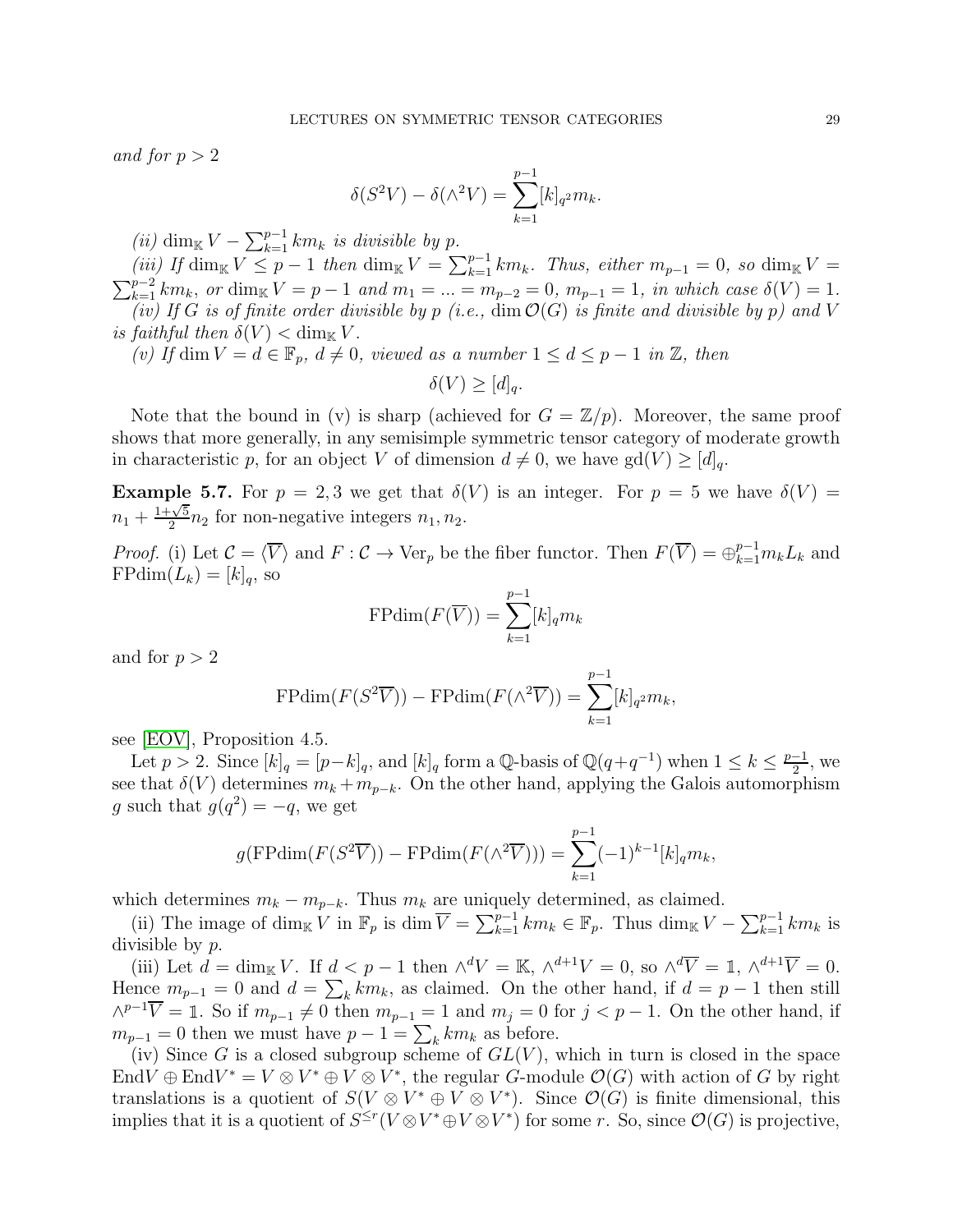*and for $p > 2$*

$$\delta(S^2V) - \delta(\wedge^2V) = \sum_{k=1}^{p-1}[k]_{q^2}m_k.$$

*(ii) $\dim_{\mathbb{K}} V - \sum_{k=1}^{p-1} km_k$ is divisible by $p$.*

*(iii) If $\dim_{\mathbb{K}} V \le p-1$ then $\dim_{\mathbb{K}} V = \sum_{k=1}^{p-1} km_k$. Thus, either $m_{p-1} = 0$, so $\dim_{\mathbb{K}} V = \sum_{k=1}^{p-2} km_k$, or $\dim_{\mathbb{K}} V = p-1$ and $m_1 = ... = m_{p-2} = 0$, $m_{p-1} = 1$, in which case $\delta(V) = 1$.*

*(iv) If $G$ is of finite order divisible by $p$ (i.e., $\dim \mathcal{O}(G)$ is finite and divisible by $p$) and $V$ is faithful then $\delta(V) < \dim_{\mathbb{K}} V$.*

*(v) If $\dim V = d \in \mathbb{F}_p$, $d \neq 0$, viewed as a number $1 \le d \le p-1$ in $\mathbb{Z}$, then*

$$\delta(V) \ge [d]_q.$$

Note that the bound in (v) is sharp (achieved for $G = \mathbb{Z}/p$). Moreover, the same proof shows that more generally, in any semisimple symmetric tensor category of moderate growth in characteristic $p$, for an object $V$ of dimension $d \neq 0$, we have $\mathrm{gd}(V) \ge [d]_q$.

**Example 5.7.** For $p = 2, 3$ we get that $\delta(V)$ is an integer. For $p = 5$ we have $\delta(V) = n_1 + \frac{1+\sqrt{5}}{2}n_2$ for non-negative integers $n_1, n_2$.

*Proof.* (i) Let $\mathcal{C} = \langle \overline{V} \rangle$ and $F : \mathcal{C} \to \mathrm{Ver}_p$ be the fiber functor. Then $F(\overline{V}) = \oplus_{k=1}^{p-1} m_k L_k$ and $\mathrm{FPdim}(L_k) = [k]_q$, so

$$\mathrm{FPdim}(F(\overline{V})) = \sum_{k=1}^{p-1}[k]_q m_k$$

and for $p > 2$

$$\mathrm{FPdim}(F(S^2\overline{V})) - \mathrm{FPdim}(F(\wedge^2\overline{V})) = \sum_{k=1}^{p-1}[k]_{q^2}m_k,$$

see [EOV], Proposition 4.5.

Let $p > 2$. Since $[k]_q = [p-k]_q$, and $[k]_q$ form a $\mathbb{Q}$-basis of $\mathbb{Q}(q+q^{-1})$ when $1 \le k \le \frac{p-1}{2}$, we see that $\delta(V)$ determines $m_k + m_{p-k}$. On the other hand, applying the Galois automorphism $g$ such that $g(q^2) = -q$, we get

$$g(\mathrm{FPdim}(F(S^2\overline{V})) - \mathrm{FPdim}(F(\wedge^2\overline{V}))) = \sum_{k=1}^{p-1}(-1)^{k-1}[k]_q m_k,$$

which determines $m_k - m_{p-k}$. Thus $m_k$ are uniquely determined, as claimed.

(ii) The image of $\dim_{\mathbb{K}} V$ in $\mathbb{F}_p$ is $\dim \overline{V} = \sum_{k=1}^{p-1} km_k \in \mathbb{F}_p$. Thus $\dim_{\mathbb{K}} V - \sum_{k=1}^{p-1} km_k$ is divisible by $p$.

(iii) Let $d = \dim_{\mathbb{K}} V$. If $d < p-1$ then $\wedge^d V = \mathbb{K}$, $\wedge^{d+1}V = 0$, so $\wedge^d\overline{V} = \mathbb{1}$, $\wedge^{d+1}\overline{V} = 0$. Hence $m_{p-1} = 0$ and $d = \sum_k km_k$, as claimed. On the other hand, if $d = p-1$ then still $\wedge^{p-1}\overline{V} = \mathbb{1}$. So if $m_{p-1} \neq 0$ then $m_{p-1} = 1$ and $m_j = 0$ for $j < p-1$. On the other hand, if $m_{p-1} = 0$ then we must have $p - 1 = \sum_k km_k$ as before.

(iv) Since $G$ is a closed subgroup scheme of $GL(V)$, which in turn is closed in the space $\mathrm{End}V \oplus \mathrm{End}V^* = V \otimes V^* \oplus V \otimes V^*$, the regular $G$-module $\mathcal{O}(G)$ with action of $G$ by right translations is a quotient of $S(V \otimes V^* \oplus V \otimes V^*)$. Since $\mathcal{O}(G)$ is finite dimensional, this implies that it is a quotient of $S^{\le r}(V \otimes V^* \oplus V \otimes V^*)$ for some $r$. So, since $\mathcal{O}(G)$ is projective,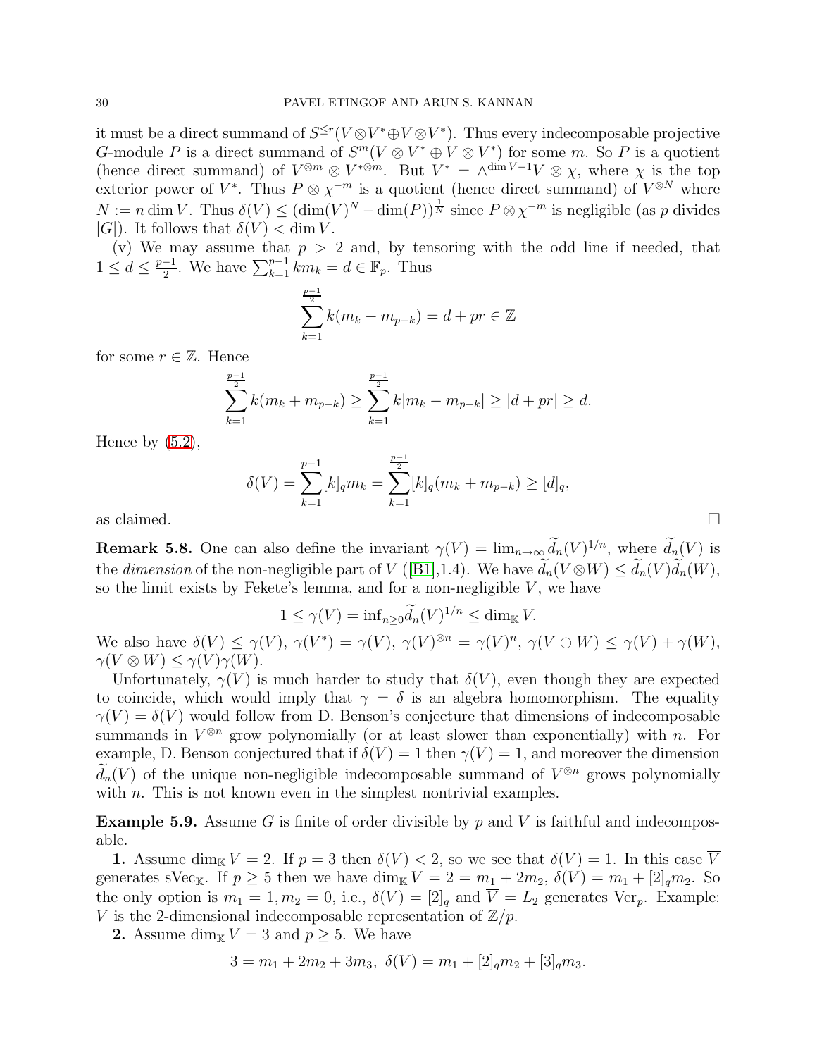it must be a direct summand of $S^{\leq r}(V\otimes V^*\oplus V\otimes V^*)$. Thus every indecomposable projective $G$-module $P$ is a direct summand of $S^m(V\otimes V^*\oplus V\otimes V^*)$ for some $m$. So $P$ is a quotient (hence direct summand) of $V^{\otimes m}\otimes V^{*\otimes m}$. But $V^* = \wedge^{\dim V-1}V\otimes\chi$, where $\chi$ is the top exterior power of $V^*$. Thus $P\otimes\chi^{-m}$ is a quotient (hence direct summand) of $V^{\otimes N}$ where $N := n\dim V$. Thus $\delta(V)\leq(\dim(V)^N-\dim(P))^{\frac{1}{N}}$ since $P\otimes\chi^{-m}$ is negligible (as $p$ divides $|G|$). It follows that $\delta(V)<\dim V$.

(v) We may assume that $p>2$ and, by tensoring with the odd line if needed, that $1\leq d\leq\frac{p-1}{2}$. We have $\sum_{k=1}^{p-1}km_k = d\in\mathbb{F}_p$. Thus

$$\sum_{k=1}^{\frac{p-1}{2}}k(m_k-m_{p-k}) = d+pr\in\mathbb{Z}$$

for some $r\in\mathbb{Z}$. Hence

$$\sum_{k=1}^{\frac{p-1}{2}}k(m_k+m_{p-k})\geq\sum_{k=1}^{\frac{p-1}{2}}k|m_k-m_{p-k}|\geq|d+pr|\geq d.$$

Hence by (5.2),

$$\delta(V)=\sum_{k=1}^{p-1}[k]_q m_k=\sum_{k=1}^{\frac{p-1}{2}}[k]_q(m_k+m_{p-k})\geq[d]_q,$$

as claimed. □

**Remark 5.8.** One can also define the invariant $\gamma(V)=\lim_{n\to\infty}\widetilde{d}_n(V)^{1/n}$, where $\widetilde{d}_n(V)$ is the *dimension* of the non-negligible part of $V$ ([B1],1.4). We have $\widetilde{d}_n(V\otimes W)\leq\widetilde{d}_n(V)\widetilde{d}_n(W)$, so the limit exists by Fekete's lemma, and for a non-negligible $V$, we have

$$1\leq\gamma(V)=\inf_{n\geq 0}\widetilde{d}_n(V)^{1/n}\leq\dim_{\mathbb{K}}V.$$

We also have $\delta(V)\leq\gamma(V)$, $\gamma(V^*)=\gamma(V)$, $\gamma(V)^{\otimes n}=\gamma(V)^n$, $\gamma(V\oplus W)\leq\gamma(V)+\gamma(W)$, $\gamma(V\otimes W)\leq\gamma(V)\gamma(W)$.

Unfortunately, $\gamma(V)$ is much harder to study that $\delta(V)$, even though they are expected to coincide, which would imply that $\gamma=\delta$ is an algebra homomorphism. The equality $\gamma(V)=\delta(V)$ would follow from D. Benson's conjecture that dimensions of indecomposable summands in $V^{\otimes n}$ grow polynomially (or at least slower than exponentially) with $n$. For example, D. Benson conjectured that if $\delta(V)=1$ then $\gamma(V)=1$, and moreover the dimension $\widetilde{d}_n(V)$ of the unique non-negligible indecomposable summand of $V^{\otimes n}$ grows polynomially with $n$. This is not known even in the simplest nontrivial examples.

**Example 5.9.** Assume $G$ is finite of order divisible by $p$ and $V$ is faithful and indecomposable.

**1.** Assume $\dim_{\mathbb{K}}V=2$. If $p=3$ then $\delta(V)<2$, so we see that $\delta(V)=1$. In this case $\overline{V}$ generates $\mathrm{sVec}_{\mathbb{K}}$. If $p\geq 5$ then we have $\dim_{\mathbb{K}}V=2=m_1+2m_2$, $\delta(V)=m_1+[2]_q m_2$. So the only option is $m_1=1, m_2=0$, i.e., $\delta(V)=[2]_q$ and $\overline{V}=L_2$ generates $\mathrm{Ver}_p$. Example: $V$ is the 2-dimensional indecomposable representation of $\mathbb{Z}/p$.

**2.** Assume $\dim_{\mathbb{K}}V=3$ and $p\geq 5$. We have

$$3=m_1+2m_2+3m_3,\ \delta(V)=m_1+[2]_q m_2+[3]_q m_3.$$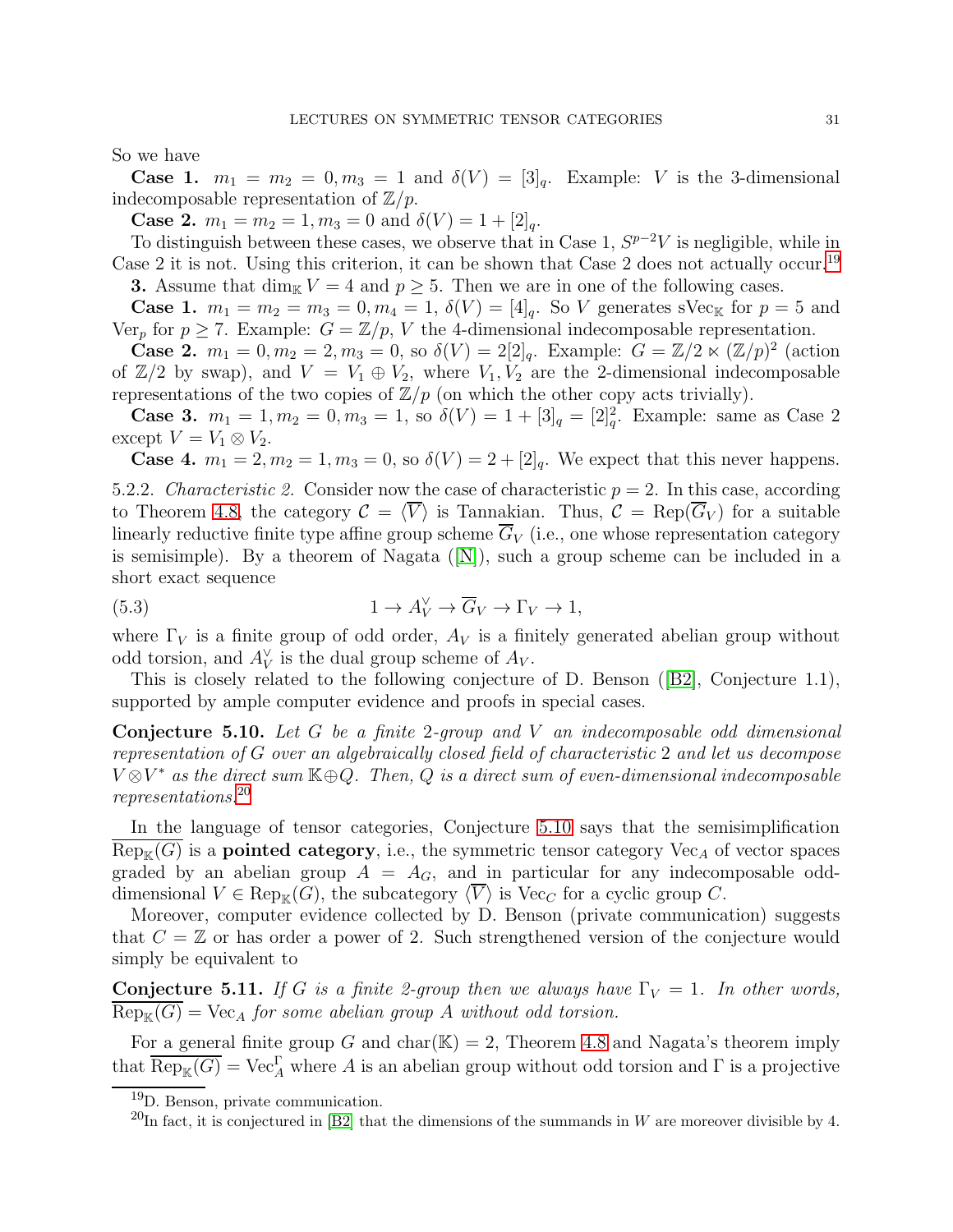So we have

**Case 1.** $m_1 = m_2 = 0, m_3 = 1$ and $\delta(V) = [3]_q$. Example: $V$ is the 3-dimensional indecomposable representation of $\mathbb{Z}/p$.

**Case 2.** $m_1 = m_2 = 1, m_3 = 0$ and $\delta(V) = 1 + [2]_q$.

To distinguish between these cases, we observe that in Case 1, $S^{p-2}V$ is negligible, while in Case 2 it is not. Using this criterion, it can be shown that Case 2 does not actually occur.[19]

**3.** Assume that $\dim_{\mathbb{K}} V = 4$ and $p \geq 5$. Then we are in one of the following cases.

**Case 1.** $m_1 = m_2 = m_3 = 0, m_4 = 1$, $\delta(V) = [4]_q$. So $V$ generates $\mathrm{sVec}_{\mathbb{K}}$ for $p = 5$ and $\mathrm{Ver}_p$ for $p \geq 7$. Example: $G = \mathbb{Z}/p$, $V$ the 4-dimensional indecomposable representation.

**Case 2.** $m_1 = 0, m_2 = 2, m_3 = 0$, so $\delta(V) = 2[2]_q$. Example: $G = \mathbb{Z}/2 \ltimes (\mathbb{Z}/p)^2$ (action of $\mathbb{Z}/2$ by swap), and $V = V_1 \oplus V_2$, where $V_1, V_2$ are the 2-dimensional indecomposable representations of the two copies of $\mathbb{Z}/p$ (on which the other copy acts trivially).

**Case 3.** $m_1 = 1, m_2 = 0, m_3 = 1$, so $\delta(V) = 1 + [3]_q = [2]_q^2$. Example: same as Case 2 except $V = V_1 \otimes V_2$.

**Case 4.** $m_1 = 2, m_2 = 1, m_3 = 0$, so $\delta(V) = 2 + [2]_q$. We expect that this never happens.

5.2.2. *Characteristic 2.* Consider now the case of characteristic $p = 2$. In this case, according to Theorem 4.8, the category $\mathcal{C} = \langle \overline{V} \rangle$ is Tannakian. Thus, $\mathcal{C} = \mathrm{Rep}(\overline{G}_V)$ for a suitable linearly reductive finite type affine group scheme $\overline{G}_V$ (i.e., one whose representation category is semisimple). By a theorem of Nagata ([N]), such a group scheme can be included in a short exact sequence

$$1 \to A_V^\vee \to \overline{G}_V \to \Gamma_V \to 1, \tag{5.3}$$

where $\Gamma_V$ is a finite group of odd order, $A_V$ is a finitely generated abelian group without odd torsion, and $A_V^\vee$ is the dual group scheme of $A_V$.

This is closely related to the following conjecture of D. Benson ([B2], Conjecture 1.1), supported by ample computer evidence and proofs in special cases.

**Conjecture 5.10.** *Let $G$ be a finite 2-group and $V$ an indecomposable odd dimensional representation of $G$ over an algebraically closed field of characteristic 2 and let us decompose $V \otimes V^*$ as the direct sum $\mathbb{K} \oplus Q$. Then, $Q$ is a direct sum of even-dimensional indecomposable representations.*[20]

In the language of tensor categories, Conjecture 5.10 says that the semisimplification $\overline{\mathrm{Rep}_{\mathbb{K}}(G)}$ is a **pointed category**, i.e., the symmetric tensor category $\mathrm{Vec}_A$ of vector spaces graded by an abelian group $A = A_G$, and in particular for any indecomposable odd-dimensional $V \in \mathrm{Rep}_{\mathbb{K}}(G)$, the subcategory $\langle \overline{V} \rangle$ is $\mathrm{Vec}_C$ for a cyclic group $C$.

Moreover, computer evidence collected by D. Benson (private communication) suggests that $C = \mathbb{Z}$ or has order a power of 2. Such strengthened version of the conjecture would simply be equivalent to

**Conjecture 5.11.** *If $G$ is a finite 2-group then we always have $\Gamma_V = 1$. In other words, $\overline{\mathrm{Rep}_{\mathbb{K}}(G)} = \mathrm{Vec}_A$ for some abelian group $A$ without odd torsion.*

For a general finite group $G$ and $\mathrm{char}(\mathbb{K}) = 2$, Theorem 4.8 and Nagata's theorem imply that $\overline{\mathrm{Rep}_{\mathbb{K}}(G)} = \mathrm{Vec}_A^\Gamma$ where $A$ is an abelian group without odd torsion and $\Gamma$ is a projective

---

[19] D. Benson, private communication.

[20] In fact, it is conjectured in [B2] that the dimensions of the summands in $W$ are moreover divisible by 4.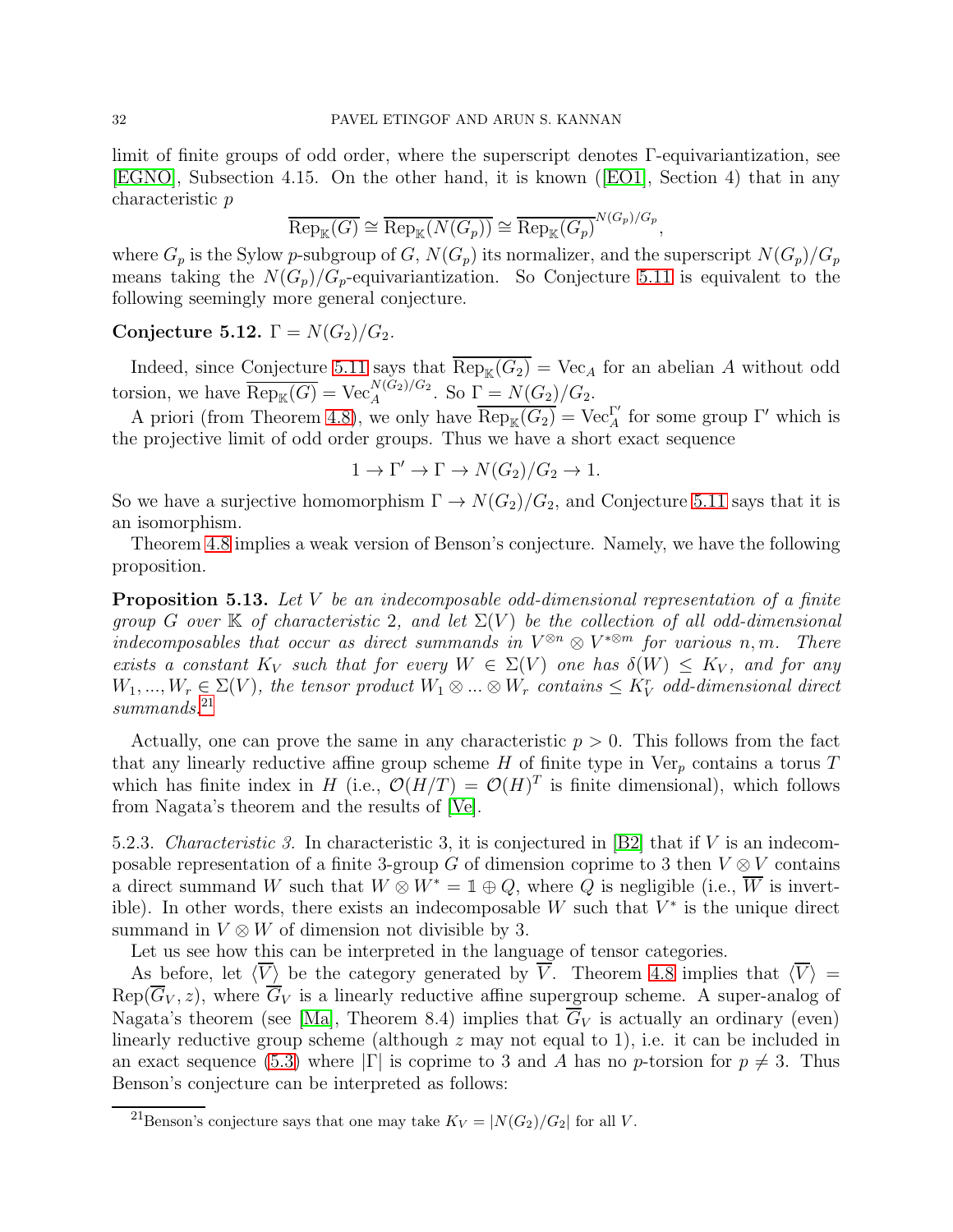limit of finite groups of odd order, where the superscript denotes $\Gamma$-equivariantization, see [EGNO], Subsection 4.15. On the other hand, it is known ([EO1], Section 4) that in any characteristic $p$

$$\overline{\mathrm{Rep}_{\mathbb{K}}(G)} \cong \overline{\mathrm{Rep}_{\mathbb{K}}(N(G_p))} \cong \overline{\mathrm{Rep}_{\mathbb{K}}(G_p)}^{N(G_p)/G_p},$$

where $G_p$ is the Sylow $p$-subgroup of $G$, $N(G_p)$ its normalizer, and the superscript $N(G_p)/G_p$ means taking the $N(G_p)/G_p$-equivariantization. So Conjecture 5.11 is equivalent to the following seemingly more general conjecture.

**Conjecture 5.12.** $\Gamma = N(G_2)/G_2$.

Indeed, since Conjecture 5.11 says that $\overline{\mathrm{Rep}_{\mathbb{K}}(G_2)} = \mathrm{Vec}_A$ for an abelian $A$ without odd torsion, we have $\overline{\mathrm{Rep}_{\mathbb{K}}(G)} = \mathrm{Vec}_A^{N(G_2)/G_2}$. So $\Gamma = N(G_2)/G_2$.

A priori (from Theorem 4.8), we only have $\overline{\mathrm{Rep}_{\mathbb{K}}(G_2)} = \mathrm{Vec}_A^{\Gamma'}$ for some group $\Gamma'$ which is the projective limit of odd order groups. Thus we have a short exact sequence

$$1 \to \Gamma' \to \Gamma \to N(G_2)/G_2 \to 1.$$

So we have a surjective homomorphism $\Gamma \to N(G_2)/G_2$, and Conjecture 5.11 says that it is an isomorphism.

Theorem 4.8 implies a weak version of Benson's conjecture. Namely, we have the following proposition.

**Proposition 5.13.** *Let $V$ be an indecomposable odd-dimensional representation of a finite group $G$ over $\mathbb{K}$ of characteristic 2, and let $\Sigma(V)$ be the collection of all odd-dimensional indecomposables that occur as direct summands in $V^{\otimes n} \otimes V^{*\otimes m}$ for various $n, m$. There exists a constant $K_V$ such that for every $W \in \Sigma(V)$ one has $\delta(W) \le K_V$, and for any $W_1, ..., W_r \in \Sigma(V)$, the tensor product $W_1 \otimes ... \otimes W_r$ contains $\le K_V^r$ odd-dimensional direct summands.*[21]

Actually, one can prove the same in any characteristic $p > 0$. This follows from the fact that any linearly reductive affine group scheme $H$ of finite type in $\mathrm{Ver}_p$ contains a torus $T$ which has finite index in $H$ (i.e., $\mathcal{O}(H/T) = \mathcal{O}(H)^T$ is finite dimensional), which follows from Nagata's theorem and the results of [Ve].

5.2.3. *Characteristic 3.* In characteristic 3, it is conjectured in [B2] that if $V$ is an indecomposable representation of a finite 3-group $G$ of dimension coprime to 3 then $V \otimes V$ contains a direct summand $W$ such that $W \otimes W^* = \mathbb{1} \oplus Q$, where $Q$ is negligible (i.e., $\overline{W}$ is invertible). In other words, there exists an indecomposable $W$ such that $V^*$ is the unique direct summand in $V \otimes W$ of dimension not divisible by 3.

Let us see how this can be interpreted in the language of tensor categories.

As before, let $\langle \overline{V} \rangle$ be the category generated by $\overline{V}$. Theorem 4.8 implies that $\langle \overline{V} \rangle = \mathrm{Rep}(\overline{G}_V, z)$, where $\overline{G}_V$ is a linearly reductive affine supergroup scheme. A super-analog of Nagata's theorem (see [Ma], Theorem 8.4) implies that $\overline{G}_V$ is actually an ordinary (even) linearly reductive group scheme (although $z$ may not equal to 1), i.e. it can be included in an exact sequence (5.3) where $|\Gamma|$ is coprime to 3 and $A$ has no $p$-torsion for $p \neq 3$. Thus Benson's conjecture can be interpreted as follows:

[21] Benson's conjecture says that one may take $K_V = |N(G_2)/G_2|$ for all $V$.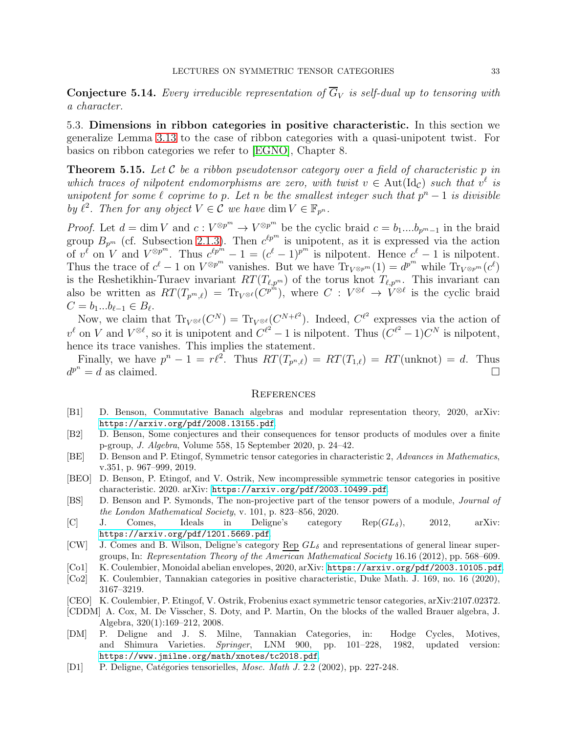**Conjecture 5.14.** *Every irreducible representation of $\overline{G}_V$ is self-dual up to tensoring with a character.*

## 5.3. Dimensions in ribbon categories in positive characteristic.

In this section we generalize Lemma 3.13 to the case of ribbon categories with a quasi-unipotent twist. For basics on ribbon categories we refer to [EGNO], Chapter 8.

**Theorem 5.15.** *Let $\mathcal{C}$ be a ribbon pseudotensor category over a field of characteristic $p$ in which traces of nilpotent endomorphisms are zero, with twist $v \in \mathrm{Aut}(\mathrm{Id}_{\mathcal{C}})$ such that $v^\ell$ is unipotent for some $\ell$ coprime to $p$. Let $n$ be the smallest integer such that $p^n - 1$ is divisible by $\ell^2$. Then for any object $V \in \mathcal{C}$ we have $\dim V \in \mathbb{F}_{p^n}$.*

*Proof.* Let $d = \dim V$ and $c : V^{\otimes p^m} \to V^{\otimes p^m}$ be the cyclic braid $c = b_1 \ldots b_{p^m-1}$ in the braid group $B_{p^m}$ (cf. Subsection 2.1.3). Then $c^{\ell p^m}$ is unipotent, as it is expressed via the action of $v^\ell$ on $V$ and $V^{\otimes p^m}$. Thus $c^{\ell p^m} - 1 = (c^\ell - 1)^{p^m}$ is nilpotent. Hence $c^\ell - 1$ is nilpotent. Thus the trace of $c^\ell - 1$ on $V^{\otimes p^m}$ vanishes. But we have $\mathrm{Tr}_{V^{\otimes p^m}}(1) = d^{p^m}$ while $\mathrm{Tr}_{V^{\otimes p^m}}(c^\ell)$ is the Reshetikhin-Turaev invariant $RT(T_{\ell,p^m})$ of the torus knot $T_{\ell,p^m}$. This invariant can also be written as $RT(T_{p^m,\ell}) = \mathrm{Tr}_{V^{\otimes \ell}}(C^{p^m})$, where $C : V^{\otimes \ell} \to V^{\otimes \ell}$ is the cyclic braid $C = b_1 \ldots b_{\ell-1} \in B_\ell$.

Now, we claim that $\mathrm{Tr}_{V^{\otimes \ell}}(C^N) = \mathrm{Tr}_{V^{\otimes \ell}}(C^{N+\ell^2})$. Indeed, $C^{\ell^2}$ expresses via the action of $v^\ell$ on $V$ and $V^{\otimes \ell}$, so it is unipotent and $C^{\ell^2} - 1$ is nilpotent. Thus $(C^{\ell^2} - 1)C^N$ is nilpotent, hence its trace vanishes. This implies the statement.

Finally, we have $p^n - 1 = r\ell^2$. Thus $RT(T_{p^n,\ell}) = RT(T_{1,\ell}) = RT(\text{unknot}) = d$. Thus $d^{p^n} = d$ as claimed. $\square$

## References

- [B1] D. Benson, Commutative Banach algebras and modular representation theory, 2020, arXiv: https://arxiv.org/pdf/2008.13155.pdf
- [B2] D. Benson, Some conjectures and their consequences for tensor products of modules over a finite p-group, *J. Algebra*, Volume 558, 15 September 2020, p. 24–42.
- [BE] D. Benson and P. Etingof, Symmetric tensor categories in characteristic 2, *Advances in Mathematics*, v.351, p. 967–999, 2019.
- [BEO] D. Benson, P. Etingof, and V. Ostrik, New incompressible symmetric tensor categories in positive characteristic. 2020. arXiv: https://arxiv.org/pdf/2003.10499.pdf.
- [BS] D. Benson and P. Symonds, The non-projective part of the tensor powers of a module, *Journal of the London Mathematical Society*, v. 101, p. 823–856, 2020.
- [C] J. Comes, Ideals in Deligne's category Rep$(GL_\delta)$, 2012, arXiv: https://arxiv.org/pdf/1201.5669.pdf
- [CW] J. Comes and B. Wilson, Deligne's category $\underline{\mathrm{Rep}}\ GL_\delta$ and representations of general linear supergroups, In: *Representation Theory of the American Mathematical Society* 16.16 (2012), pp. 568–609.
- [Co1] K. Coulembier, Monoidal abelian envelopes, 2020, arXiv: https://arxiv.org/pdf/2003.10105.pdf
- [Co2] K. Coulembier, Tannakian categories in positive characteristic, Duke Math. J. 169, no. 16 (2020), 3167–3219.
- [CEO] K. Coulembier, P. Etingof, V. Ostrik, Frobenius exact symmetric tensor categories, arXiv:2107.02372.
- [CDDM] A. Cox, M. De Visscher, S. Doty, and P. Martin, On the blocks of the walled Brauer algebra, J. Algebra, 320(1):169–212, 2008.
- [DM] P. Deligne and J. S. Milne, Tannakian Categories, in: Hodge Cycles, Motives, and Shimura Varieties. *Springer*, LNM 900, pp. 101–228, 1982, updated version: https://www.jmilne.org/math/xnotes/tc2018.pdf
- [D1] P. Deligne, Catégories tensorielles, *Mosc. Math J.* 2.2 (2002), pp. 227-248.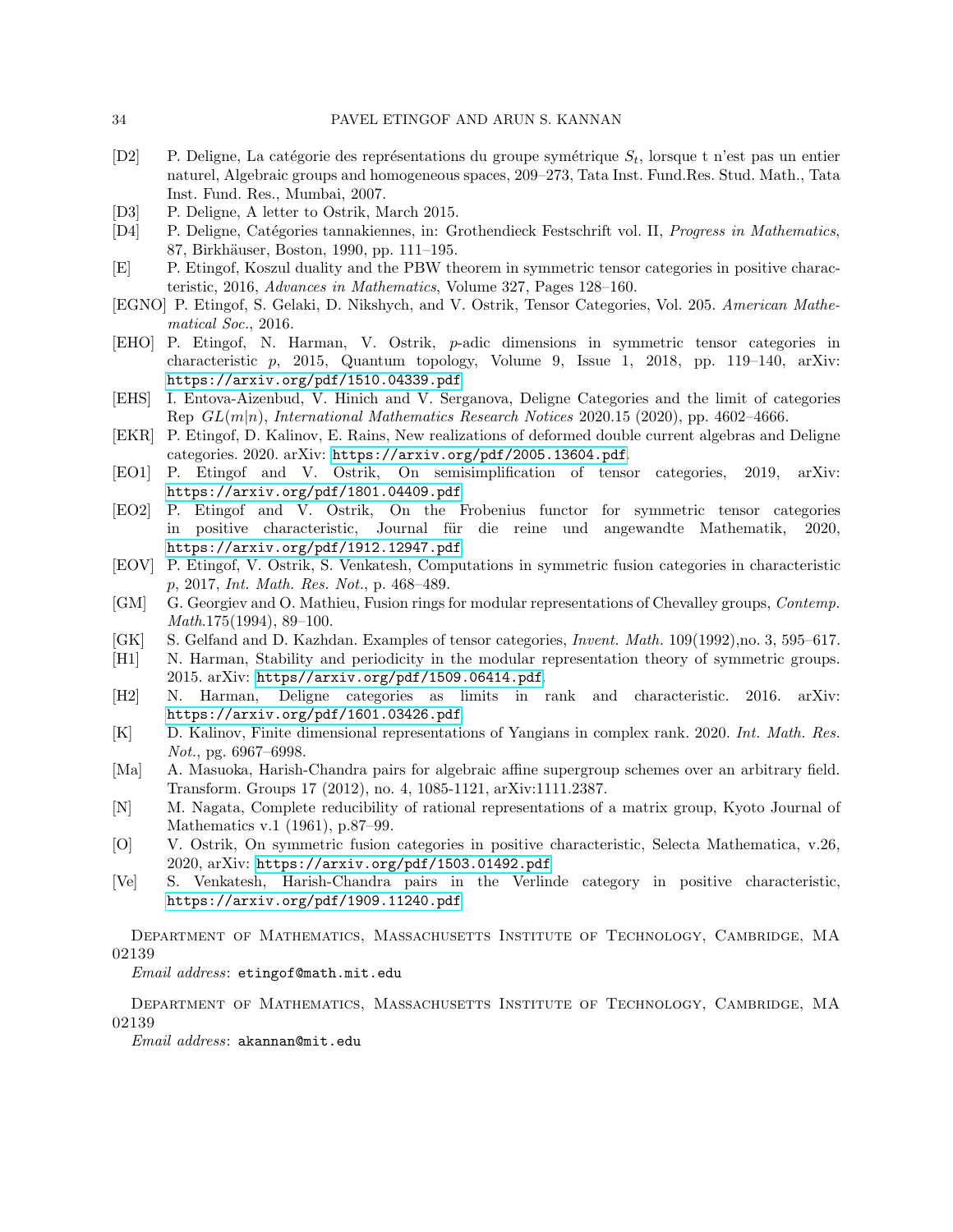- [D2] P. Deligne, La catégorie des représentations du groupe symétrique $S_t$, lorsque t n'est pas un entier naturel, Algebraic groups and homogeneous spaces, 209–273, Tata Inst. Fund.Res. Stud. Math., Tata Inst. Fund. Res., Mumbai, 2007.
- [D3] P. Deligne, A letter to Ostrik, March 2015.
- [D4] P. Deligne, Catégories tannakiennes, in: Grothendieck Festschrift vol. II, *Progress in Mathematics*, 87, Birkhäuser, Boston, 1990, pp. 111–195.
- [E] P. Etingof, Koszul duality and the PBW theorem in symmetric tensor categories in positive characteristic, 2016, *Advances in Mathematics*, Volume 327, Pages 128–160.
- [EGNO] P. Etingof, S. Gelaki, D. Nikshych, and V. Ostrik, Tensor Categories, Vol. 205. *American Mathematical Soc.*, 2016.
- [EHO] P. Etingof, N. Harman, V. Ostrik, $p$-adic dimensions in symmetric tensor categories in characteristic $p$, 2015, Quantum topology, Volume 9, Issue 1, 2018, pp. 119–140, arXiv: `https://arxiv.org/pdf/1510.04339.pdf`
- [EHS] I. Entova-Aizenbud, V. Hinich and V. Serganova, Deligne Categories and the limit of categories Rep $GL(m|n)$, *International Mathematics Research Notices* 2020.15 (2020), pp. 4602–4666.
- [EKR] P. Etingof, D. Kalinov, E. Rains, New realizations of deformed double current algebras and Deligne categories. 2020. arXiv: `https://arxiv.org/pdf/2005.13604.pdf`.
- [EO1] P. Etingof and V. Ostrik, On semisimplification of tensor categories, 2019, arXiv: `https://arxiv.org/pdf/1801.04409.pdf`
- [EO2] P. Etingof and V. Ostrik, On the Frobenius functor for symmetric tensor categories in positive characteristic, Journal für die reine und angewandte Mathematik, 2020, `https://arxiv.org/pdf/1912.12947.pdf`
- [EOV] P. Etingof, V. Ostrik, S. Venkatesh, Computations in symmetric fusion categories in characteristic $p$, 2017, *Int. Math. Res. Not.*, p. 468–489.
- [GM] G. Georgiev and O. Mathieu, Fusion rings for modular representations of Chevalley groups, *Contemp. Math.*175(1994), 89–100.
- [GK] S. Gelfand and D. Kazhdan. Examples of tensor categories, *Invent. Math.* 109(1992),no. 3, 595–617.
- [H1] N. Harman, Stability and periodicity in the modular representation theory of symmetric groups. 2015. arXiv: `https://arxiv.org/pdf/1509.06414.pdf`.
- [H2] N. Harman, Deligne categories as limits in rank and characteristic. 2016. arXiv: `https://arxiv.org/pdf/1601.03426.pdf`
- [K] D. Kalinov, Finite dimensional representations of Yangians in complex rank. 2020. *Int. Math. Res. Not.*, pg. 6967–6998.
- [Ma] A. Masuoka, Harish-Chandra pairs for algebraic affine supergroup schemes over an arbitrary field. Transform. Groups 17 (2012), no. 4, 1085-1121, arXiv:1111.2387.
- [N] M. Nagata, Complete reducibility of rational representations of a matrix group, Kyoto Journal of Mathematics v.1 (1961), p.87–99.
- [O] V. Ostrik, On symmetric fusion categories in positive characteristic, Selecta Mathematica, v.26, 2020, arXiv: `https://arxiv.org/pdf/1503.01492.pdf`
- [Ve] S. Venkatesh, Harish-Chandra pairs in the Verlinde category in positive characteristic, `https://arxiv.org/pdf/1909.11240.pdf`

Department of Mathematics, Massachusetts Institute of Technology, Cambridge, MA 02139

*Email address*: `etingof@math.mit.edu`

Department of Mathematics, Massachusetts Institute of Technology, Cambridge, MA 02139

*Email address*: `akannan@mit.edu`